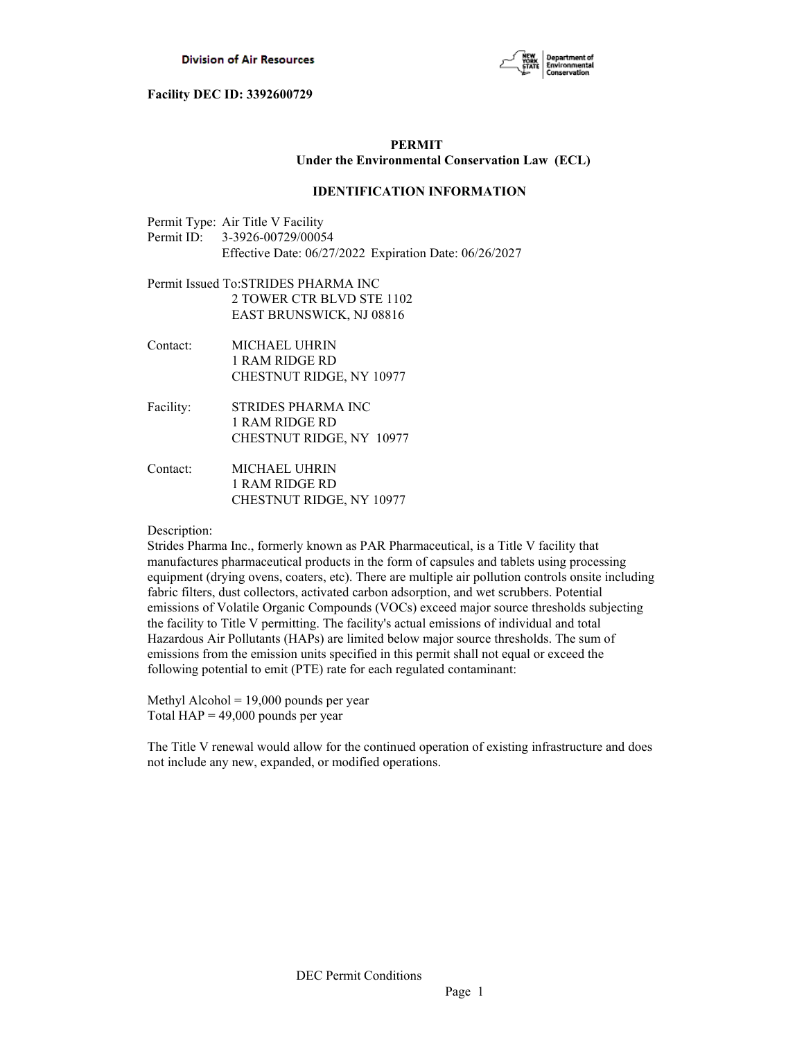**Facility DEC ID: 3392600729**

**PERMIT**
**Under the Environmental Conservation Law (ECL)**

**IDENTIFICATION INFORMATION**

Permit Type: Air Title V Facility
Permit ID: 3-3926-00729/00054
Effective Date: 06/27/2022 Expiration Date: 06/26/2027

Permit Issued To: STRIDES PHARMA INC
2 TOWER CTR BLVD STE 1102
EAST BRUNSWICK, NJ 08816

Contact: MICHAEL UHRIN
1 RAM RIDGE RD
CHESTNUT RIDGE, NY 10977

Facility: STRIDES PHARMA INC
1 RAM RIDGE RD
CHESTNUT RIDGE, NY 10977

Contact: MICHAEL UHRIN
1 RAM RIDGE RD
CHESTNUT RIDGE, NY 10977

Description:
Strides Pharma Inc., formerly known as PAR Pharmaceutical, is a Title V facility that manufactures pharmaceutical products in the form of capsules and tablets using processing equipment (drying ovens, coaters, etc). There are multiple air pollution controls onsite including fabric filters, dust collectors, activated carbon adsorption, and wet scrubbers. Potential emissions of Volatile Organic Compounds (VOCs) exceed major source thresholds subjecting the facility to Title V permitting. The facility's actual emissions of individual and total Hazardous Air Pollutants (HAPs) are limited below major source thresholds. The sum of emissions from the emission units specified in this permit shall not equal or exceed the following potential to emit (PTE) rate for each regulated contaminant:

Methyl Alcohol = 19,000 pounds per year
Total HAP = 49,000 pounds per year

The Title V renewal would allow for the continued operation of existing infrastructure and does not include any new, expanded, or modified operations.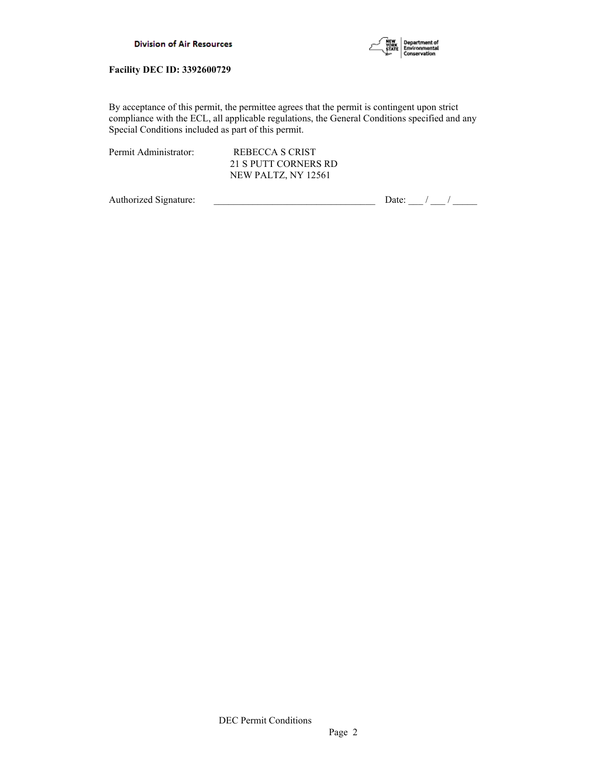**Facility DEC ID: 3392600729**

By acceptance of this permit, the permittee agrees that the permit is contingent upon strict compliance with the ECL, all applicable regulations, the General Conditions specified and any Special Conditions included as part of this permit.

Permit Administrator: REBECCA S CRIST
21 S PUTT CORNERS RD
NEW PALTZ, NY 12561

Authorized Signature: _________________________________ Date: ___ / ___ / _____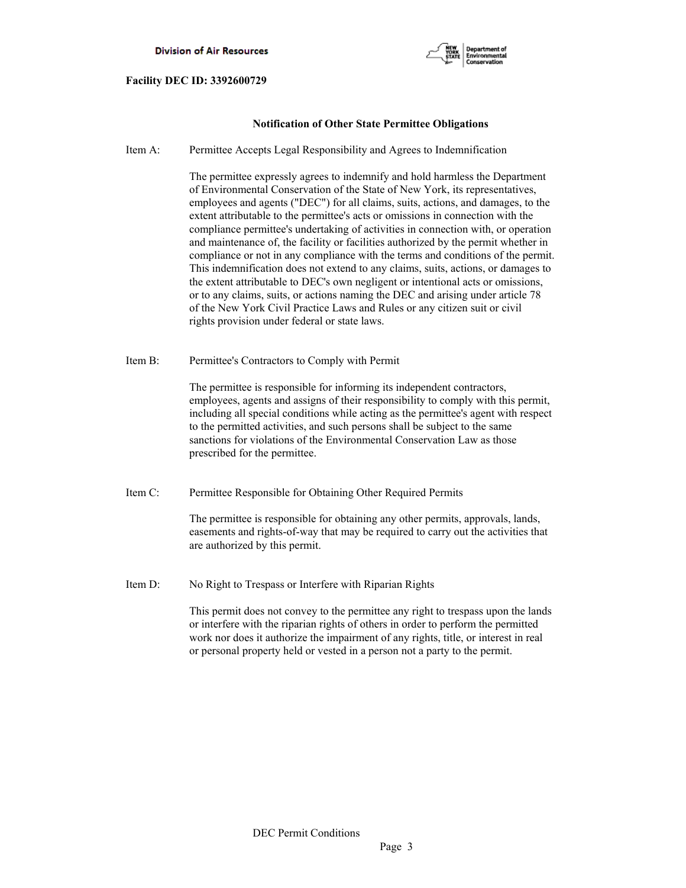**Facility DEC ID: 3392600729**

## Notification of Other State Permittee Obligations

Item A: Permittee Accepts Legal Responsibility and Agrees to Indemnification

The permittee expressly agrees to indemnify and hold harmless the Department of Environmental Conservation of the State of New York, its representatives, employees and agents ("DEC") for all claims, suits, actions, and damages, to the extent attributable to the permittee's acts or omissions in connection with the compliance permittee's undertaking of activities in connection with, or operation and maintenance of, the facility or facilities authorized by the permit whether in compliance or not in any compliance with the terms and conditions of the permit. This indemnification does not extend to any claims, suits, actions, or damages to the extent attributable to DEC's own negligent or intentional acts or omissions, or to any claims, suits, or actions naming the DEC and arising under article 78 of the New York Civil Practice Laws and Rules or any citizen suit or civil rights provision under federal or state laws.

Item B: Permittee's Contractors to Comply with Permit

The permittee is responsible for informing its independent contractors, employees, agents and assigns of their responsibility to comply with this permit, including all special conditions while acting as the permittee's agent with respect to the permitted activities, and such persons shall be subject to the same sanctions for violations of the Environmental Conservation Law as those prescribed for the permittee.

Item C: Permittee Responsible for Obtaining Other Required Permits

The permittee is responsible for obtaining any other permits, approvals, lands, easements and rights-of-way that may be required to carry out the activities that are authorized by this permit.

Item D: No Right to Trespass or Interfere with Riparian Rights

This permit does not convey to the permittee any right to trespass upon the lands or interfere with the riparian rights of others in order to perform the permitted work nor does it authorize the impairment of any rights, title, or interest in real or personal property held or vested in a person not a party to the permit.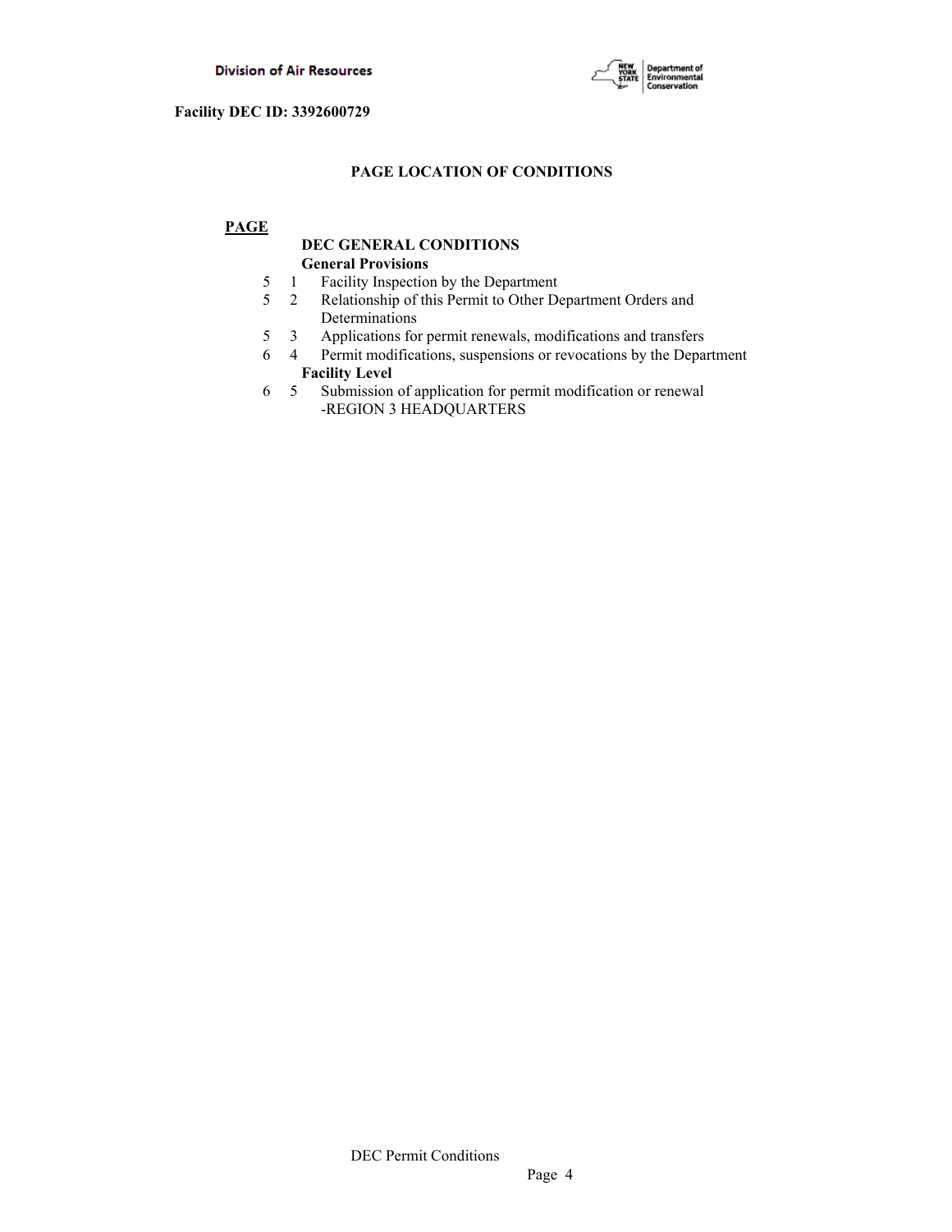**Facility DEC ID: 3392600729**

## PAGE LOCATION OF CONDITIONS

**PAGE**

**DEC GENERAL CONDITIONS**

**General Provisions**

| PAGE | | |
|---|---|---|
| 5 | 1 | Facility Inspection by the Department |
| 5 | 2 | Relationship of this Permit to Other Department Orders and Determinations |
| 5 | 3 | Applications for permit renewals, modifications and transfers |
| 6 | 4 | Permit modifications, suspensions or revocations by the Department |

**Facility Level**

| PAGE | | |
|---|---|---|
| 6 | 5 | Submission of application for permit modification or renewal -REGION 3 HEADQUARTERS |

DEC Permit Conditions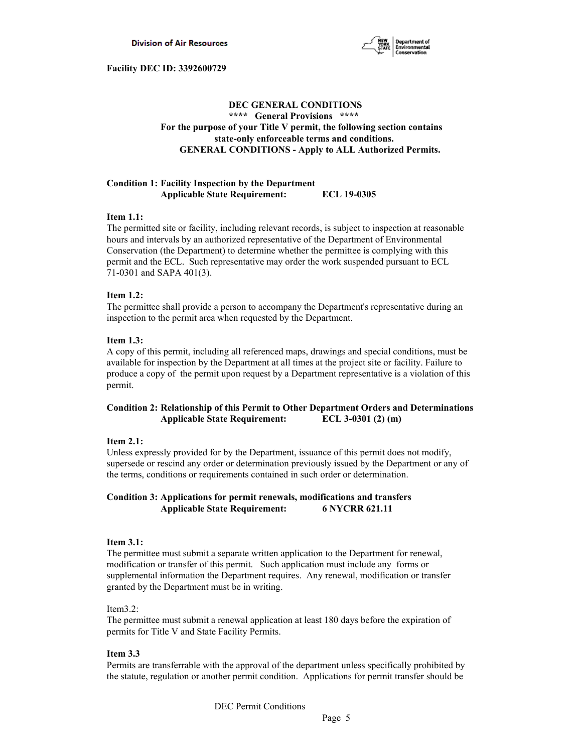**Facility DEC ID: 3392600729**

## DEC GENERAL CONDITIONS

**\*\*\*\* General Provisions \*\*\*\***

**For the purpose of your Title V permit, the following section contains state-only enforceable terms and conditions.**

**GENERAL CONDITIONS - Apply to ALL Authorized Permits.**

### Condition 1: Facility Inspection by the Department
**Applicable State Requirement: ECL 19-0305**

**Item 1.1:**

The permitted site or facility, including relevant records, is subject to inspection at reasonable hours and intervals by an authorized representative of the Department of Environmental Conservation (the Department) to determine whether the permittee is complying with this permit and the ECL. Such representative may order the work suspended pursuant to ECL 71-0301 and SAPA 401(3).

**Item 1.2:**

The permittee shall provide a person to accompany the Department's representative during an inspection to the permit area when requested by the Department.

**Item 1.3:**

A copy of this permit, including all referenced maps, drawings and special conditions, must be available for inspection by the Department at all times at the project site or facility. Failure to produce a copy of the permit upon request by a Department representative is a violation of this permit.

### Condition 2: Relationship of this Permit to Other Department Orders and Determinations
**Applicable State Requirement: ECL 3-0301 (2) (m)**

**Item 2.1:**

Unless expressly provided for by the Department, issuance of this permit does not modify, supersede or rescind any order or determination previously issued by the Department or any of the terms, conditions or requirements contained in such order or determination.

### Condition 3: Applications for permit renewals, modifications and transfers
**Applicable State Requirement: 6 NYCRR 621.11**

**Item 3.1:**

The permittee must submit a separate written application to the Department for renewal, modification or transfer of this permit. Such application must include any forms or supplemental information the Department requires. Any renewal, modification or transfer granted by the Department must be in writing.

Item3.2:

The permittee must submit a renewal application at least 180 days before the expiration of permits for Title V and State Facility Permits.

**Item 3.3**

Permits are transferrable with the approval of the department unless specifically prohibited by the statute, regulation or another permit condition. Applications for permit transfer should be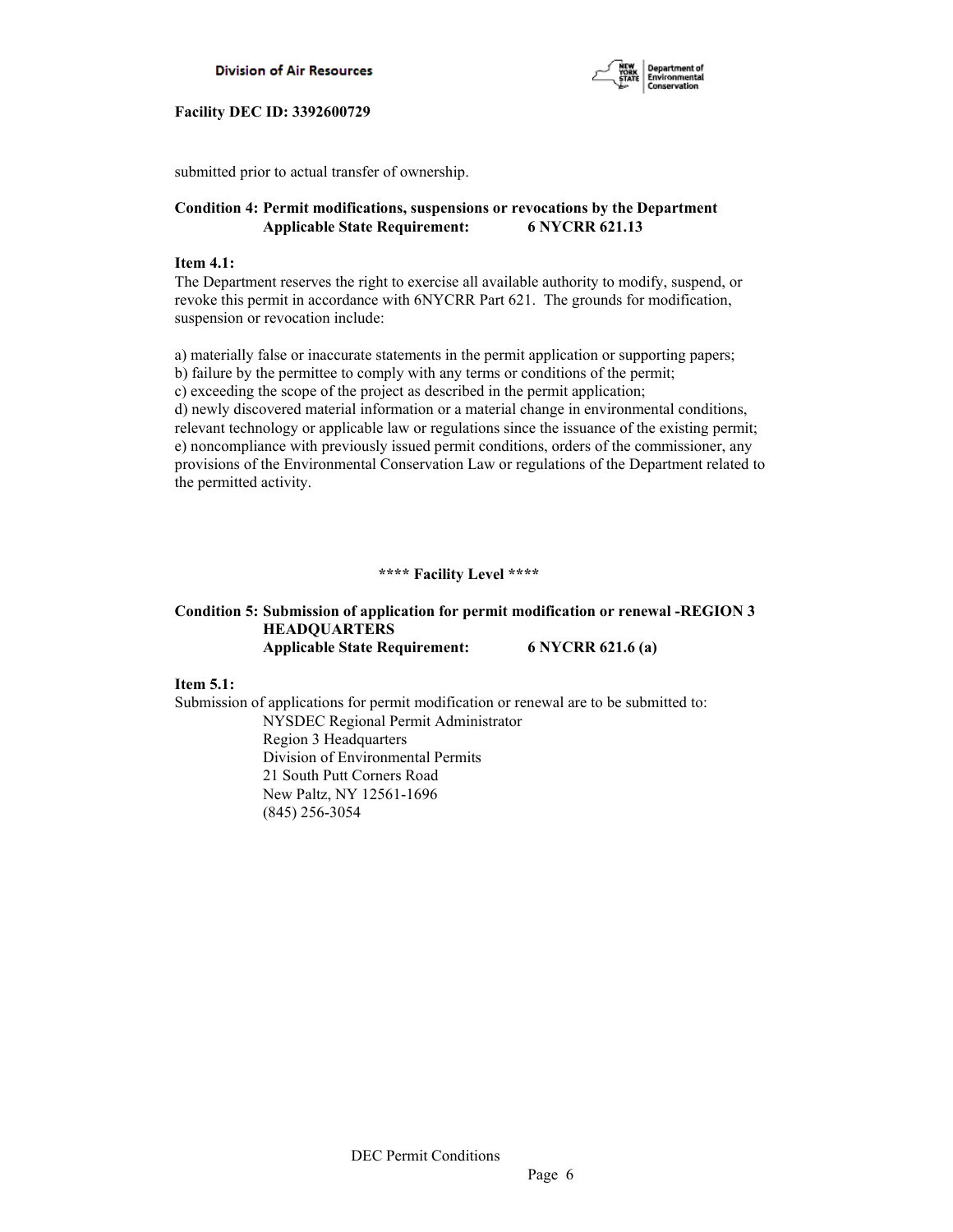submitted prior to actual transfer of ownership.

**Condition 4: Permit modifications, suspensions or revocations by the Department**
**Applicable State Requirement: 6 NYCRR 621.13**

**Item 4.1:**
The Department reserves the right to exercise all available authority to modify, suspend, or revoke this permit in accordance with 6NYCRR Part 621. The grounds for modification, suspension or revocation include:

a) materially false or inaccurate statements in the permit application or supporting papers;
b) failure by the permittee to comply with any terms or conditions of the permit;
c) exceeding the scope of the project as described in the permit application;
d) newly discovered material information or a material change in environmental conditions, relevant technology or applicable law or regulations since the issuance of the existing permit;
e) noncompliance with previously issued permit conditions, orders of the commissioner, any provisions of the Environmental Conservation Law or regulations of the Department related to the permitted activity.

**\*\*\*\* Facility Level \*\*\*\***

**Condition 5: Submission of application for permit modification or renewal -REGION 3 HEADQUARTERS**
**Applicable State Requirement: 6 NYCRR 621.6 (a)**

**Item 5.1:**
Submission of applications for permit modification or renewal are to be submitted to:

NYSDEC Regional Permit Administrator
Region 3 Headquarters
Division of Environmental Permits
21 South Putt Corners Road
New Paltz, NY 12561-1696
(845) 256-3054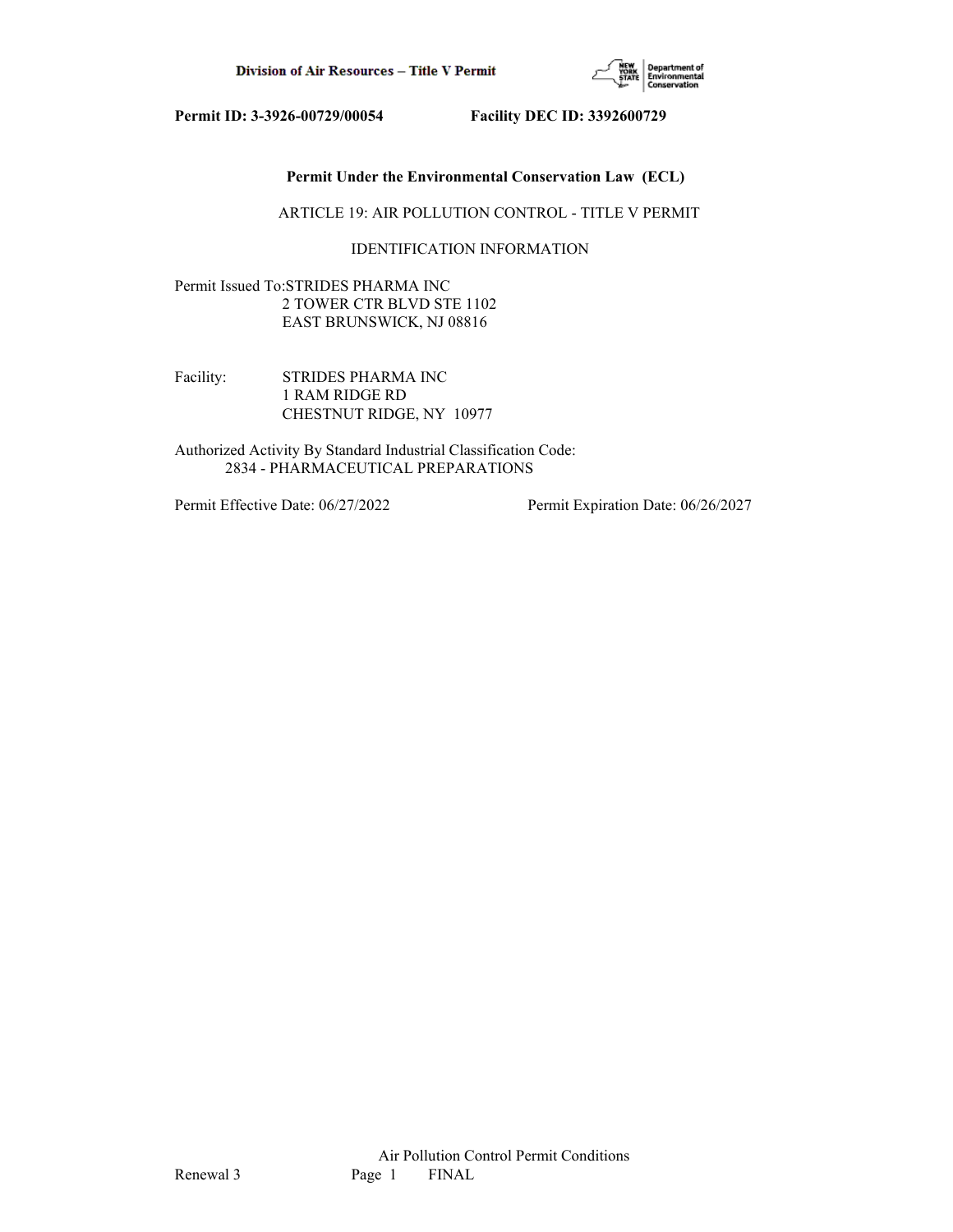**Permit ID: 3-3926-00729/00054 Facility DEC ID: 3392600729**

**Permit Under the Environmental Conservation Law (ECL)**

ARTICLE 19: AIR POLLUTION CONTROL - TITLE V PERMIT

IDENTIFICATION INFORMATION

Permit Issued To: STRIDES PHARMA INC
2 TOWER CTR BLVD STE 1102
EAST BRUNSWICK, NJ 08816

Facility: STRIDES PHARMA INC
1 RAM RIDGE RD
CHESTNUT RIDGE, NY 10977

Authorized Activity By Standard Industrial Classification Code:
2834 - PHARMACEUTICAL PREPARATIONS

Permit Effective Date: 06/27/2022 Permit Expiration Date: 06/26/2027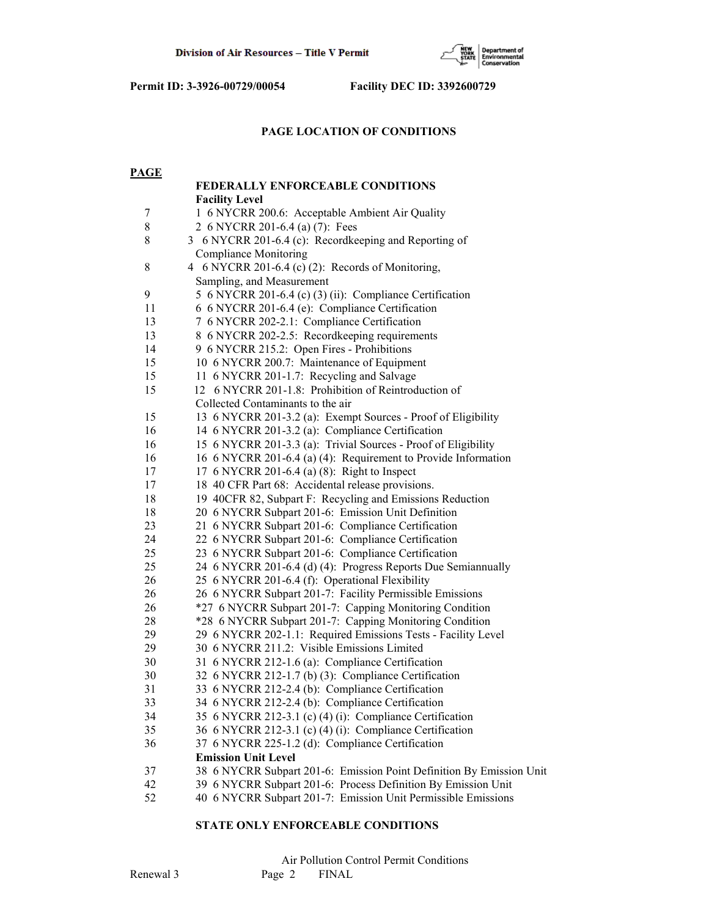**Permit ID: 3-3926-00729/00054 Facility DEC ID: 3392600729**

## PAGE LOCATION OF CONDITIONS

| **PAGE** | |
|---|---|
| | **FEDERALLY ENFORCEABLE CONDITIONS** |
| | **Facility Level** |
| 7 | 1 6 NYCRR 200.6: Acceptable Ambient Air Quality |
| 8 | 2 6 NYCRR 201-6.4 (a) (7): Fees |
| 8 | 3 6 NYCRR 201-6.4 (c): Recordkeeping and Reporting of Compliance Monitoring |
| 8 | 4 6 NYCRR 201-6.4 (c) (2): Records of Monitoring, Sampling, and Measurement |
| 9 | 5 6 NYCRR 201-6.4 (c) (3) (ii): Compliance Certification |
| 11 | 6 6 NYCRR 201-6.4 (e): Compliance Certification |
| 13 | 7 6 NYCRR 202-2.1: Compliance Certification |
| 13 | 8 6 NYCRR 202-2.5: Recordkeeping requirements |
| 14 | 9 6 NYCRR 215.2: Open Fires - Prohibitions |
| 15 | 10 6 NYCRR 200.7: Maintenance of Equipment |
| 15 | 11 6 NYCRR 201-1.7: Recycling and Salvage |
| 15 | 12 6 NYCRR 201-1.8: Prohibition of Reintroduction of Collected Contaminants to the air |
| 15 | 13 6 NYCRR 201-3.2 (a): Exempt Sources - Proof of Eligibility |
| 16 | 14 6 NYCRR 201-3.2 (a): Compliance Certification |
| 16 | 15 6 NYCRR 201-3.3 (a): Trivial Sources - Proof of Eligibility |
| 16 | 16 6 NYCRR 201-6.4 (a) (4): Requirement to Provide Information |
| 17 | 17 6 NYCRR 201-6.4 (a) (8): Right to Inspect |
| 17 | 18 40 CFR Part 68: Accidental release provisions. |
| 18 | 19 40CFR 82, Subpart F: Recycling and Emissions Reduction |
| 18 | 20 6 NYCRR Subpart 201-6: Emission Unit Definition |
| 23 | 21 6 NYCRR Subpart 201-6: Compliance Certification |
| 24 | 22 6 NYCRR Subpart 201-6: Compliance Certification |
| 25 | 23 6 NYCRR Subpart 201-6: Compliance Certification |
| 25 | 24 6 NYCRR 201-6.4 (d) (4): Progress Reports Due Semiannually |
| 26 | 25 6 NYCRR 201-6.4 (f): Operational Flexibility |
| 26 | 26 6 NYCRR Subpart 201-7: Facility Permissible Emissions |
| 26 | *27 6 NYCRR Subpart 201-7: Capping Monitoring Condition |
| 28 | *28 6 NYCRR Subpart 201-7: Capping Monitoring Condition |
| 29 | 29 6 NYCRR 202-1.1: Required Emissions Tests - Facility Level |
| 29 | 30 6 NYCRR 211.2: Visible Emissions Limited |
| 30 | 31 6 NYCRR 212-1.6 (a): Compliance Certification |
| 30 | 32 6 NYCRR 212-1.7 (b) (3): Compliance Certification |
| 31 | 33 6 NYCRR 212-2.4 (b): Compliance Certification |
| 33 | 34 6 NYCRR 212-2.4 (b): Compliance Certification |
| 34 | 35 6 NYCRR 212-3.1 (c) (4) (i): Compliance Certification |
| 35 | 36 6 NYCRR 212-3.1 (c) (4) (i): Compliance Certification |
| 36 | 37 6 NYCRR 225-1.2 (d): Compliance Certification |
| | **Emission Unit Level** |
| 37 | 38 6 NYCRR Subpart 201-6: Emission Point Definition By Emission Unit |
| 42 | 39 6 NYCRR Subpart 201-6: Process Definition By Emission Unit |
| 52 | 40 6 NYCRR Subpart 201-7: Emission Unit Permissible Emissions |

**STATE ONLY ENFORCEABLE CONDITIONS**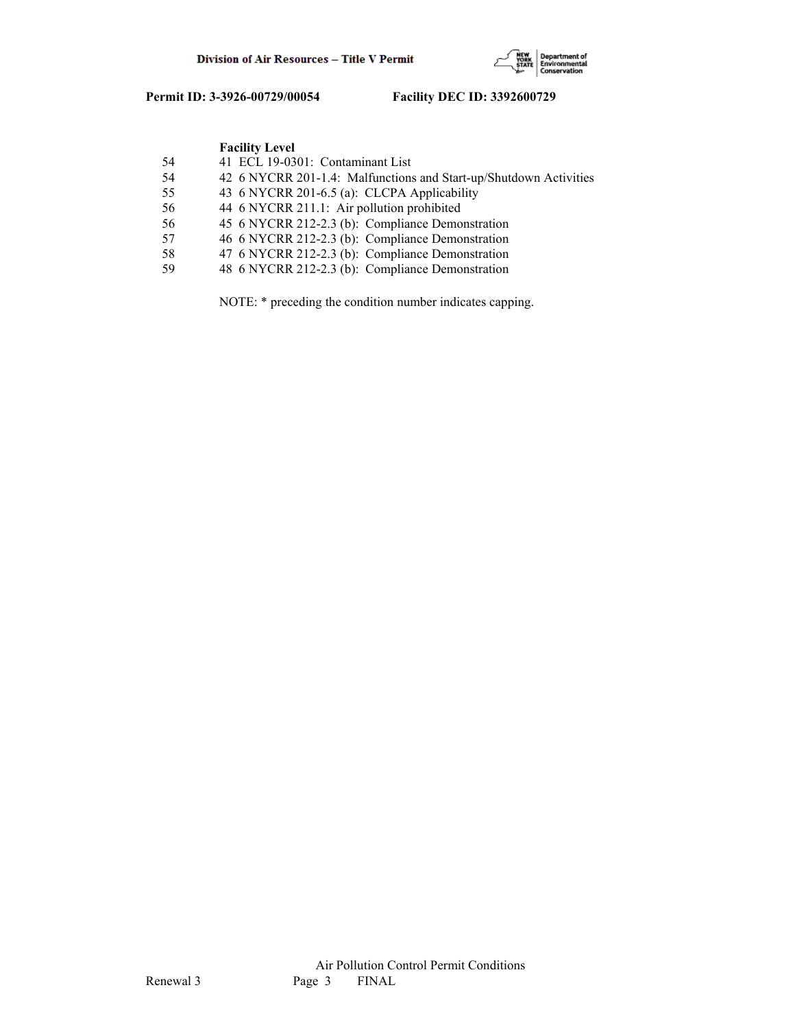**Facility Level**

| | |
|---|---|
| 54 | 41 ECL 19-0301: Contaminant List |
| 54 | 42 6 NYCRR 201-1.4: Malfunctions and Start-up/Shutdown Activities |
| 55 | 43 6 NYCRR 201-6.5 (a): CLCPA Applicability |
| 56 | 44 6 NYCRR 211.1: Air pollution prohibited |
| 56 | 45 6 NYCRR 212-2.3 (b): Compliance Demonstration |
| 57 | 46 6 NYCRR 212-2.3 (b): Compliance Demonstration |
| 58 | 47 6 NYCRR 212-2.3 (b): Compliance Demonstration |
| 59 | 48 6 NYCRR 212-2.3 (b): Compliance Demonstration |

NOTE: * preceding the condition number indicates capping.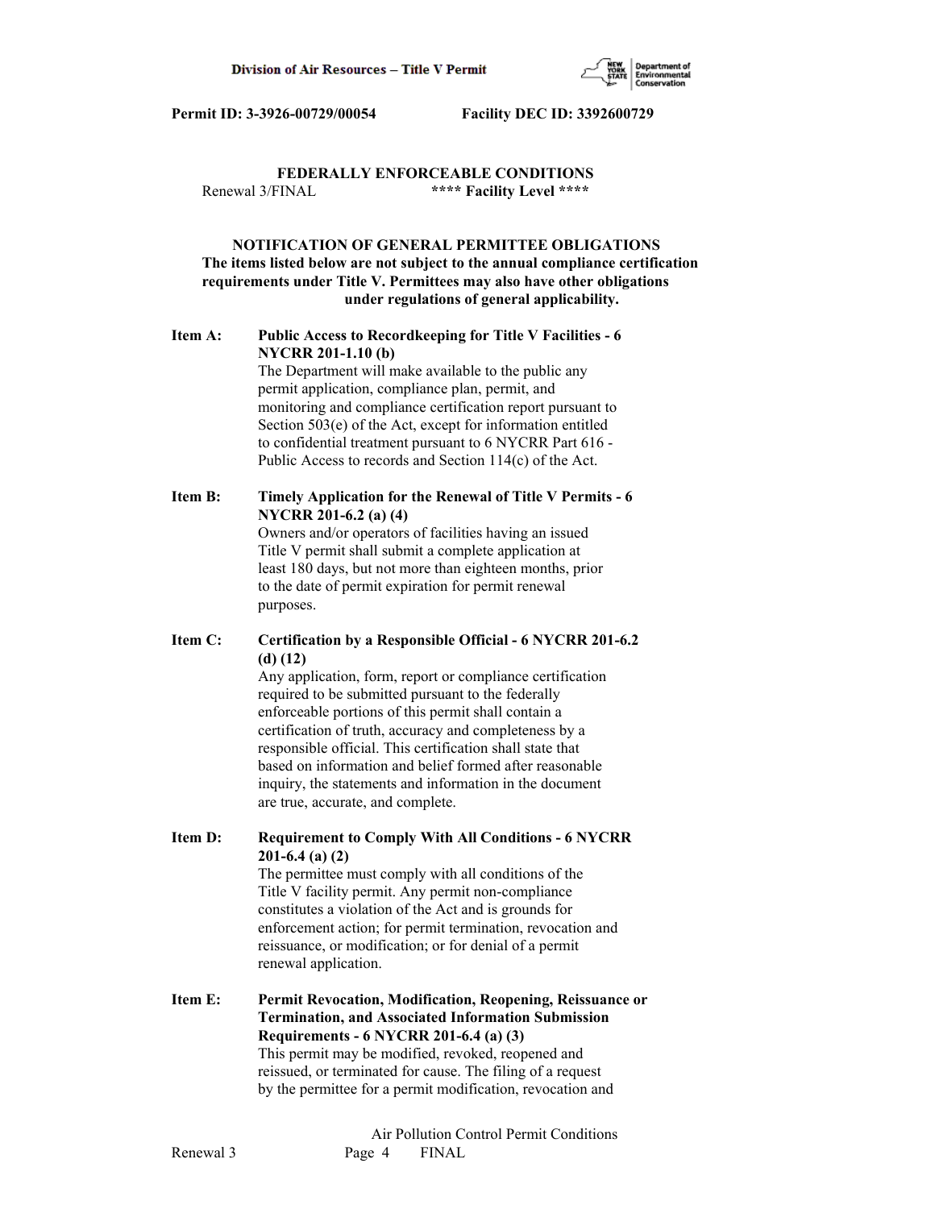**Permit ID: 3-3926-00729/00054 Facility DEC ID: 3392600729**

**FEDERALLY ENFORCEABLE CONDITIONS**

Renewal 3/FINAL **\*\*\*\* Facility Level \*\*\*\***

**NOTIFICATION OF GENERAL PERMITTEE OBLIGATIONS**
**The items listed below are not subject to the annual compliance certification requirements under Title V. Permittees may also have other obligations under regulations of general applicability.**

**Item A: Public Access to Recordkeeping for Title V Facilities - 6 NYCRR 201-1.10 (b)**
The Department will make available to the public any permit application, compliance plan, permit, and monitoring and compliance certification report pursuant to Section 503(e) of the Act, except for information entitled to confidential treatment pursuant to 6 NYCRR Part 616 - Public Access to records and Section 114(c) of the Act.

**Item B: Timely Application for the Renewal of Title V Permits - 6 NYCRR 201-6.2 (a) (4)**
Owners and/or operators of facilities having an issued Title V permit shall submit a complete application at least 180 days, but not more than eighteen months, prior to the date of permit expiration for permit renewal purposes.

**Item C: Certification by a Responsible Official - 6 NYCRR 201-6.2 (d) (12)**
Any application, form, report or compliance certification required to be submitted pursuant to the federally enforceable portions of this permit shall contain a certification of truth, accuracy and completeness by a responsible official. This certification shall state that based on information and belief formed after reasonable inquiry, the statements and information in the document are true, accurate, and complete.

**Item D: Requirement to Comply With All Conditions - 6 NYCRR 201-6.4 (a) (2)**
The permittee must comply with all conditions of the Title V facility permit. Any permit non-compliance constitutes a violation of the Act and is grounds for enforcement action; for permit termination, revocation and reissuance, or modification; or for denial of a permit renewal application.

**Item E: Permit Revocation, Modification, Reopening, Reissuance or Termination, and Associated Information Submission Requirements - 6 NYCRR 201-6.4 (a) (3)**
This permit may be modified, revoked, reopened and reissued, or terminated for cause. The filing of a request by the permittee for a permit modification, revocation and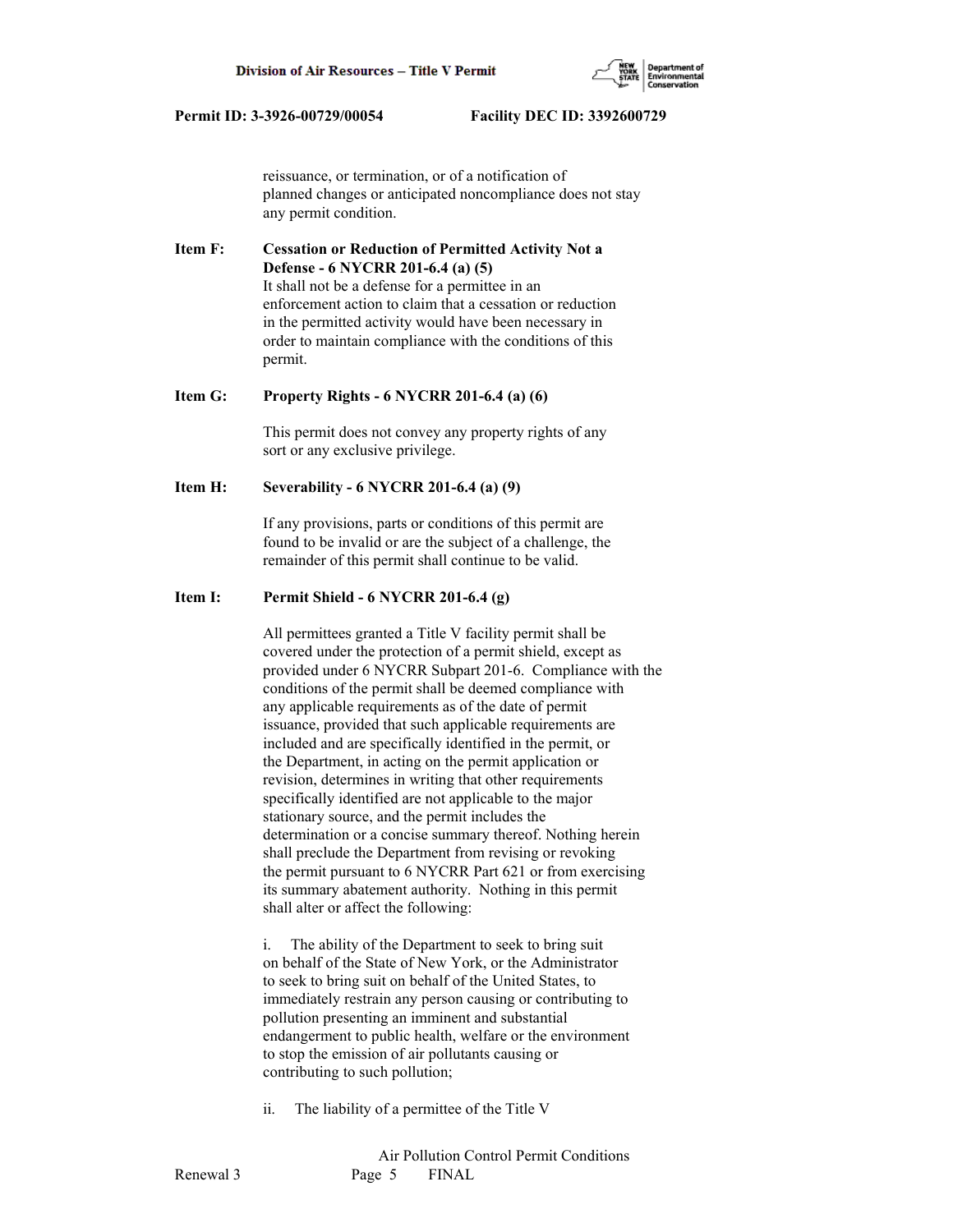reissuance, or termination, or of a notification of planned changes or anticipated noncompliance does not stay any permit condition.

**Item F: Cessation or Reduction of Permitted Activity Not a Defense - 6 NYCRR 201-6.4 (a) (5)**

It shall not be a defense for a permittee in an enforcement action to claim that a cessation or reduction in the permitted activity would have been necessary in order to maintain compliance with the conditions of this permit.

**Item G: Property Rights - 6 NYCRR 201-6.4 (a) (6)**

This permit does not convey any property rights of any sort or any exclusive privilege.

**Item H: Severability - 6 NYCRR 201-6.4 (a) (9)**

If any provisions, parts or conditions of this permit are found to be invalid or are the subject of a challenge, the remainder of this permit shall continue to be valid.

**Item I: Permit Shield - 6 NYCRR 201-6.4 (g)**

All permittees granted a Title V facility permit shall be covered under the protection of a permit shield, except as provided under 6 NYCRR Subpart 201-6. Compliance with the conditions of the permit shall be deemed compliance with any applicable requirements as of the date of permit issuance, provided that such applicable requirements are included and are specifically identified in the permit, or the Department, in acting on the permit application or revision, determines in writing that other requirements specifically identified are not applicable to the major stationary source, and the permit includes the determination or a concise summary thereof. Nothing herein shall preclude the Department from revising or revoking the permit pursuant to 6 NYCRR Part 621 or from exercising its summary abatement authority. Nothing in this permit shall alter or affect the following:

i. The ability of the Department to seek to bring suit on behalf of the State of New York, or the Administrator to seek to bring suit on behalf of the United States, to immediately restrain any person causing or contributing to pollution presenting an imminent and substantial endangerment to public health, welfare or the environment to stop the emission of air pollutants causing or contributing to such pollution;

ii. The liability of a permittee of the Title V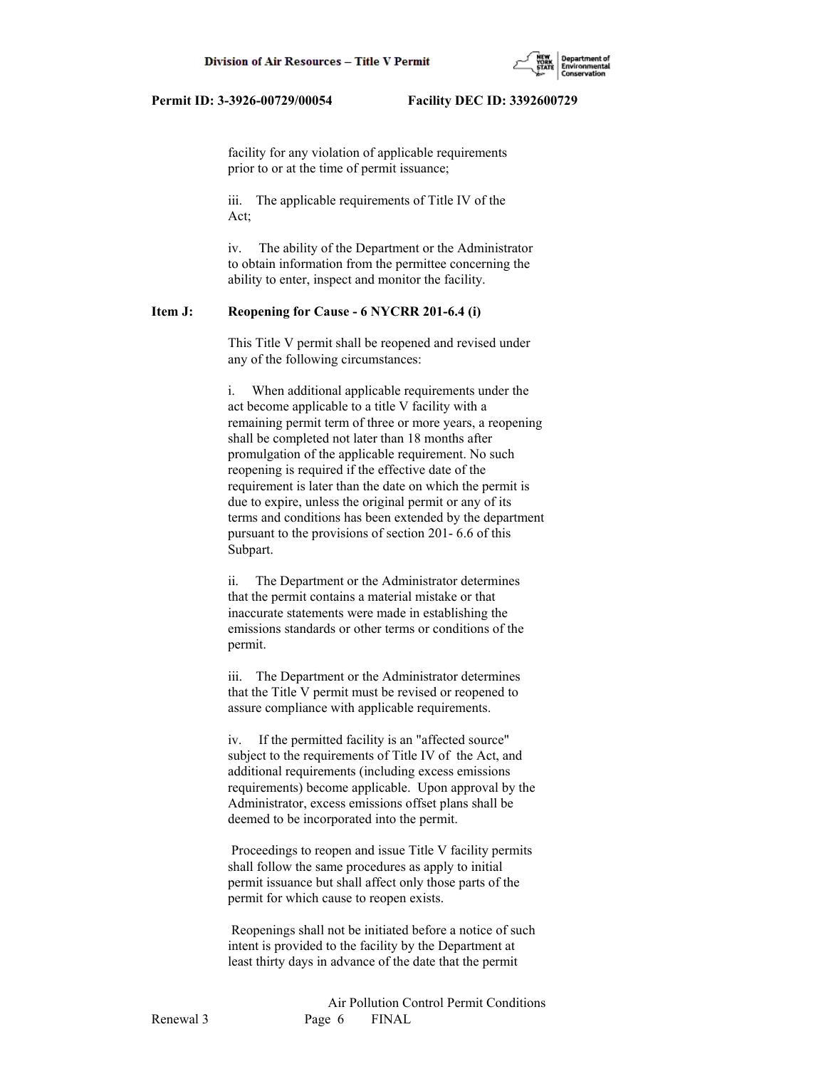facility for any violation of applicable requirements prior to or at the time of permit issuance;

iii. The applicable requirements of Title IV of the Act;

iv. The ability of the Department or the Administrator to obtain information from the permittee concerning the ability to enter, inspect and monitor the facility.

**Item J: Reopening for Cause - 6 NYCRR 201-6.4 (i)**

This Title V permit shall be reopened and revised under any of the following circumstances:

i. When additional applicable requirements under the act become applicable to a title V facility with a remaining permit term of three or more years, a reopening shall be completed not later than 18 months after promulgation of the applicable requirement. No such reopening is required if the effective date of the requirement is later than the date on which the permit is due to expire, unless the original permit or any of its terms and conditions has been extended by the department pursuant to the provisions of section 201- 6.6 of this Subpart.

ii. The Department or the Administrator determines that the permit contains a material mistake or that inaccurate statements were made in establishing the emissions standards or other terms or conditions of the permit.

iii. The Department or the Administrator determines that the Title V permit must be revised or reopened to assure compliance with applicable requirements.

iv. If the permitted facility is an "affected source" subject to the requirements of Title IV of the Act, and additional requirements (including excess emissions requirements) become applicable. Upon approval by the Administrator, excess emissions offset plans shall be deemed to be incorporated into the permit.

Proceedings to reopen and issue Title V facility permits shall follow the same procedures as apply to initial permit issuance but shall affect only those parts of the permit for which cause to reopen exists.

Reopenings shall not be initiated before a notice of such intent is provided to the facility by the Department at least thirty days in advance of the date that the permit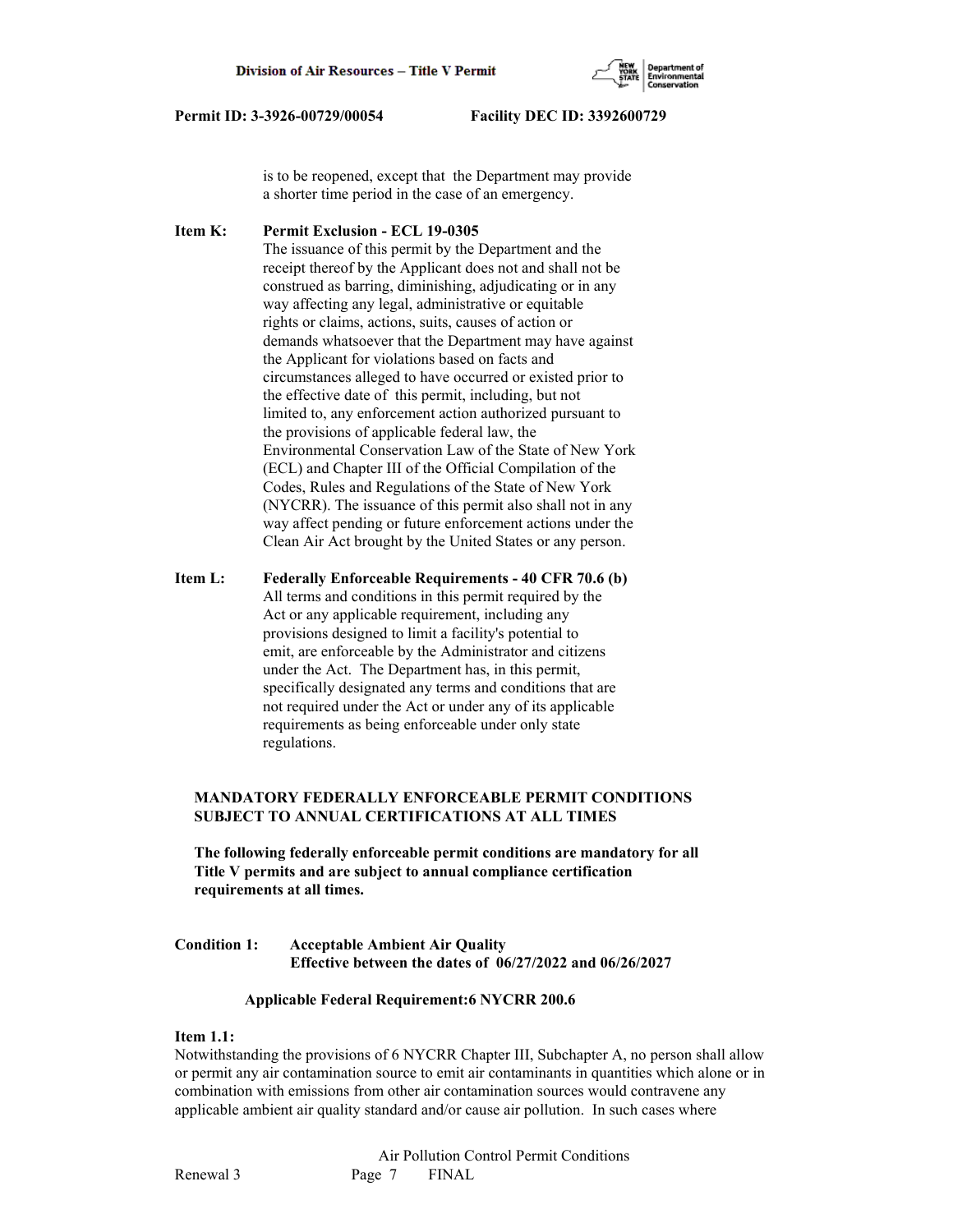is to be reopened, except that the Department may provide a shorter time period in the case of an emergency.

**Item K: Permit Exclusion - ECL 19-0305**

The issuance of this permit by the Department and the receipt thereof by the Applicant does not and shall not be construed as barring, diminishing, adjudicating or in any way affecting any legal, administrative or equitable rights or claims, actions, suits, causes of action or demands whatsoever that the Department may have against the Applicant for violations based on facts and circumstances alleged to have occurred or existed prior to the effective date of this permit, including, but not limited to, any enforcement action authorized pursuant to the provisions of applicable federal law, the Environmental Conservation Law of the State of New York (ECL) and Chapter III of the Official Compilation of the Codes, Rules and Regulations of the State of New York (NYCRR). The issuance of this permit also shall not in any way affect pending or future enforcement actions under the Clean Air Act brought by the United States or any person.

**Item L: Federally Enforceable Requirements - 40 CFR 70.6 (b)**

All terms and conditions in this permit required by the Act or any applicable requirement, including any provisions designed to limit a facility's potential to emit, are enforceable by the Administrator and citizens under the Act. The Department has, in this permit, specifically designated any terms and conditions that are not required under the Act or under any of its applicable requirements as being enforceable under only state regulations.

**MANDATORY FEDERALLY ENFORCEABLE PERMIT CONDITIONS SUBJECT TO ANNUAL CERTIFICATIONS AT ALL TIMES**

**The following federally enforceable permit conditions are mandatory for all Title V permits and are subject to annual compliance certification requirements at all times.**

**Condition 1: Acceptable Ambient Air Quality**
**Effective between the dates of 06/27/2022 and 06/26/2027**

**Applicable Federal Requirement:6 NYCRR 200.6**

**Item 1.1:**

Notwithstanding the provisions of 6 NYCRR Chapter III, Subchapter A, no person shall allow or permit any air contamination source to emit air contaminants in quantities which alone or in combination with emissions from other air contamination sources would contravene any applicable ambient air quality standard and/or cause air pollution. In such cases where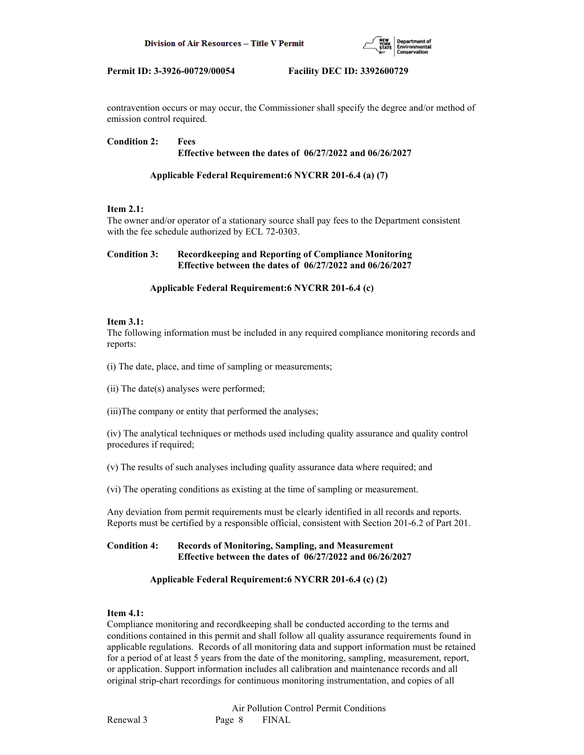contravention occurs or may occur, the Commissioner shall specify the degree and/or method of emission control required.

**Condition 2: Fees**
**Effective between the dates of 06/27/2022 and 06/26/2027**

**Applicable Federal Requirement:6 NYCRR 201-6.4 (a) (7)**

**Item 2.1:**
The owner and/or operator of a stationary source shall pay fees to the Department consistent with the fee schedule authorized by ECL 72-0303.

**Condition 3: Recordkeeping and Reporting of Compliance Monitoring**
**Effective between the dates of 06/27/2022 and 06/26/2027**

**Applicable Federal Requirement:6 NYCRR 201-6.4 (c)**

**Item 3.1:**
The following information must be included in any required compliance monitoring records and reports:

(i) The date, place, and time of sampling or measurements;

(ii) The date(s) analyses were performed;

(iii)The company or entity that performed the analyses;

(iv) The analytical techniques or methods used including quality assurance and quality control procedures if required;

(v) The results of such analyses including quality assurance data where required; and

(vi) The operating conditions as existing at the time of sampling or measurement.

Any deviation from permit requirements must be clearly identified in all records and reports. Reports must be certified by a responsible official, consistent with Section 201-6.2 of Part 201.

**Condition 4: Records of Monitoring, Sampling, and Measurement**
**Effective between the dates of 06/27/2022 and 06/26/2027**

**Applicable Federal Requirement:6 NYCRR 201-6.4 (c) (2)**

**Item 4.1:**
Compliance monitoring and recordkeeping shall be conducted according to the terms and conditions contained in this permit and shall follow all quality assurance requirements found in applicable regulations. Records of all monitoring data and support information must be retained for a period of at least 5 years from the date of the monitoring, sampling, measurement, report, or application. Support information includes all calibration and maintenance records and all original strip-chart recordings for continuous monitoring instrumentation, and copies of all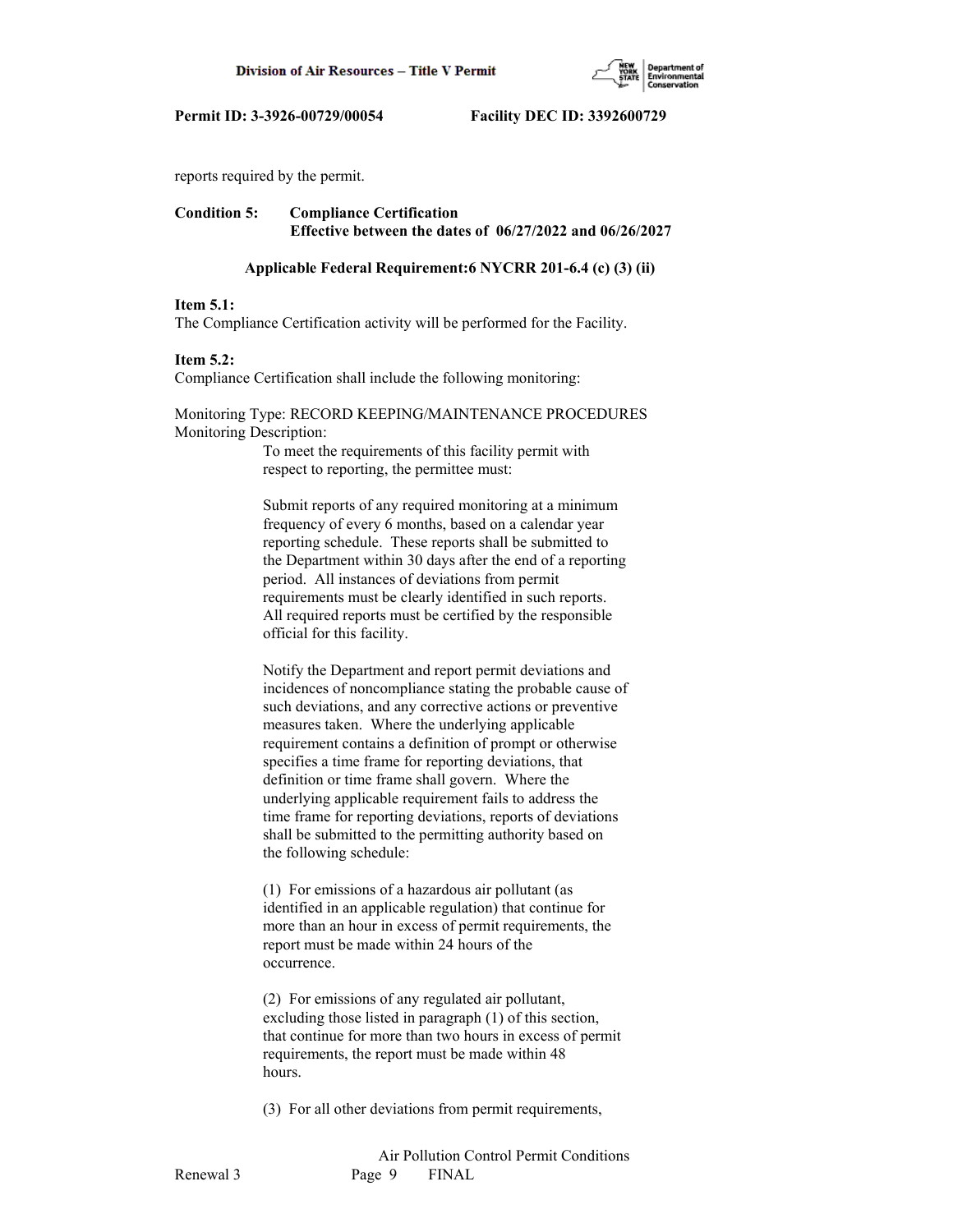reports required by the permit.

**Condition 5: Compliance Certification**
**Effective between the dates of 06/27/2022 and 06/26/2027**

**Applicable Federal Requirement:6 NYCRR 201-6.4 (c) (3) (ii)**

**Item 5.1:**
The Compliance Certification activity will be performed for the Facility.

**Item 5.2:**
Compliance Certification shall include the following monitoring:

Monitoring Type: RECORD KEEPING/MAINTENANCE PROCEDURES
Monitoring Description:

To meet the requirements of this facility permit with respect to reporting, the permittee must:

Submit reports of any required monitoring at a minimum frequency of every 6 months, based on a calendar year reporting schedule. These reports shall be submitted to the Department within 30 days after the end of a reporting period. All instances of deviations from permit requirements must be clearly identified in such reports. All required reports must be certified by the responsible official for this facility.

Notify the Department and report permit deviations and incidences of noncompliance stating the probable cause of such deviations, and any corrective actions or preventive measures taken. Where the underlying applicable requirement contains a definition of prompt or otherwise specifies a time frame for reporting deviations, that definition or time frame shall govern. Where the underlying applicable requirement fails to address the time frame for reporting deviations, reports of deviations shall be submitted to the permitting authority based on the following schedule:

(1) For emissions of a hazardous air pollutant (as identified in an applicable regulation) that continue for more than an hour in excess of permit requirements, the report must be made within 24 hours of the occurrence.

(2) For emissions of any regulated air pollutant, excluding those listed in paragraph (1) of this section, that continue for more than two hours in excess of permit requirements, the report must be made within 48 hours.

(3) For all other deviations from permit requirements,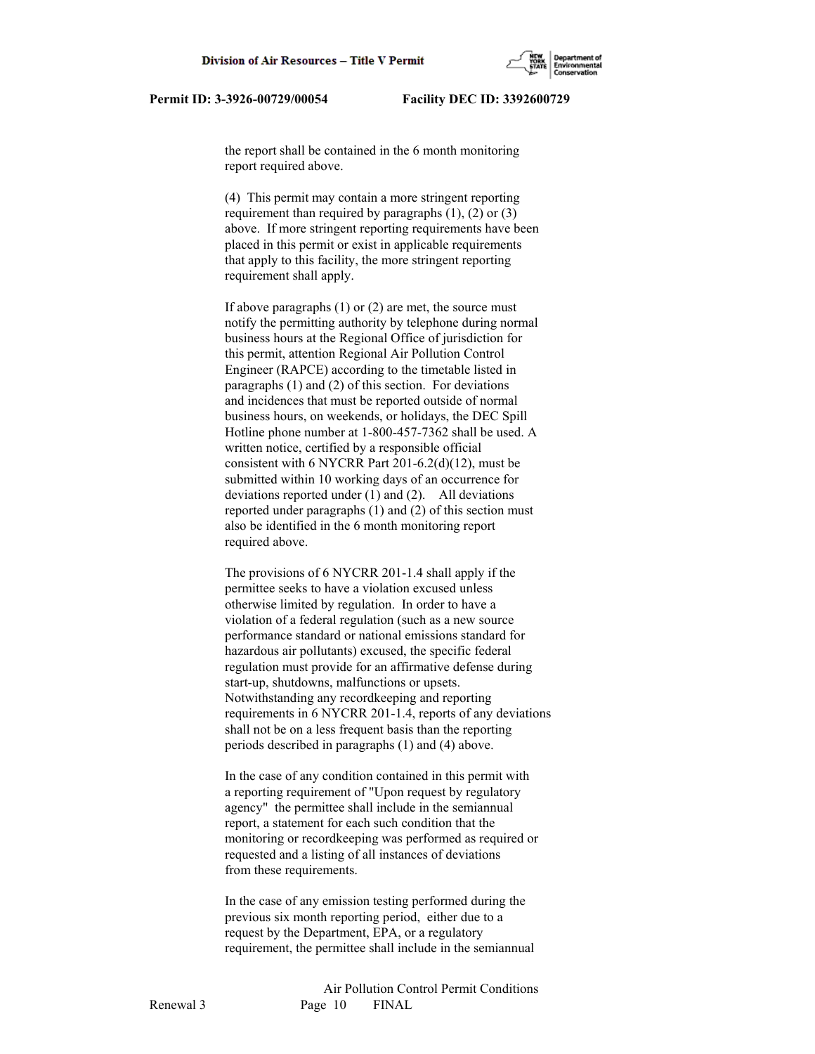the report shall be contained in the 6 month monitoring report required above.

(4) This permit may contain a more stringent reporting requirement than required by paragraphs (1), (2) or (3) above. If more stringent reporting requirements have been placed in this permit or exist in applicable requirements that apply to this facility, the more stringent reporting requirement shall apply.

If above paragraphs (1) or (2) are met, the source must notify the permitting authority by telephone during normal business hours at the Regional Office of jurisdiction for this permit, attention Regional Air Pollution Control Engineer (RAPCE) according to the timetable listed in paragraphs (1) and (2) of this section. For deviations and incidences that must be reported outside of normal business hours, on weekends, or holidays, the DEC Spill Hotline phone number at 1-800-457-7362 shall be used. A written notice, certified by a responsible official consistent with 6 NYCRR Part 201-6.2(d)(12), must be submitted within 10 working days of an occurrence for deviations reported under (1) and (2). All deviations reported under paragraphs (1) and (2) of this section must also be identified in the 6 month monitoring report required above.

The provisions of 6 NYCRR 201-1.4 shall apply if the permittee seeks to have a violation excused unless otherwise limited by regulation. In order to have a violation of a federal regulation (such as a new source performance standard or national emissions standard for hazardous air pollutants) excused, the specific federal regulation must provide for an affirmative defense during start-up, shutdowns, malfunctions or upsets. Notwithstanding any recordkeeping and reporting requirements in 6 NYCRR 201-1.4, reports of any deviations shall not be on a less frequent basis than the reporting periods described in paragraphs (1) and (4) above.

In the case of any condition contained in this permit with a reporting requirement of "Upon request by regulatory agency" the permittee shall include in the semiannual report, a statement for each such condition that the monitoring or recordkeeping was performed as required or requested and a listing of all instances of deviations from these requirements.

In the case of any emission testing performed during the previous six month reporting period, either due to a request by the Department, EPA, or a regulatory requirement, the permittee shall include in the semiannual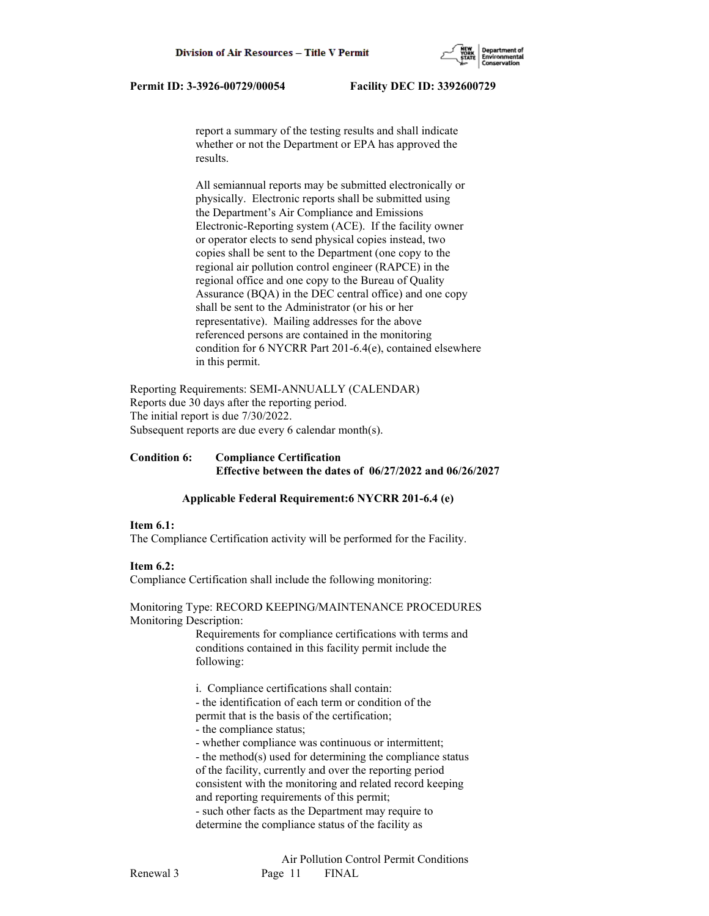report a summary of the testing results and shall indicate whether or not the Department or EPA has approved the results.

All semiannual reports may be submitted electronically or physically. Electronic reports shall be submitted using the Department's Air Compliance and Emissions Electronic-Reporting system (ACE). If the facility owner or operator elects to send physical copies instead, two copies shall be sent to the Department (one copy to the regional air pollution control engineer (RAPCE) in the regional office and one copy to the Bureau of Quality Assurance (BQA) in the DEC central office) and one copy shall be sent to the Administrator (or his or her representative). Mailing addresses for the above referenced persons are contained in the monitoring condition for 6 NYCRR Part 201-6.4(e), contained elsewhere in this permit.

Reporting Requirements: SEMI-ANNUALLY (CALENDAR)
Reports due 30 days after the reporting period.
The initial report is due 7/30/2022.
Subsequent reports are due every 6 calendar month(s).

**Condition 6: Compliance Certification**
**Effective between the dates of 06/27/2022 and 06/26/2027**

**Applicable Federal Requirement:6 NYCRR 201-6.4 (e)**

**Item 6.1:**
The Compliance Certification activity will be performed for the Facility.

**Item 6.2:**
Compliance Certification shall include the following monitoring:

Monitoring Type: RECORD KEEPING/MAINTENANCE PROCEDURES
Monitoring Description:

Requirements for compliance certifications with terms and conditions contained in this facility permit include the following:

i. Compliance certifications shall contain:
- the identification of each term or condition of the permit that is the basis of the certification;
- the compliance status;
- whether compliance was continuous or intermittent;
- the method(s) used for determining the compliance status of the facility, currently and over the reporting period consistent with the monitoring and related record keeping and reporting requirements of this permit;
- such other facts as the Department may require to determine the compliance status of the facility as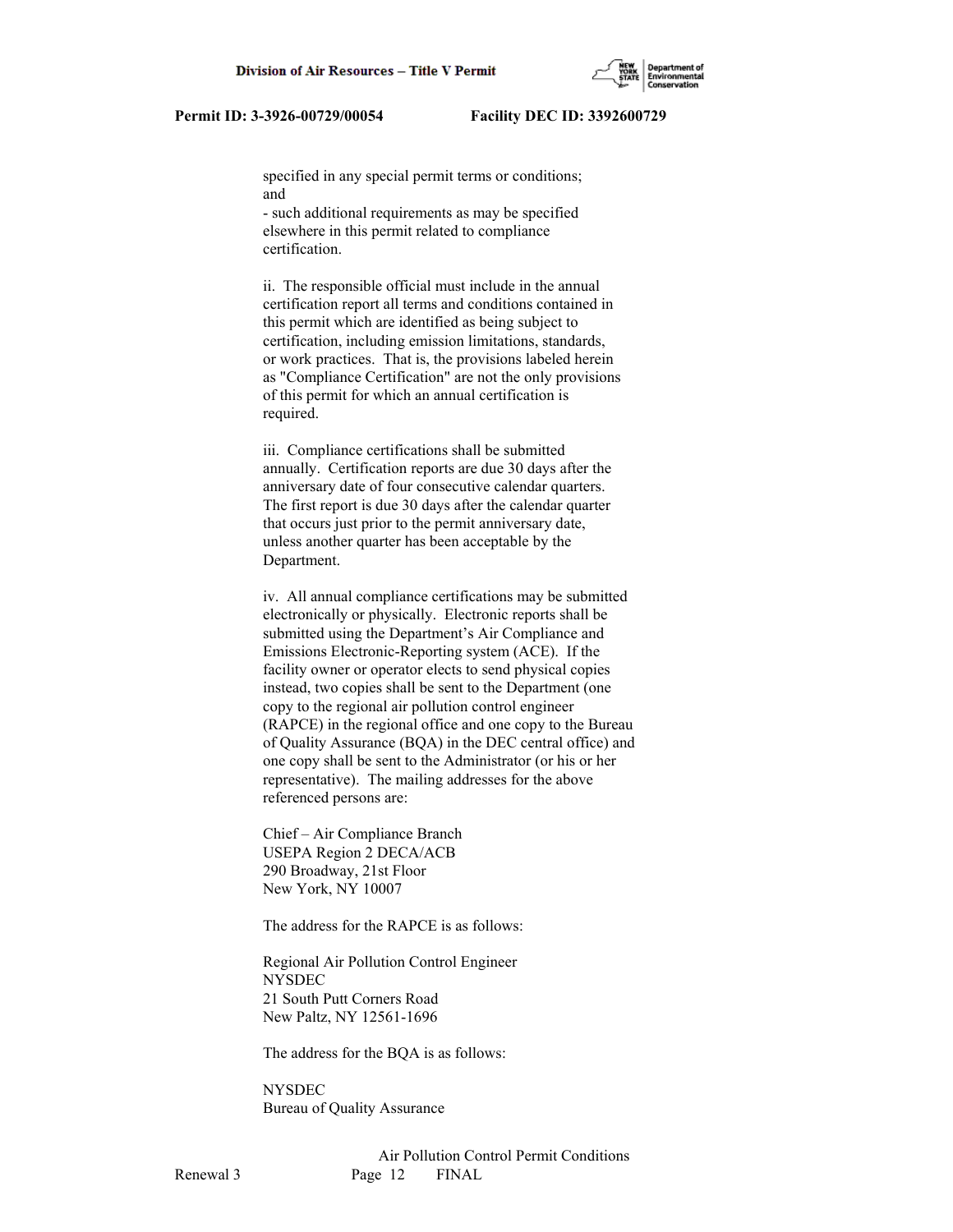specified in any special permit terms or conditions; and

- such additional requirements as may be specified elsewhere in this permit related to compliance certification.

ii. The responsible official must include in the annual certification report all terms and conditions contained in this permit which are identified as being subject to certification, including emission limitations, standards, or work practices. That is, the provisions labeled herein as "Compliance Certification" are not the only provisions of this permit for which an annual certification is required.

iii. Compliance certifications shall be submitted annually. Certification reports are due 30 days after the anniversary date of four consecutive calendar quarters. The first report is due 30 days after the calendar quarter that occurs just prior to the permit anniversary date, unless another quarter has been acceptable by the Department.

iv. All annual compliance certifications may be submitted electronically or physically. Electronic reports shall be submitted using the Department's Air Compliance and Emissions Electronic-Reporting system (ACE). If the facility owner or operator elects to send physical copies instead, two copies shall be sent to the Department (one copy to the regional air pollution control engineer (RAPCE) in the regional office and one copy to the Bureau of Quality Assurance (BQA) in the DEC central office) and one copy shall be sent to the Administrator (or his or her representative). The mailing addresses for the above referenced persons are:

Chief – Air Compliance Branch
USEPA Region 2 DECA/ACB
290 Broadway, 21st Floor
New York, NY 10007

The address for the RAPCE is as follows:

Regional Air Pollution Control Engineer
NYSDEC
21 South Putt Corners Road
New Paltz, NY 12561-1696

The address for the BQA is as follows:

NYSDEC
Bureau of Quality Assurance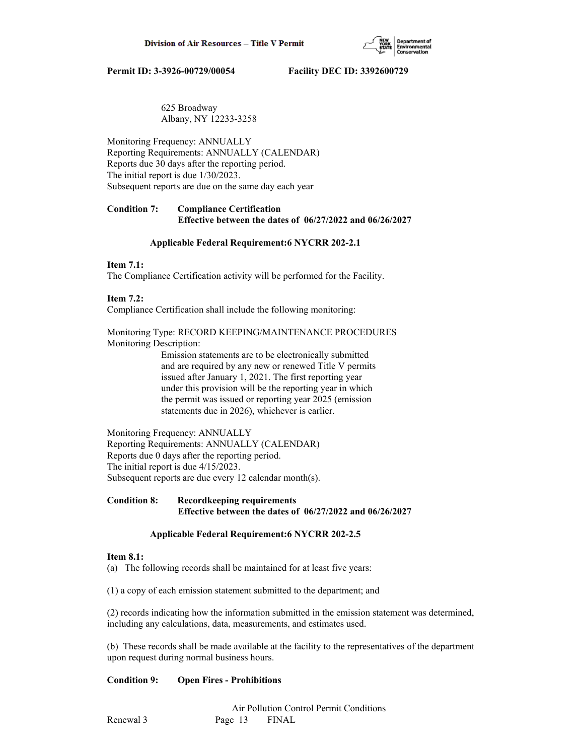625 Broadway
Albany, NY 12233-3258

Monitoring Frequency: ANNUALLY
Reporting Requirements: ANNUALLY (CALENDAR)
Reports due 30 days after the reporting period.
The initial report is due 1/30/2023.
Subsequent reports are due on the same day each year

**Condition 7: Compliance Certification**
**Effective between the dates of 06/27/2022 and 06/26/2027**

**Applicable Federal Requirement:6 NYCRR 202-2.1**

**Item 7.1:**
The Compliance Certification activity will be performed for the Facility.

**Item 7.2:**
Compliance Certification shall include the following monitoring:

Monitoring Type: RECORD KEEPING/MAINTENANCE PROCEDURES
Monitoring Description:
Emission statements are to be electronically submitted and are required by any new or renewed Title V permits issued after January 1, 2021. The first reporting year under this provision will be the reporting year in which the permit was issued or reporting year 2025 (emission statements due in 2026), whichever is earlier.

Monitoring Frequency: ANNUALLY
Reporting Requirements: ANNUALLY (CALENDAR)
Reports due 0 days after the reporting period.
The initial report is due 4/15/2023.
Subsequent reports are due every 12 calendar month(s).

**Condition 8: Recordkeeping requirements**
**Effective between the dates of 06/27/2022 and 06/26/2027**

**Applicable Federal Requirement:6 NYCRR 202-2.5**

**Item 8.1:**
(a) The following records shall be maintained for at least five years:

(1) a copy of each emission statement submitted to the department; and

(2) records indicating how the information submitted in the emission statement was determined, including any calculations, data, measurements, and estimates used.

(b) These records shall be made available at the facility to the representatives of the department upon request during normal business hours.

**Condition 9: Open Fires - Prohibitions**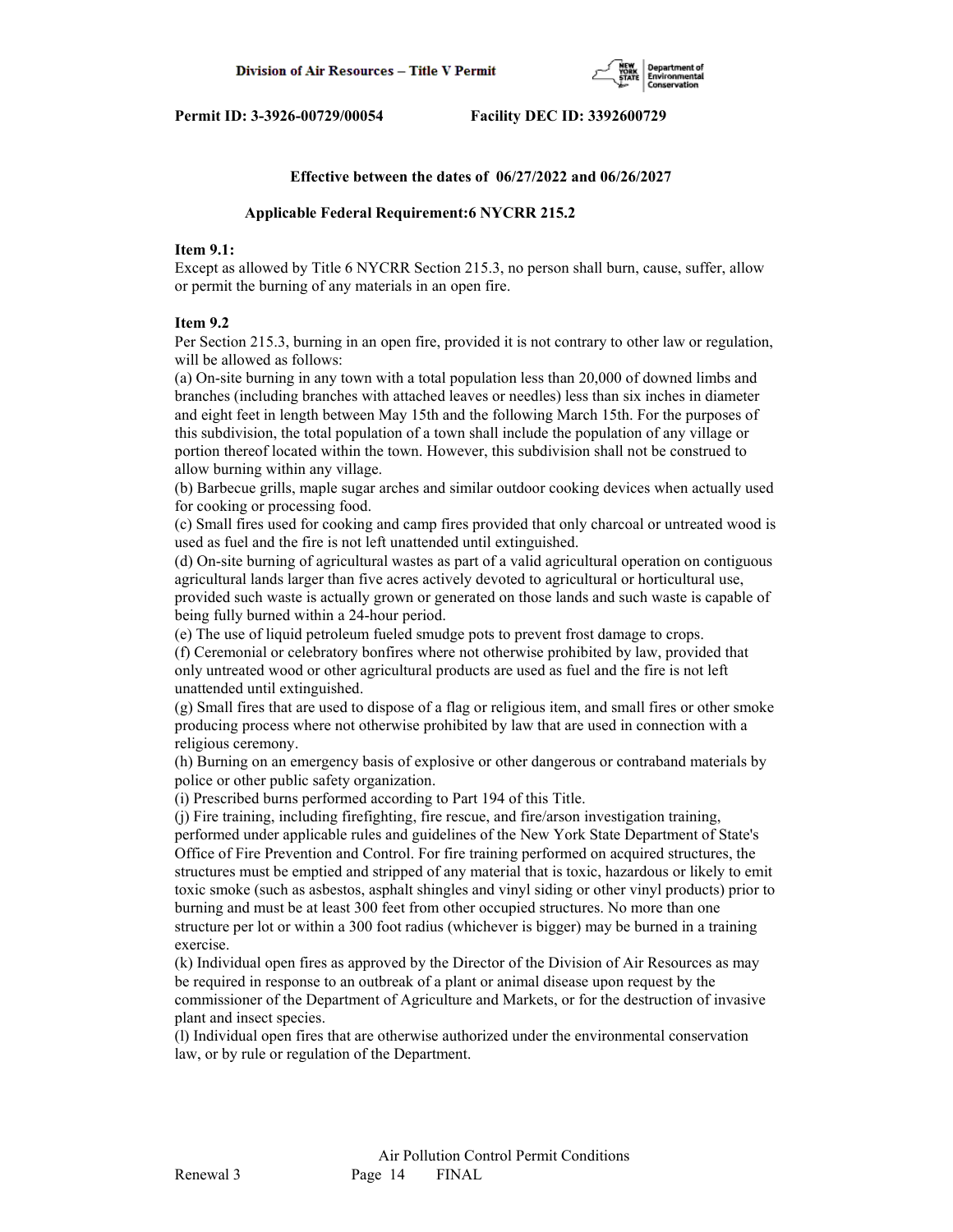**Effective between the dates of 06/27/2022 and 06/26/2027**

**Applicable Federal Requirement:6 NYCRR 215.2**

**Item 9.1:**
Except as allowed by Title 6 NYCRR Section 215.3, no person shall burn, cause, suffer, allow or permit the burning of any materials in an open fire.

**Item 9.2**
Per Section 215.3, burning in an open fire, provided it is not contrary to other law or regulation, will be allowed as follows:
(a) On-site burning in any town with a total population less than 20,000 of downed limbs and branches (including branches with attached leaves or needles) less than six inches in diameter and eight feet in length between May 15th and the following March 15th. For the purposes of this subdivision, the total population of a town shall include the population of any village or portion thereof located within the town. However, this subdivision shall not be construed to allow burning within any village.
(b) Barbecue grills, maple sugar arches and similar outdoor cooking devices when actually used for cooking or processing food.
(c) Small fires used for cooking and camp fires provided that only charcoal or untreated wood is used as fuel and the fire is not left unattended until extinguished.
(d) On-site burning of agricultural wastes as part of a valid agricultural operation on contiguous agricultural lands larger than five acres actively devoted to agricultural or horticultural use, provided such waste is actually grown or generated on those lands and such waste is capable of being fully burned within a 24-hour period.
(e) The use of liquid petroleum fueled smudge pots to prevent frost damage to crops.
(f) Ceremonial or celebratory bonfires where not otherwise prohibited by law, provided that only untreated wood or other agricultural products are used as fuel and the fire is not left unattended until extinguished.
(g) Small fires that are used to dispose of a flag or religious item, and small fires or other smoke producing process where not otherwise prohibited by law that are used in connection with a religious ceremony.
(h) Burning on an emergency basis of explosive or other dangerous or contraband materials by police or other public safety organization.
(i) Prescribed burns performed according to Part 194 of this Title.
(j) Fire training, including firefighting, fire rescue, and fire/arson investigation training, performed under applicable rules and guidelines of the New York State Department of State's Office of Fire Prevention and Control. For fire training performed on acquired structures, the structures must be emptied and stripped of any material that is toxic, hazardous or likely to emit toxic smoke (such as asbestos, asphalt shingles and vinyl siding or other vinyl products) prior to burning and must be at least 300 feet from other occupied structures. No more than one structure per lot or within a 300 foot radius (whichever is bigger) may be burned in a training exercise.
(k) Individual open fires as approved by the Director of the Division of Air Resources as may be required in response to an outbreak of a plant or animal disease upon request by the commissioner of the Department of Agriculture and Markets, or for the destruction of invasive plant and insect species.
(l) Individual open fires that are otherwise authorized under the environmental conservation law, or by rule or regulation of the Department.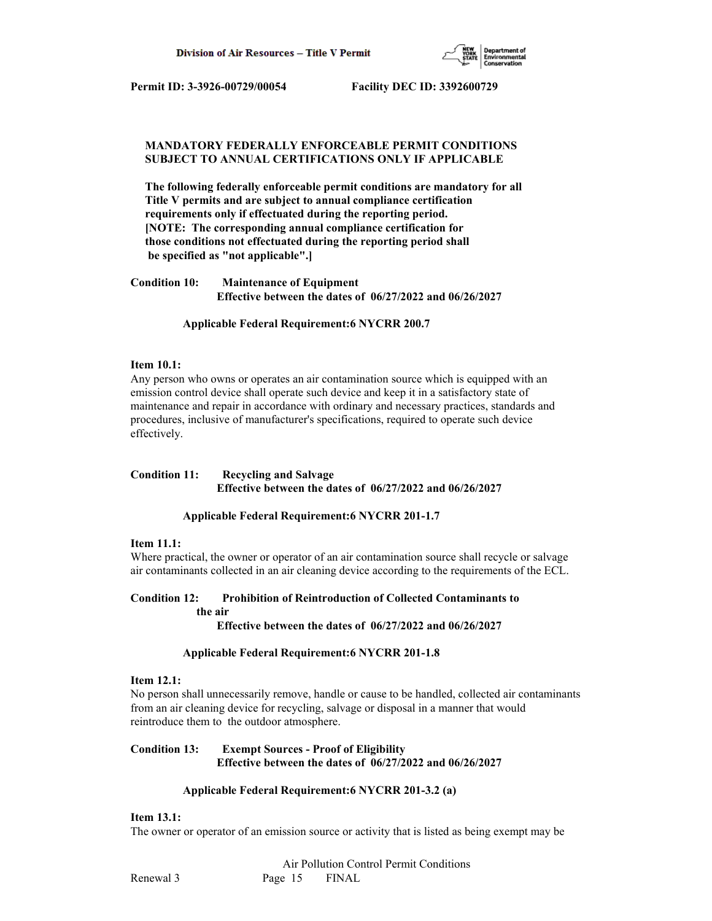**MANDATORY FEDERALLY ENFORCEABLE PERMIT CONDITIONS SUBJECT TO ANNUAL CERTIFICATIONS ONLY IF APPLICABLE**

**The following federally enforceable permit conditions are mandatory for all Title V permits and are subject to annual compliance certification requirements only if effectuated during the reporting period. [NOTE: The corresponding annual compliance certification for those conditions not effectuated during the reporting period shall be specified as "not applicable".]**

**Condition 10: Maintenance of Equipment**
**Effective between the dates of 06/27/2022 and 06/26/2027**

**Applicable Federal Requirement:6 NYCRR 200.7**

**Item 10.1:**
Any person who owns or operates an air contamination source which is equipped with an emission control device shall operate such device and keep it in a satisfactory state of maintenance and repair in accordance with ordinary and necessary practices, standards and procedures, inclusive of manufacturer's specifications, required to operate such device effectively.

**Condition 11: Recycling and Salvage**
**Effective between the dates of 06/27/2022 and 06/26/2027**

**Applicable Federal Requirement:6 NYCRR 201-1.7**

**Item 11.1:**
Where practical, the owner or operator of an air contamination source shall recycle or salvage air contaminants collected in an air cleaning device according to the requirements of the ECL.

**Condition 12: Prohibition of Reintroduction of Collected Contaminants to the air**
**Effective between the dates of 06/27/2022 and 06/26/2027**

**Applicable Federal Requirement:6 NYCRR 201-1.8**

**Item 12.1:**
No person shall unnecessarily remove, handle or cause to be handled, collected air contaminants from an air cleaning device for recycling, salvage or disposal in a manner that would reintroduce them to the outdoor atmosphere.

**Condition 13: Exempt Sources - Proof of Eligibility**
**Effective between the dates of 06/27/2022 and 06/26/2027**

**Applicable Federal Requirement:6 NYCRR 201-3.2 (a)**

**Item 13.1:**
The owner or operator of an emission source or activity that is listed as being exempt may be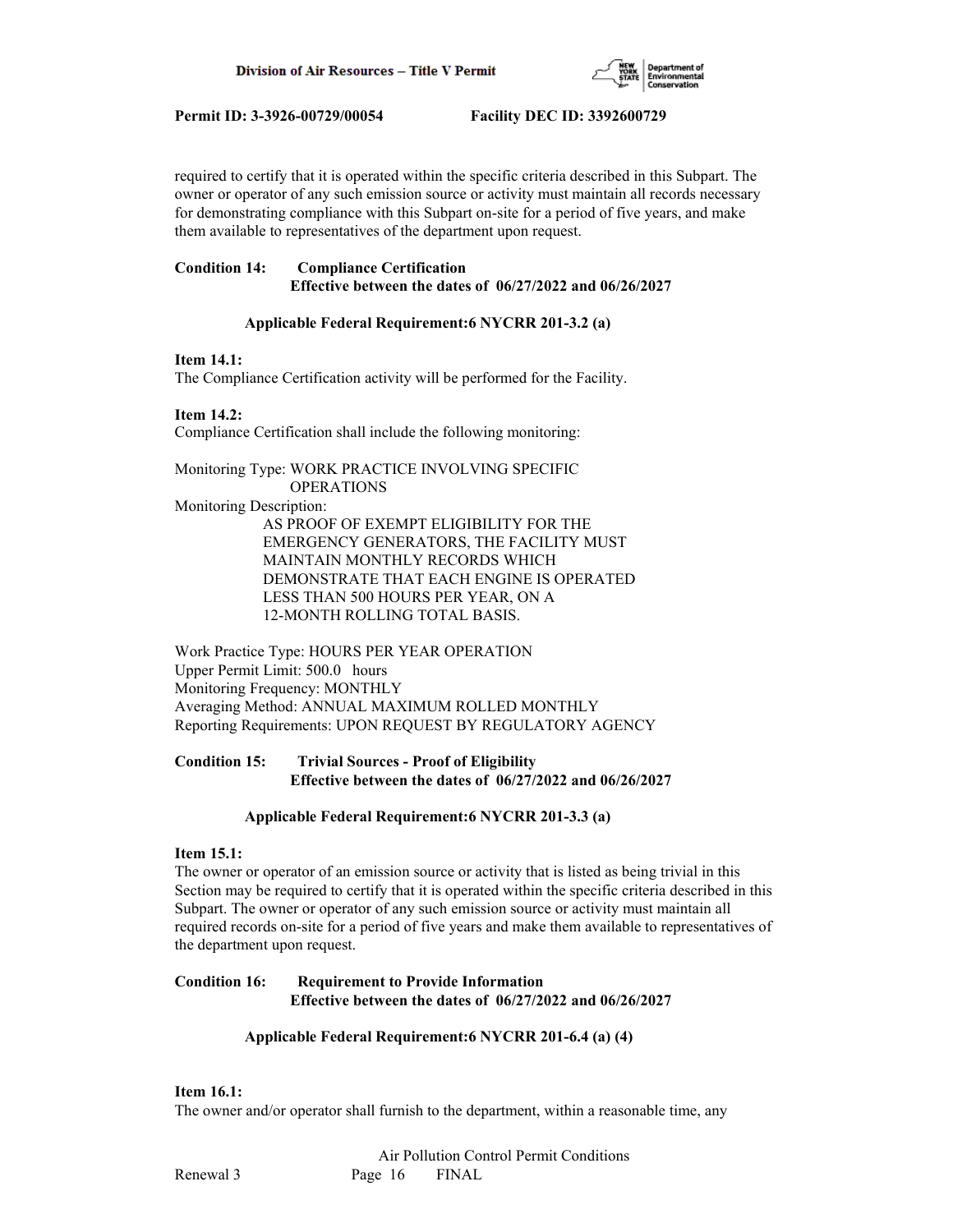required to certify that it is operated within the specific criteria described in this Subpart. The owner or operator of any such emission source or activity must maintain all records necessary for demonstrating compliance with this Subpart on-site for a period of five years, and make them available to representatives of the department upon request.

**Condition 14: Compliance Certification**
**Effective between the dates of 06/27/2022 and 06/26/2027**

**Applicable Federal Requirement:6 NYCRR 201-3.2 (a)**

**Item 14.1:**
The Compliance Certification activity will be performed for the Facility.

**Item 14.2:**
Compliance Certification shall include the following monitoring:

Monitoring Type: WORK PRACTICE INVOLVING SPECIFIC OPERATIONS
Monitoring Description:
AS PROOF OF EXEMPT ELIGIBILITY FOR THE EMERGENCY GENERATORS, THE FACILITY MUST MAINTAIN MONTHLY RECORDS WHICH DEMONSTRATE THAT EACH ENGINE IS OPERATED LESS THAN 500 HOURS PER YEAR, ON A 12-MONTH ROLLING TOTAL BASIS.

Work Practice Type: HOURS PER YEAR OPERATION
Upper Permit Limit: 500.0 hours
Monitoring Frequency: MONTHLY
Averaging Method: ANNUAL MAXIMUM ROLLED MONTHLY
Reporting Requirements: UPON REQUEST BY REGULATORY AGENCY

**Condition 15: Trivial Sources - Proof of Eligibility**
**Effective between the dates of 06/27/2022 and 06/26/2027**

**Applicable Federal Requirement:6 NYCRR 201-3.3 (a)**

**Item 15.1:**
The owner or operator of an emission source or activity that is listed as being trivial in this Section may be required to certify that it is operated within the specific criteria described in this Subpart. The owner or operator of any such emission source or activity must maintain all required records on-site for a period of five years and make them available to representatives of the department upon request.

**Condition 16: Requirement to Provide Information**
**Effective between the dates of 06/27/2022 and 06/26/2027**

**Applicable Federal Requirement:6 NYCRR 201-6.4 (a) (4)**

**Item 16.1:**
The owner and/or operator shall furnish to the department, within a reasonable time, any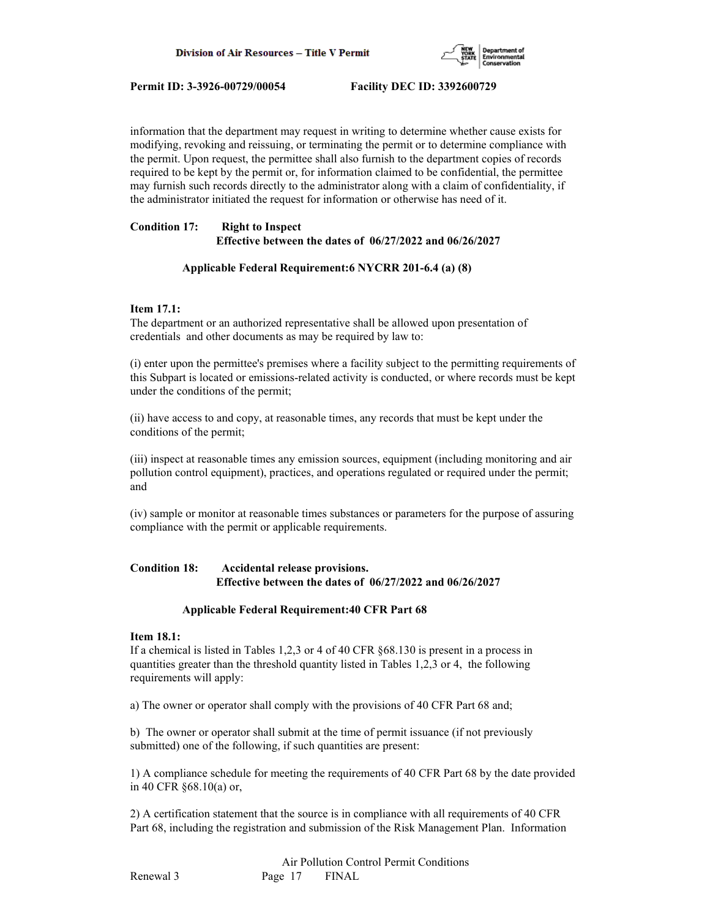information that the department may request in writing to determine whether cause exists for modifying, revoking and reissuing, or terminating the permit or to determine compliance with the permit. Upon request, the permittee shall also furnish to the department copies of records required to be kept by the permit or, for information claimed to be confidential, the permittee may furnish such records directly to the administrator along with a claim of confidentiality, if the administrator initiated the request for information or otherwise has need of it.

**Condition 17: Right to Inspect**
**Effective between the dates of 06/27/2022 and 06/26/2027**

**Applicable Federal Requirement:6 NYCRR 201-6.4 (a) (8)**

**Item 17.1:**
The department or an authorized representative shall be allowed upon presentation of credentials and other documents as may be required by law to:

(i) enter upon the permittee's premises where a facility subject to the permitting requirements of this Subpart is located or emissions-related activity is conducted, or where records must be kept under the conditions of the permit;

(ii) have access to and copy, at reasonable times, any records that must be kept under the conditions of the permit;

(iii) inspect at reasonable times any emission sources, equipment (including monitoring and air pollution control equipment), practices, and operations regulated or required under the permit; and

(iv) sample or monitor at reasonable times substances or parameters for the purpose of assuring compliance with the permit or applicable requirements.

**Condition 18: Accidental release provisions.**
**Effective between the dates of 06/27/2022 and 06/26/2027**

**Applicable Federal Requirement:40 CFR Part 68**

**Item 18.1:**
If a chemical is listed in Tables 1,2,3 or 4 of 40 CFR §68.130 is present in a process in quantities greater than the threshold quantity listed in Tables 1,2,3 or 4, the following requirements will apply:

a) The owner or operator shall comply with the provisions of 40 CFR Part 68 and;

b) The owner or operator shall submit at the time of permit issuance (if not previously submitted) one of the following, if such quantities are present:

1) A compliance schedule for meeting the requirements of 40 CFR Part 68 by the date provided in 40 CFR §68.10(a) or,

2) A certification statement that the source is in compliance with all requirements of 40 CFR Part 68, including the registration and submission of the Risk Management Plan. Information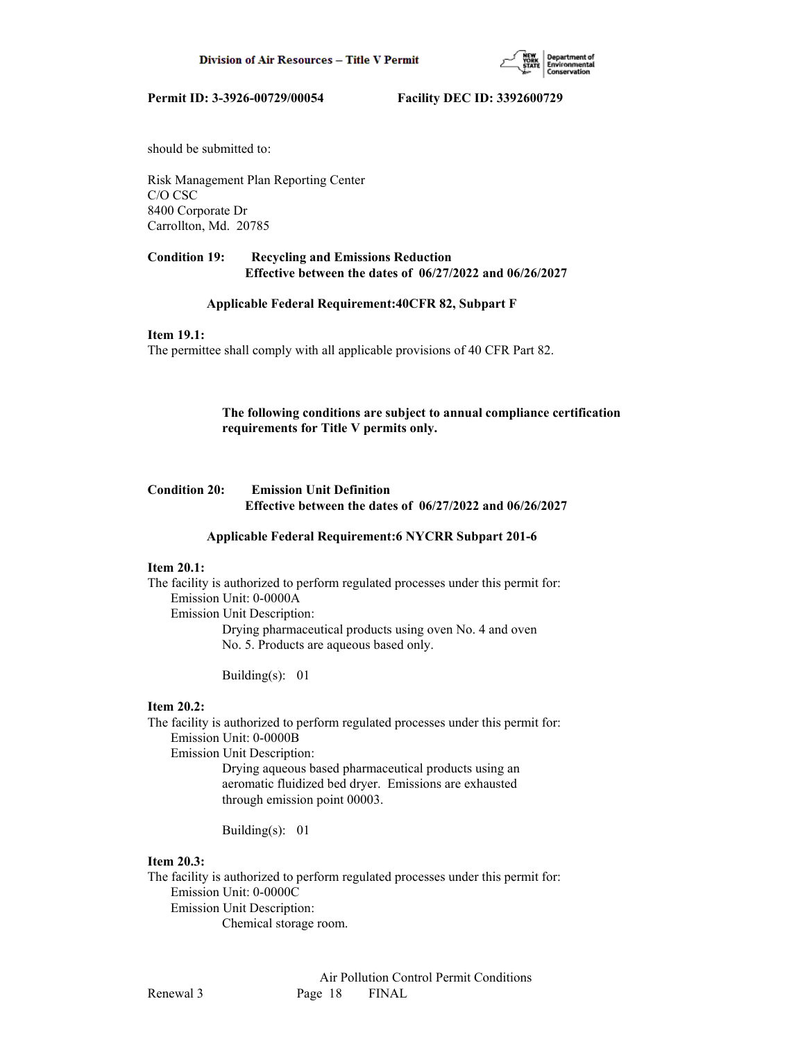should be submitted to:

Risk Management Plan Reporting Center
C/O CSC
8400 Corporate Dr
Carrollton, Md. 20785

**Condition 19: Recycling and Emissions Reduction**
**Effective between the dates of 06/27/2022 and 06/26/2027**

**Applicable Federal Requirement:40CFR 82, Subpart F**

**Item 19.1:**
The permittee shall comply with all applicable provisions of 40 CFR Part 82.

**The following conditions are subject to annual compliance certification requirements for Title V permits only.**

**Condition 20: Emission Unit Definition**
**Effective between the dates of 06/27/2022 and 06/26/2027**

**Applicable Federal Requirement:6 NYCRR Subpart 201-6**

**Item 20.1:**
The facility is authorized to perform regulated processes under this permit for:
Emission Unit: 0-0000A
Emission Unit Description:
Drying pharmaceutical products using oven No. 4 and oven No. 5. Products are aqueous based only.

Building(s): 01

**Item 20.2:**
The facility is authorized to perform regulated processes under this permit for:
Emission Unit: 0-0000B
Emission Unit Description:
Drying aqueous based pharmaceutical products using an aeromatic fluidized bed dryer. Emissions are exhausted through emission point 00003.

Building(s): 01

**Item 20.3:**
The facility is authorized to perform regulated processes under this permit for:
Emission Unit: 0-0000C
Emission Unit Description:
Chemical storage room.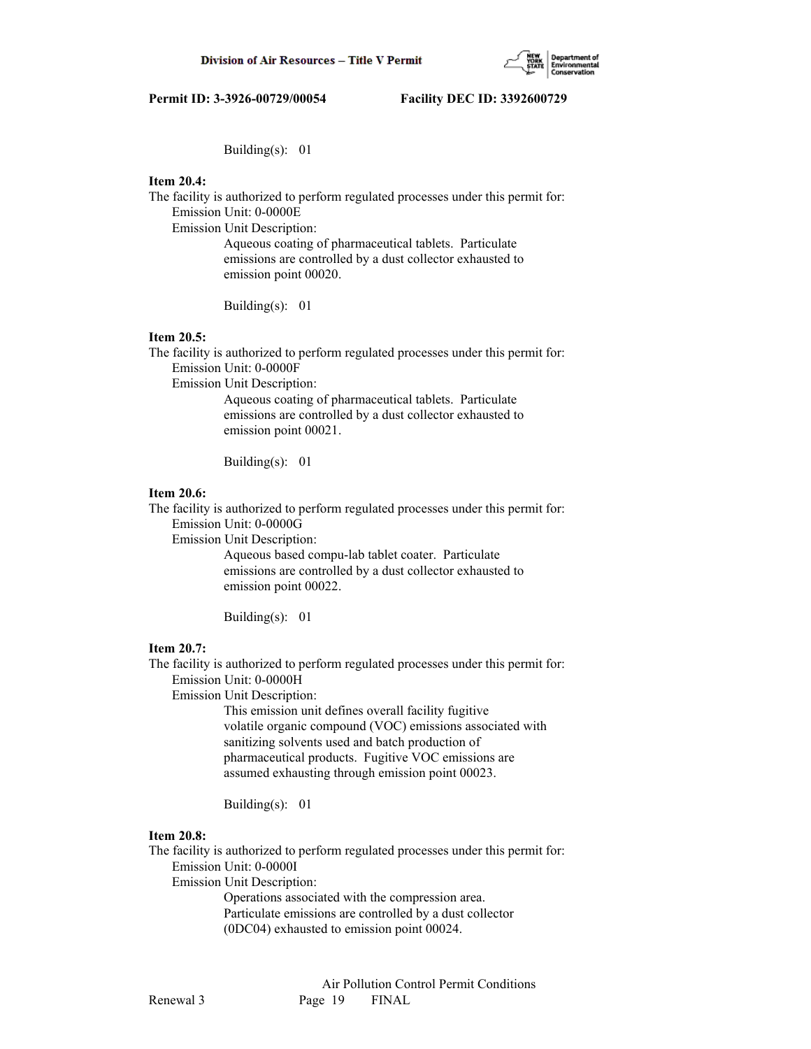Building(s): 01

**Item 20.4:**

The facility is authorized to perform regulated processes under this permit for:

Emission Unit: 0-0000E

Emission Unit Description:

Aqueous coating of pharmaceutical tablets. Particulate emissions are controlled by a dust collector exhausted to emission point 00020.

Building(s): 01

**Item 20.5:**

The facility is authorized to perform regulated processes under this permit for:

Emission Unit: 0-0000F

Emission Unit Description:

Aqueous coating of pharmaceutical tablets. Particulate emissions are controlled by a dust collector exhausted to emission point 00021.

Building(s): 01

**Item 20.6:**

The facility is authorized to perform regulated processes under this permit for:

Emission Unit: 0-0000G

Emission Unit Description:

Aqueous based compu-lab tablet coater. Particulate emissions are controlled by a dust collector exhausted to emission point 00022.

Building(s): 01

**Item 20.7:**

The facility is authorized to perform regulated processes under this permit for:

Emission Unit: 0-0000H

Emission Unit Description:

This emission unit defines overall facility fugitive volatile organic compound (VOC) emissions associated with sanitizing solvents used and batch production of pharmaceutical products. Fugitive VOC emissions are assumed exhausting through emission point 00023.

Building(s): 01

**Item 20.8:**

The facility is authorized to perform regulated processes under this permit for:

Emission Unit: 0-0000I

Emission Unit Description:

Operations associated with the compression area. Particulate emissions are controlled by a dust collector (0DC04) exhausted to emission point 00024.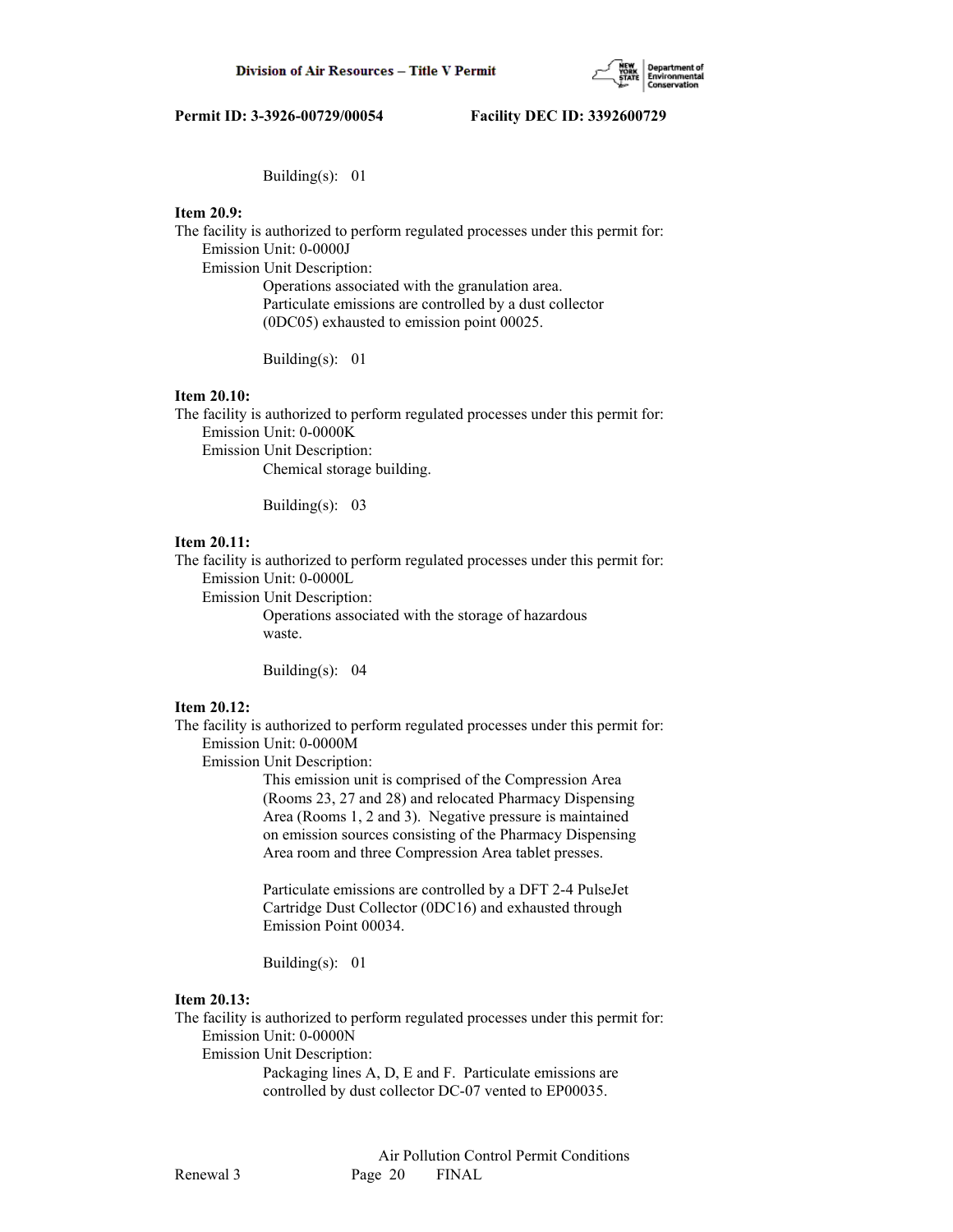Building(s): 01

**Item 20.9:**

The facility is authorized to perform regulated processes under this permit for:

Emission Unit: 0-0000J

Emission Unit Description:

Operations associated with the granulation area. Particulate emissions are controlled by a dust collector (0DC05) exhausted to emission point 00025.

Building(s): 01

**Item 20.10:**

The facility is authorized to perform regulated processes under this permit for:

Emission Unit: 0-0000K

Emission Unit Description:

Chemical storage building.

Building(s): 03

**Item 20.11:**

The facility is authorized to perform regulated processes under this permit for:

Emission Unit: 0-0000L

Emission Unit Description:

Operations associated with the storage of hazardous waste.

Building(s): 04

**Item 20.12:**

The facility is authorized to perform regulated processes under this permit for:

Emission Unit: 0-0000M

Emission Unit Description:

This emission unit is comprised of the Compression Area (Rooms 23, 27 and 28) and relocated Pharmacy Dispensing Area (Rooms 1, 2 and 3). Negative pressure is maintained on emission sources consisting of the Pharmacy Dispensing Area room and three Compression Area tablet presses.

Particulate emissions are controlled by a DFT 2-4 PulseJet Cartridge Dust Collector (0DC16) and exhausted through Emission Point 00034.

Building(s): 01

**Item 20.13:**

The facility is authorized to perform regulated processes under this permit for:

Emission Unit: 0-0000N

Emission Unit Description:

Packaging lines A, D, E and F. Particulate emissions are controlled by dust collector DC-07 vented to EP00035.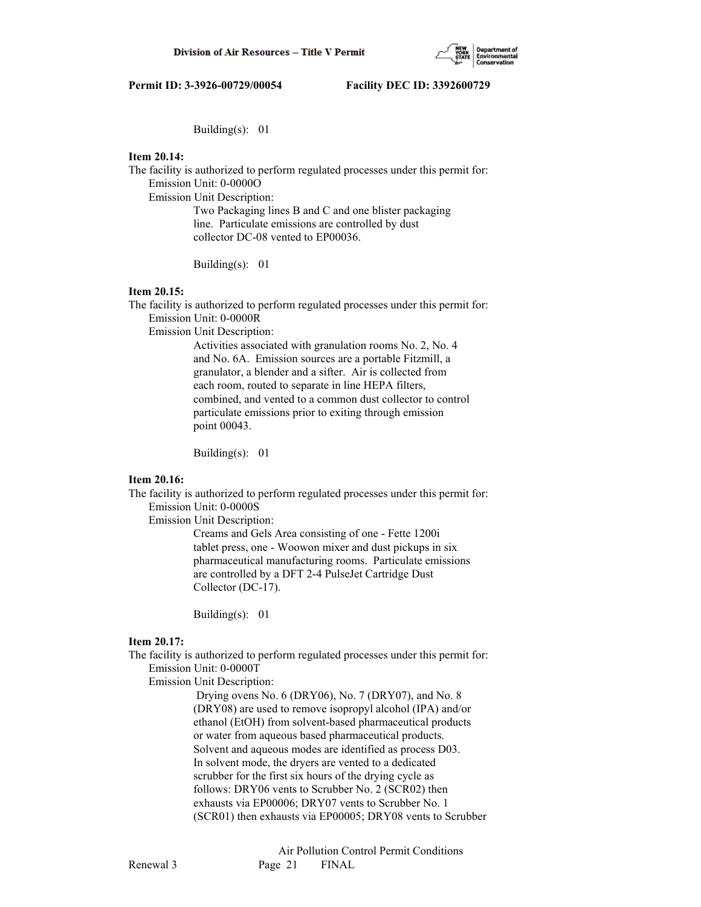Building(s): 01

**Item 20.14:**
The facility is authorized to perform regulated processes under this permit for:
Emission Unit: 0-0000O
Emission Unit Description:
Two Packaging lines B and C and one blister packaging line. Particulate emissions are controlled by dust collector DC-08 vented to EP00036.

Building(s): 01

**Item 20.15:**
The facility is authorized to perform regulated processes under this permit for:
Emission Unit: 0-0000R
Emission Unit Description:
Activities associated with granulation rooms No. 2, No. 4 and No. 6A. Emission sources are a portable Fitzmill, a granulator, a blender and a sifter. Air is collected from each room, routed to separate in line HEPA filters, combined, and vented to a common dust collector to control particulate emissions prior to exiting through emission point 00043.

Building(s): 01

**Item 20.16:**
The facility is authorized to perform regulated processes under this permit for:
Emission Unit: 0-0000S
Emission Unit Description:
Creams and Gels Area consisting of one - Fette 1200i tablet press, one - Woowon mixer and dust pickups in six pharmaceutical manufacturing rooms. Particulate emissions are controlled by a DFT 2-4 PulseJet Cartridge Dust Collector (DC-17).

Building(s): 01

**Item 20.17:**
The facility is authorized to perform regulated processes under this permit for:
Emission Unit: 0-0000T
Emission Unit Description:
Drying ovens No. 6 (DRY06), No. 7 (DRY07), and No. 8 (DRY08) are used to remove isopropyl alcohol (IPA) and/or ethanol (EtOH) from solvent-based pharmaceutical products or water from aqueous based pharmaceutical products. Solvent and aqueous modes are identified as process D03. In solvent mode, the dryers are vented to a dedicated scrubber for the first six hours of the drying cycle as follows: DRY06 vents to Scrubber No. 2 (SCR02) then exhausts via EP00006; DRY07 vents to Scrubber No. 1 (SCR01) then exhausts via EP00005; DRY08 vents to Scrubber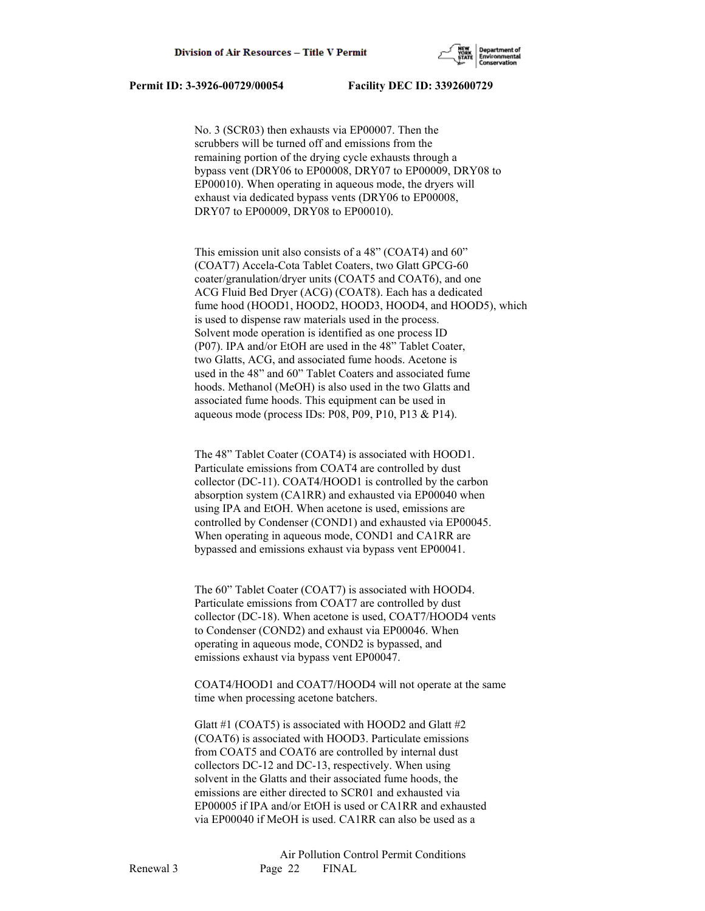No. 3 (SCR03) then exhausts via EP00007. Then the scrubbers will be turned off and emissions from the remaining portion of the drying cycle exhausts through a bypass vent (DRY06 to EP00008, DRY07 to EP00009, DRY08 to EP00010). When operating in aqueous mode, the dryers will exhaust via dedicated bypass vents (DRY06 to EP00008, DRY07 to EP00009, DRY08 to EP00010).

This emission unit also consists of a 48" (COAT4) and 60" (COAT7) Accela-Cota Tablet Coaters, two Glatt GPCG-60 coater/granulation/dryer units (COAT5 and COAT6), and one ACG Fluid Bed Dryer (ACG) (COAT8). Each has a dedicated fume hood (HOOD1, HOOD2, HOOD3, HOOD4, and HOOD5), which is used to dispense raw materials used in the process. Solvent mode operation is identified as one process ID (P07). IPA and/or EtOH are used in the 48" Tablet Coater, two Glatts, ACG, and associated fume hoods. Acetone is used in the 48" and 60" Tablet Coaters and associated fume hoods. Methanol (MeOH) is also used in the two Glatts and associated fume hoods. This equipment can be used in aqueous mode (process IDs: P08, P09, P10, P13 & P14).

The 48" Tablet Coater (COAT4) is associated with HOOD1. Particulate emissions from COAT4 are controlled by dust collector (DC-11). COAT4/HOOD1 is controlled by the carbon absorption system (CA1RR) and exhausted via EP00040 when using IPA and EtOH. When acetone is used, emissions are controlled by Condenser (COND1) and exhausted via EP00045. When operating in aqueous mode, COND1 and CA1RR are bypassed and emissions exhaust via bypass vent EP00041.

The 60" Tablet Coater (COAT7) is associated with HOOD4. Particulate emissions from COAT7 are controlled by dust collector (DC-18). When acetone is used, COAT7/HOOD4 vents to Condenser (COND2) and exhaust via EP00046. When operating in aqueous mode, COND2 is bypassed, and emissions exhaust via bypass vent EP00047.

COAT4/HOOD1 and COAT7/HOOD4 will not operate at the same time when processing acetone batchers.

Glatt #1 (COAT5) is associated with HOOD2 and Glatt #2 (COAT6) is associated with HOOD3. Particulate emissions from COAT5 and COAT6 are controlled by internal dust collectors DC-12 and DC-13, respectively. When using solvent in the Glatts and their associated fume hoods, the emissions are either directed to SCR01 and exhausted via EP00005 if IPA and/or EtOH is used or CA1RR and exhausted via EP00040 if MeOH is used. CA1RR can also be used as a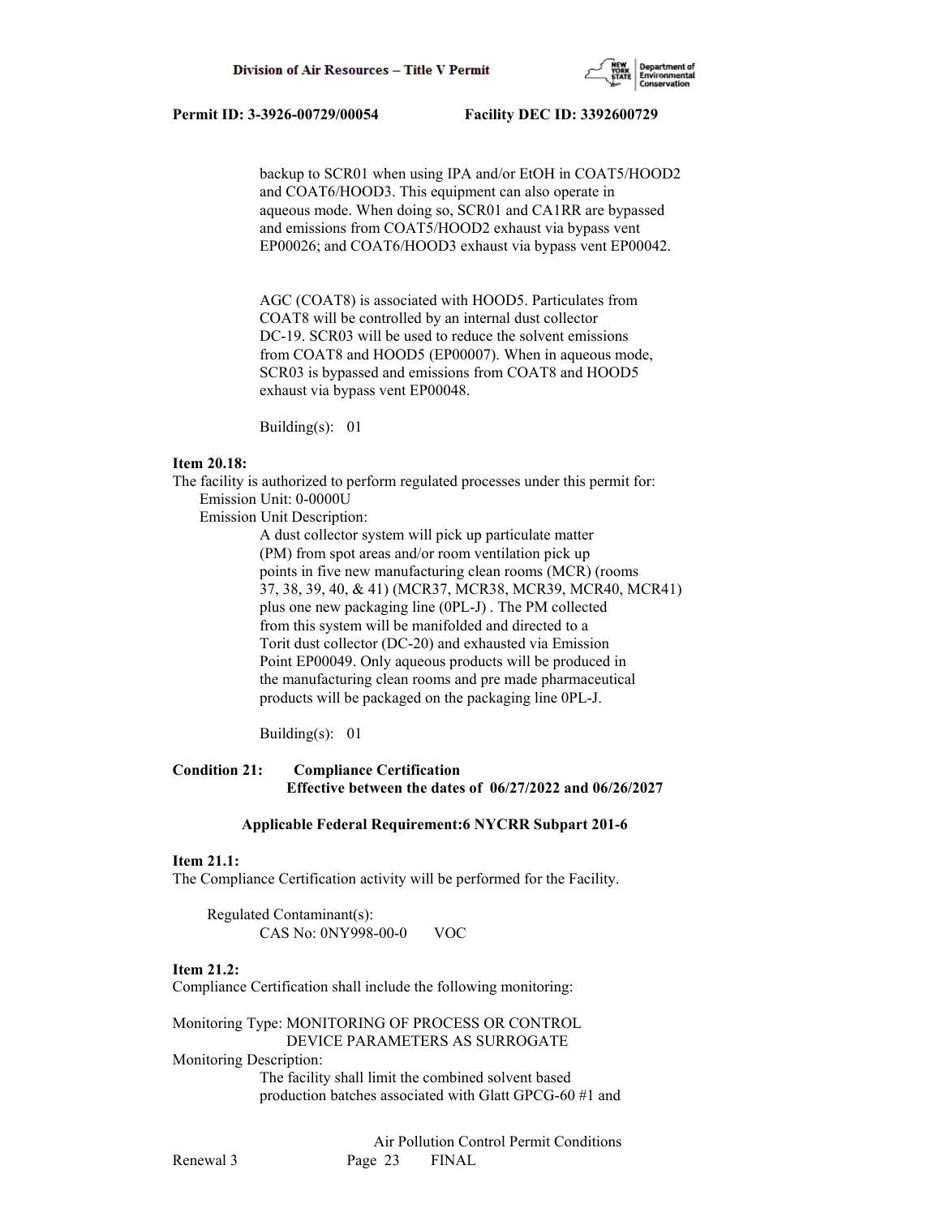backup to SCR01 when using IPA and/or EtOH in COAT5/HOOD2 and COAT6/HOOD3. This equipment can also operate in aqueous mode. When doing so, SCR01 and CA1RR are bypassed and emissions from COAT5/HOOD2 exhaust via bypass vent EP00026; and COAT6/HOOD3 exhaust via bypass vent EP00042.

AGC (COAT8) is associated with HOOD5. Particulates from COAT8 will be controlled by an internal dust collector DC-19. SCR03 will be used to reduce the solvent emissions from COAT8 and HOOD5 (EP00007). When in aqueous mode, SCR03 is bypassed and emissions from COAT8 and HOOD5 exhaust via bypass vent EP00048.

Building(s): 01

**Item 20.18:**
The facility is authorized to perform regulated processes under this permit for:
Emission Unit: 0-0000U
Emission Unit Description:

A dust collector system will pick up particulate matter (PM) from spot areas and/or room ventilation pick up points in five new manufacturing clean rooms (MCR) (rooms 37, 38, 39, 40, & 41) (MCR37, MCR38, MCR39, MCR40, MCR41) plus one new packaging line (0PL-J) . The PM collected from this system will be manifolded and directed to a Torit dust collector (DC-20) and exhausted via Emission Point EP00049. Only aqueous products will be produced in the manufacturing clean rooms and pre made pharmaceutical products will be packaged on the packaging line 0PL-J.

Building(s): 01

**Condition 21: Compliance Certification**
**Effective between the dates of 06/27/2022 and 06/26/2027**

**Applicable Federal Requirement:6 NYCRR Subpart 201-6**

**Item 21.1:**
The Compliance Certification activity will be performed for the Facility.

Regulated Contaminant(s):
CAS No: 0NY998-00-0 VOC

**Item 21.2:**
Compliance Certification shall include the following monitoring:

Monitoring Type: MONITORING OF PROCESS OR CONTROL DEVICE PARAMETERS AS SURROGATE
Monitoring Description:

The facility shall limit the combined solvent based production batches associated with Glatt GPCG-60 #1 and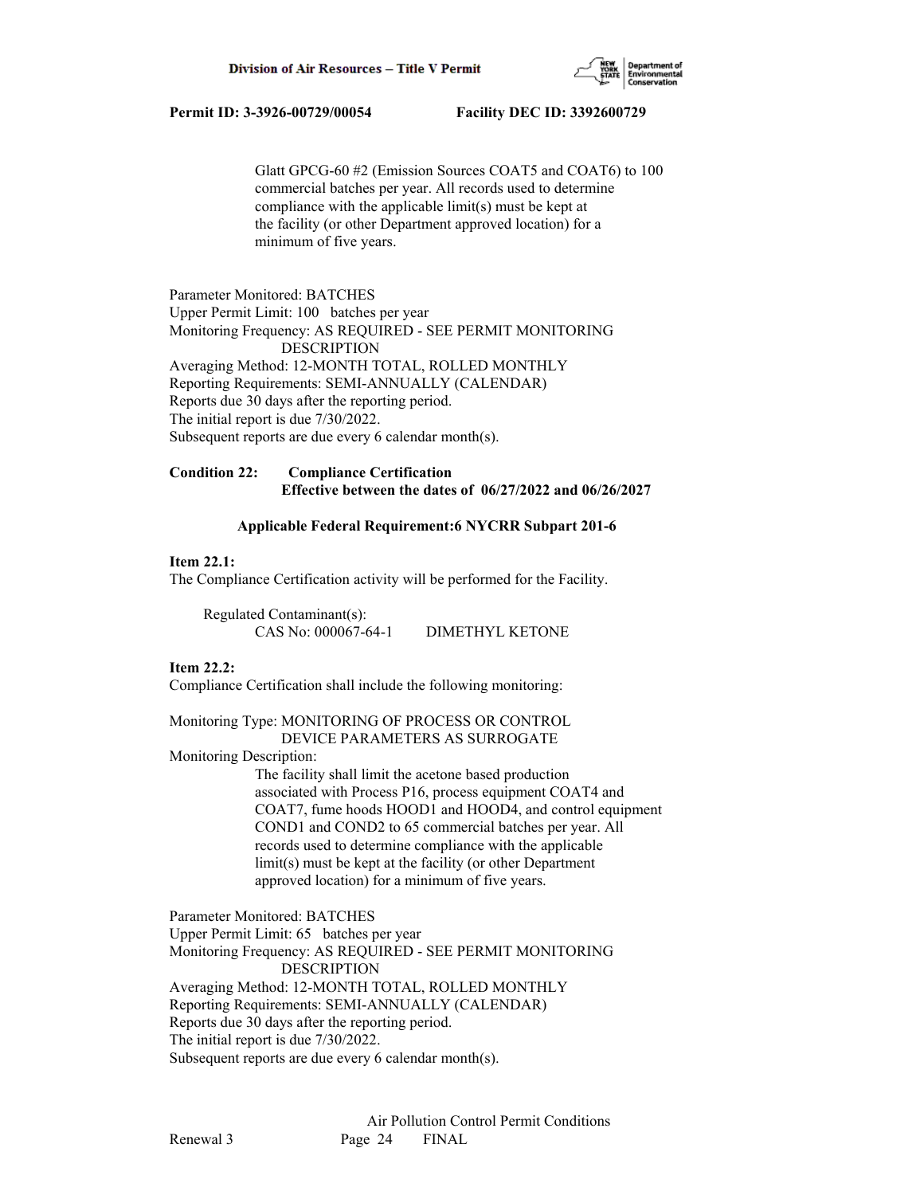Glatt GPCG-60 #2 (Emission Sources COAT5 and COAT6) to 100 commercial batches per year. All records used to determine compliance with the applicable limit(s) must be kept at the facility (or other Department approved location) for a minimum of five years.

Parameter Monitored: BATCHES
Upper Permit Limit: 100 batches per year
Monitoring Frequency: AS REQUIRED - SEE PERMIT MONITORING DESCRIPTION
Averaging Method: 12-MONTH TOTAL, ROLLED MONTHLY
Reporting Requirements: SEMI-ANNUALLY (CALENDAR)
Reports due 30 days after the reporting period.
The initial report is due 7/30/2022.
Subsequent reports are due every 6 calendar month(s).

**Condition 22: Compliance Certification**
**Effective between the dates of 06/27/2022 and 06/26/2027**

**Applicable Federal Requirement:6 NYCRR Subpart 201-6**

**Item 22.1:**
The Compliance Certification activity will be performed for the Facility.

Regulated Contaminant(s):
CAS No: 000067-64-1 DIMETHYL KETONE

**Item 22.2:**
Compliance Certification shall include the following monitoring:

Monitoring Type: MONITORING OF PROCESS OR CONTROL DEVICE PARAMETERS AS SURROGATE
Monitoring Description:
The facility shall limit the acetone based production associated with Process P16, process equipment COAT4 and COAT7, fume hoods HOOD1 and HOOD4, and control equipment COND1 and COND2 to 65 commercial batches per year. All records used to determine compliance with the applicable limit(s) must be kept at the facility (or other Department approved location) for a minimum of five years.

Parameter Monitored: BATCHES
Upper Permit Limit: 65 batches per year
Monitoring Frequency: AS REQUIRED - SEE PERMIT MONITORING DESCRIPTION
Averaging Method: 12-MONTH TOTAL, ROLLED MONTHLY
Reporting Requirements: SEMI-ANNUALLY (CALENDAR)
Reports due 30 days after the reporting period.
The initial report is due 7/30/2022.
Subsequent reports are due every 6 calendar month(s).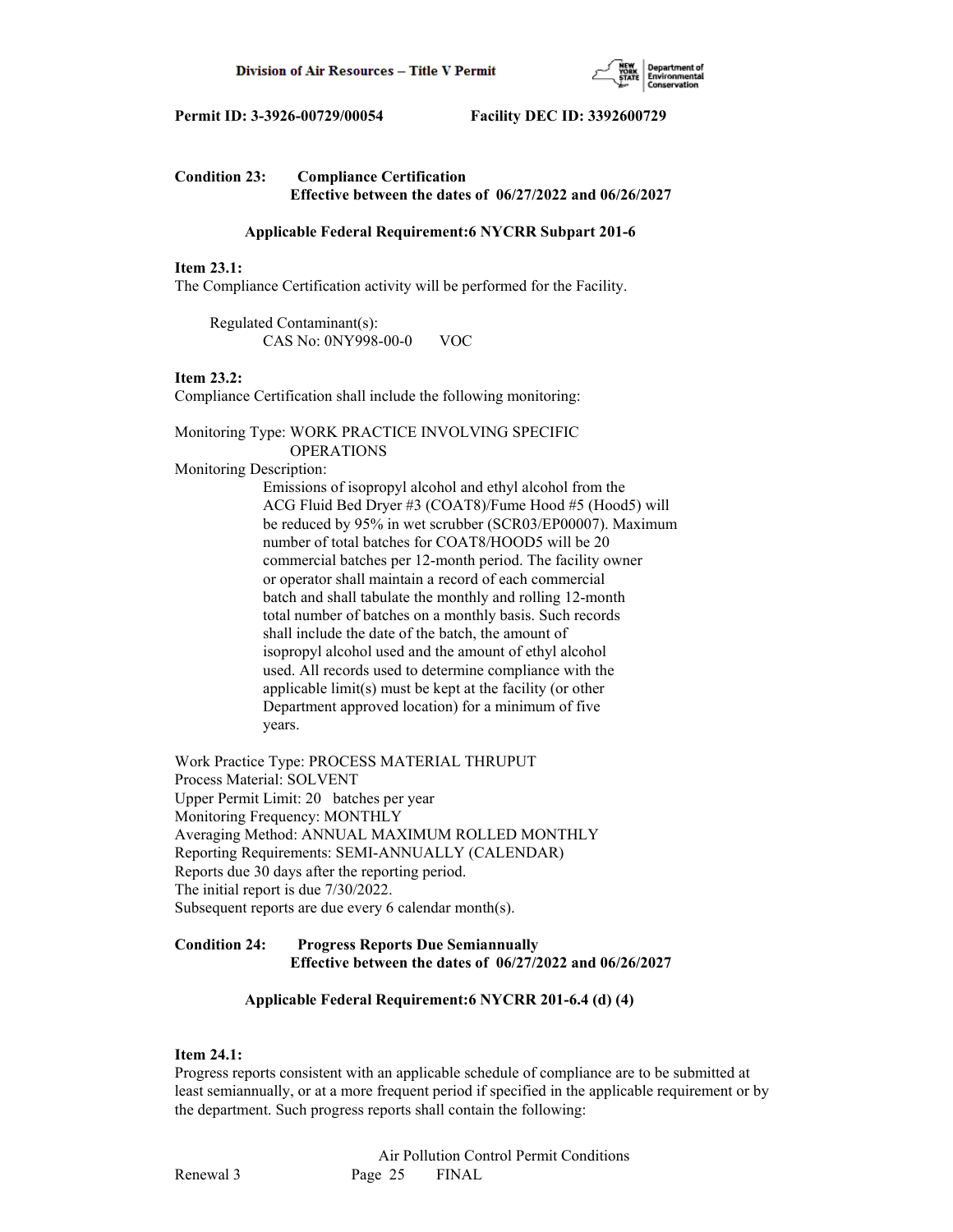**Condition 23: Compliance Certification**
**Effective between the dates of 06/27/2022 and 06/26/2027**

**Applicable Federal Requirement:6 NYCRR Subpart 201-6**

**Item 23.1:**
The Compliance Certification activity will be performed for the Facility.

Regulated Contaminant(s):
CAS No: 0NY998-00-0 VOC

**Item 23.2:**
Compliance Certification shall include the following monitoring:

Monitoring Type: WORK PRACTICE INVOLVING SPECIFIC OPERATIONS
Monitoring Description:
Emissions of isopropyl alcohol and ethyl alcohol from the ACG Fluid Bed Dryer #3 (COAT8)/Fume Hood #5 (Hood5) will be reduced by 95% in wet scrubber (SCR03/EP00007). Maximum number of total batches for COAT8/HOOD5 will be 20 commercial batches per 12-month period. The facility owner or operator shall maintain a record of each commercial batch and shall tabulate the monthly and rolling 12-month total number of batches on a monthly basis. Such records shall include the date of the batch, the amount of isopropyl alcohol used and the amount of ethyl alcohol used. All records used to determine compliance with the applicable limit(s) must be kept at the facility (or other Department approved location) for a minimum of five years.

Work Practice Type: PROCESS MATERIAL THRUPUT
Process Material: SOLVENT
Upper Permit Limit: 20 batches per year
Monitoring Frequency: MONTHLY
Averaging Method: ANNUAL MAXIMUM ROLLED MONTHLY
Reporting Requirements: SEMI-ANNUALLY (CALENDAR)
Reports due 30 days after the reporting period.
The initial report is due 7/30/2022.
Subsequent reports are due every 6 calendar month(s).

**Condition 24: Progress Reports Due Semiannually**
**Effective between the dates of 06/27/2022 and 06/26/2027**

**Applicable Federal Requirement:6 NYCRR 201-6.4 (d) (4)**

**Item 24.1:**
Progress reports consistent with an applicable schedule of compliance are to be submitted at least semiannually, or at a more frequent period if specified in the applicable requirement or by the department. Such progress reports shall contain the following: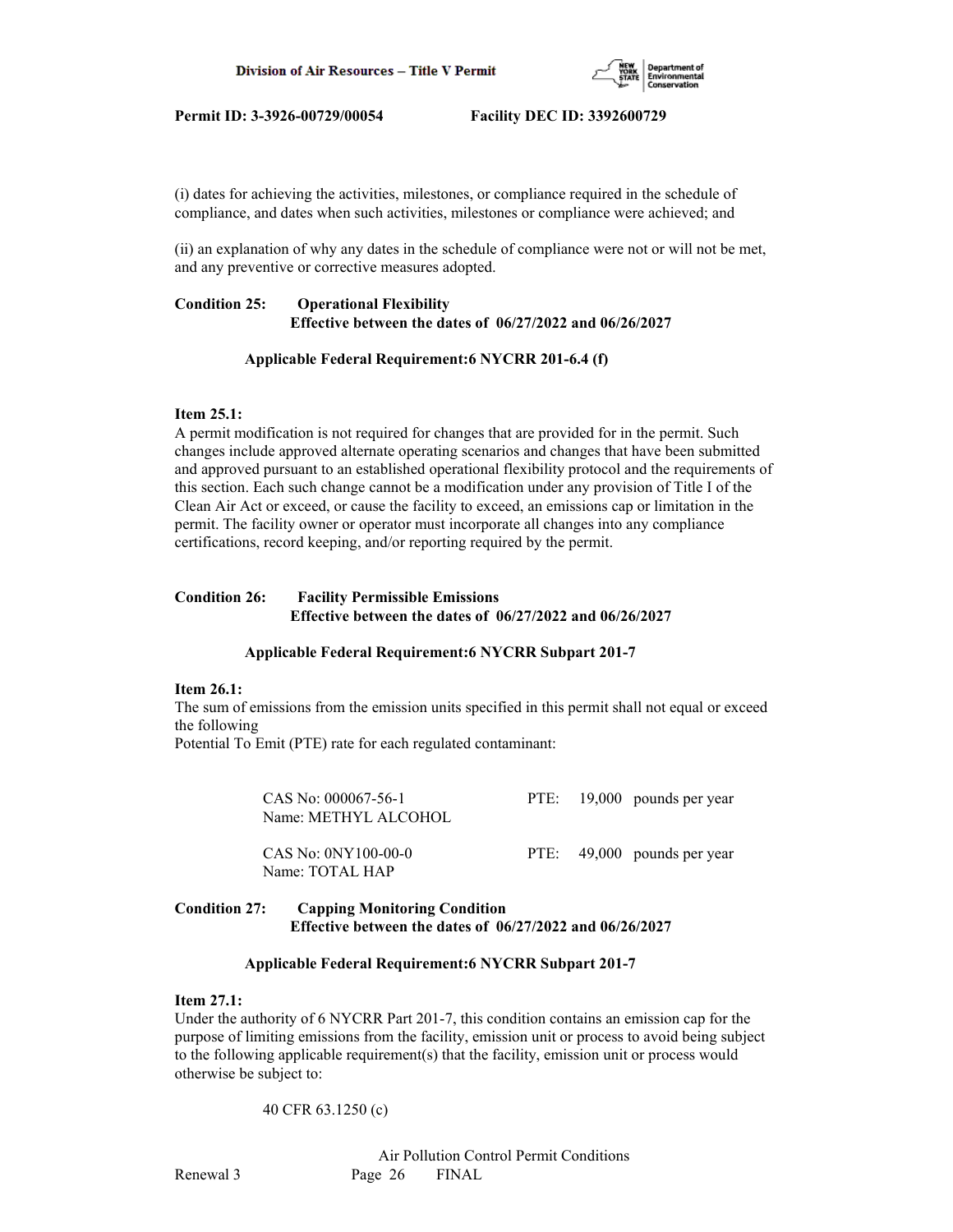(i) dates for achieving the activities, milestones, or compliance required in the schedule of compliance, and dates when such activities, milestones or compliance were achieved; and

(ii) an explanation of why any dates in the schedule of compliance were not or will not be met, and any preventive or corrective measures adopted.

**Condition 25: Operational Flexibility**
**Effective between the dates of 06/27/2022 and 06/26/2027**

**Applicable Federal Requirement:6 NYCRR 201-6.4 (f)**

**Item 25.1:**
A permit modification is not required for changes that are provided for in the permit. Such changes include approved alternate operating scenarios and changes that have been submitted and approved pursuant to an established operational flexibility protocol and the requirements of this section. Each such change cannot be a modification under any provision of Title I of the Clean Air Act or exceed, or cause the facility to exceed, an emissions cap or limitation in the permit. The facility owner or operator must incorporate all changes into any compliance certifications, record keeping, and/or reporting required by the permit.

**Condition 26: Facility Permissible Emissions**
**Effective between the dates of 06/27/2022 and 06/26/2027**

**Applicable Federal Requirement:6 NYCRR Subpart 201-7**

**Item 26.1:**
The sum of emissions from the emission units specified in this permit shall not equal or exceed the following
Potential To Emit (PTE) rate for each regulated contaminant:

CAS No: 000067-56-1 PTE: 19,000 pounds per year
Name: METHYL ALCOHOL

CAS No: 0NY100-00-0 PTE: 49,000 pounds per year
Name: TOTAL HAP

**Condition 27: Capping Monitoring Condition**
**Effective between the dates of 06/27/2022 and 06/26/2027**

**Applicable Federal Requirement:6 NYCRR Subpart 201-7**

**Item 27.1:**
Under the authority of 6 NYCRR Part 201-7, this condition contains an emission cap for the purpose of limiting emissions from the facility, emission unit or process to avoid being subject to the following applicable requirement(s) that the facility, emission unit or process would otherwise be subject to:

40 CFR 63.1250 (c)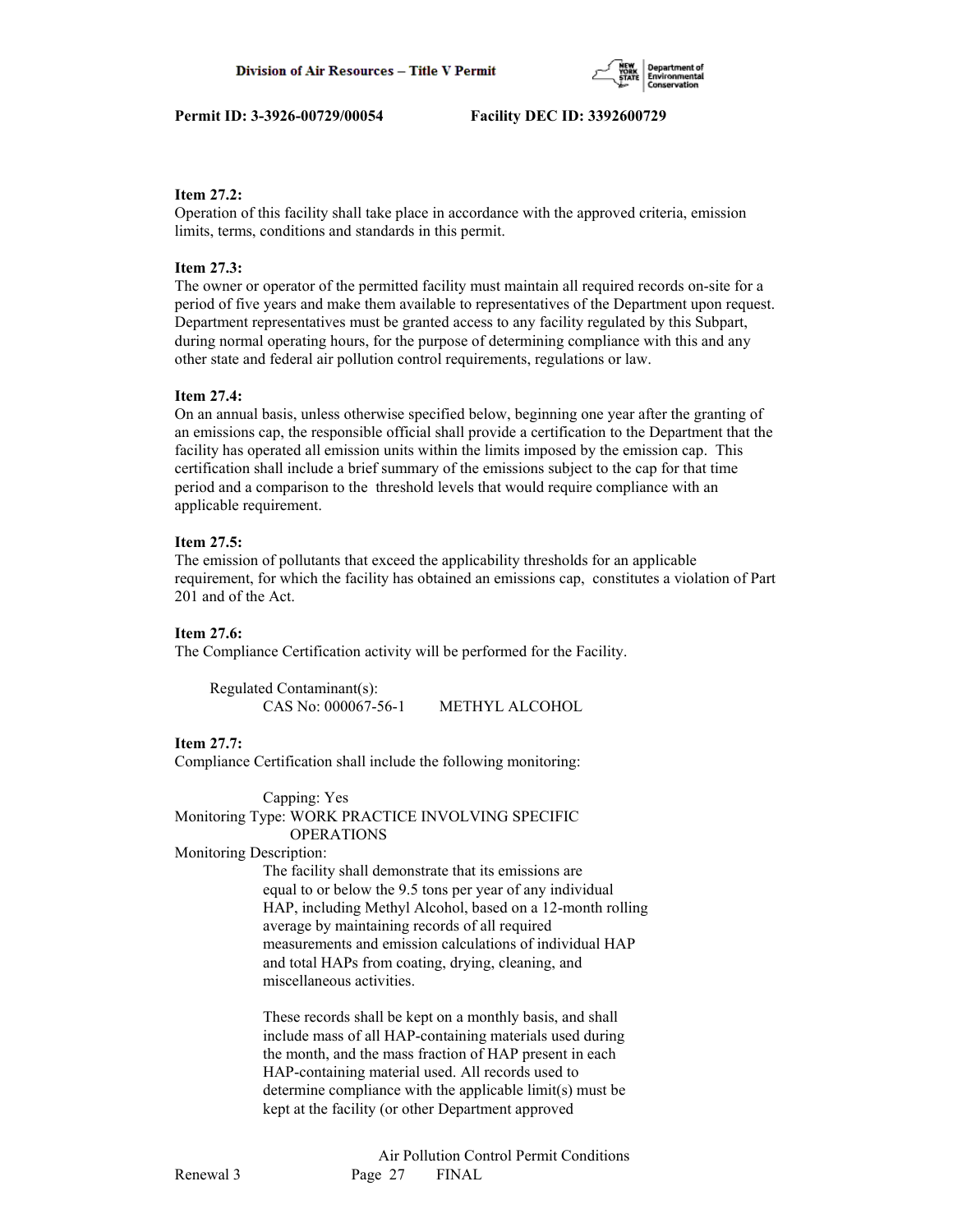**Item 27.2:**
Operation of this facility shall take place in accordance with the approved criteria, emission limits, terms, conditions and standards in this permit.

**Item 27.3:**
The owner or operator of the permitted facility must maintain all required records on-site for a period of five years and make them available to representatives of the Department upon request. Department representatives must be granted access to any facility regulated by this Subpart, during normal operating hours, for the purpose of determining compliance with this and any other state and federal air pollution control requirements, regulations or law.

**Item 27.4:**
On an annual basis, unless otherwise specified below, beginning one year after the granting of an emissions cap, the responsible official shall provide a certification to the Department that the facility has operated all emission units within the limits imposed by the emission cap. This certification shall include a brief summary of the emissions subject to the cap for that time period and a comparison to the threshold levels that would require compliance with an applicable requirement.

**Item 27.5:**
The emission of pollutants that exceed the applicability thresholds for an applicable requirement, for which the facility has obtained an emissions cap, constitutes a violation of Part 201 and of the Act.

**Item 27.6:**
The Compliance Certification activity will be performed for the Facility.

Regulated Contaminant(s):
CAS No: 000067-56-1 METHYL ALCOHOL

**Item 27.7:**
Compliance Certification shall include the following monitoring:

Capping: Yes
Monitoring Type: WORK PRACTICE INVOLVING SPECIFIC OPERATIONS
Monitoring Description:
The facility shall demonstrate that its emissions are equal to or below the 9.5 tons per year of any individual HAP, including Methyl Alcohol, based on a 12-month rolling average by maintaining records of all required measurements and emission calculations of individual HAP and total HAPs from coating, drying, cleaning, and miscellaneous activities.

These records shall be kept on a monthly basis, and shall include mass of all HAP-containing materials used during the month, and the mass fraction of HAP present in each HAP-containing material used. All records used to determine compliance with the applicable limit(s) must be kept at the facility (or other Department approved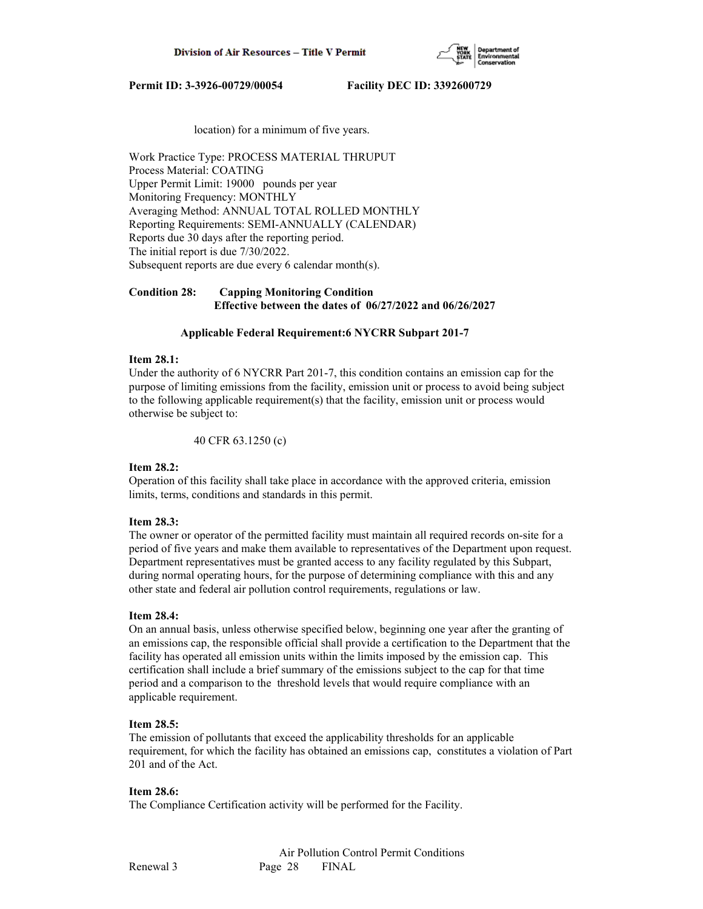location) for a minimum of five years.

Work Practice Type: PROCESS MATERIAL THRUPUT
Process Material: COATING
Upper Permit Limit: 19000 pounds per year
Monitoring Frequency: MONTHLY
Averaging Method: ANNUAL TOTAL ROLLED MONTHLY
Reporting Requirements: SEMI-ANNUALLY (CALENDAR)
Reports due 30 days after the reporting period.
The initial report is due 7/30/2022.
Subsequent reports are due every 6 calendar month(s).

**Condition 28: Capping Monitoring Condition**
**Effective between the dates of 06/27/2022 and 06/26/2027**

**Applicable Federal Requirement:6 NYCRR Subpart 201-7**

**Item 28.1:**
Under the authority of 6 NYCRR Part 201-7, this condition contains an emission cap for the purpose of limiting emissions from the facility, emission unit or process to avoid being subject to the following applicable requirement(s) that the facility, emission unit or process would otherwise be subject to:

40 CFR 63.1250 (c)

**Item 28.2:**
Operation of this facility shall take place in accordance with the approved criteria, emission limits, terms, conditions and standards in this permit.

**Item 28.3:**
The owner or operator of the permitted facility must maintain all required records on-site for a period of five years and make them available to representatives of the Department upon request. Department representatives must be granted access to any facility regulated by this Subpart, during normal operating hours, for the purpose of determining compliance with this and any other state and federal air pollution control requirements, regulations or law.

**Item 28.4:**
On an annual basis, unless otherwise specified below, beginning one year after the granting of an emissions cap, the responsible official shall provide a certification to the Department that the facility has operated all emission units within the limits imposed by the emission cap. This certification shall include a brief summary of the emissions subject to the cap for that time period and a comparison to the threshold levels that would require compliance with an applicable requirement.

**Item 28.5:**
The emission of pollutants that exceed the applicability thresholds for an applicable requirement, for which the facility has obtained an emissions cap, constitutes a violation of Part 201 and of the Act.

**Item 28.6:**
The Compliance Certification activity will be performed for the Facility.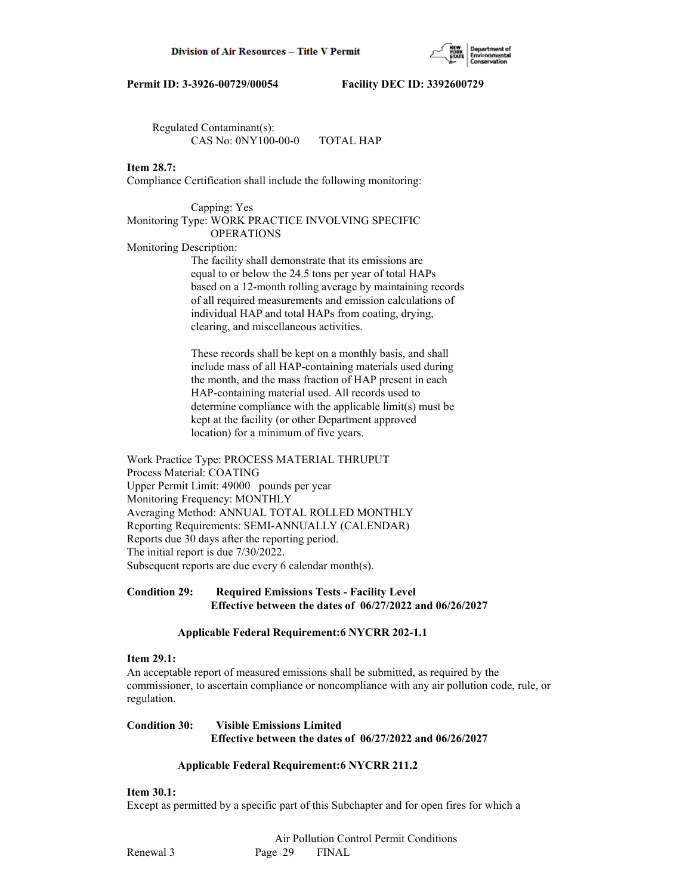Regulated Contaminant(s):
    CAS No: 0NY100-00-0       TOTAL HAP

**Item 28.7:**
Compliance Certification shall include the following monitoring:

Capping: Yes
Monitoring Type: WORK PRACTICE INVOLVING SPECIFIC OPERATIONS
Monitoring Description:

The facility shall demonstrate that its emissions are equal to or below the 24.5 tons per year of total HAPs based on a 12-month rolling average by maintaining records of all required measurements and emission calculations of individual HAP and total HAPs from coating, drying, clearing, and miscellaneous activities.

These records shall be kept on a monthly basis, and shall include mass of all HAP-containing materials used during the month, and the mass fraction of HAP present in each HAP-containing material used. All records used to determine compliance with the applicable limit(s) must be kept at the facility (or other Department approved location) for a minimum of five years.

Work Practice Type: PROCESS MATERIAL THRUPUT
Process Material: COATING
Upper Permit Limit: 49000 pounds per year
Monitoring Frequency: MONTHLY
Averaging Method: ANNUAL TOTAL ROLLED MONTHLY
Reporting Requirements: SEMI-ANNUALLY (CALENDAR)
Reports due 30 days after the reporting period.
The initial report is due 7/30/2022.
Subsequent reports are due every 6 calendar month(s).

**Condition 29: Required Emissions Tests - Facility Level**
**Effective between the dates of 06/27/2022 and 06/26/2027**

**Applicable Federal Requirement:6 NYCRR 202-1.1**

**Item 29.1:**
An acceptable report of measured emissions shall be submitted, as required by the commissioner, to ascertain compliance or noncompliance with any air pollution code, rule, or regulation.

**Condition 30: Visible Emissions Limited**
**Effective between the dates of 06/27/2022 and 06/26/2027**

**Applicable Federal Requirement:6 NYCRR 211.2**

**Item 30.1:**
Except as permitted by a specific part of this Subchapter and for open fires for which a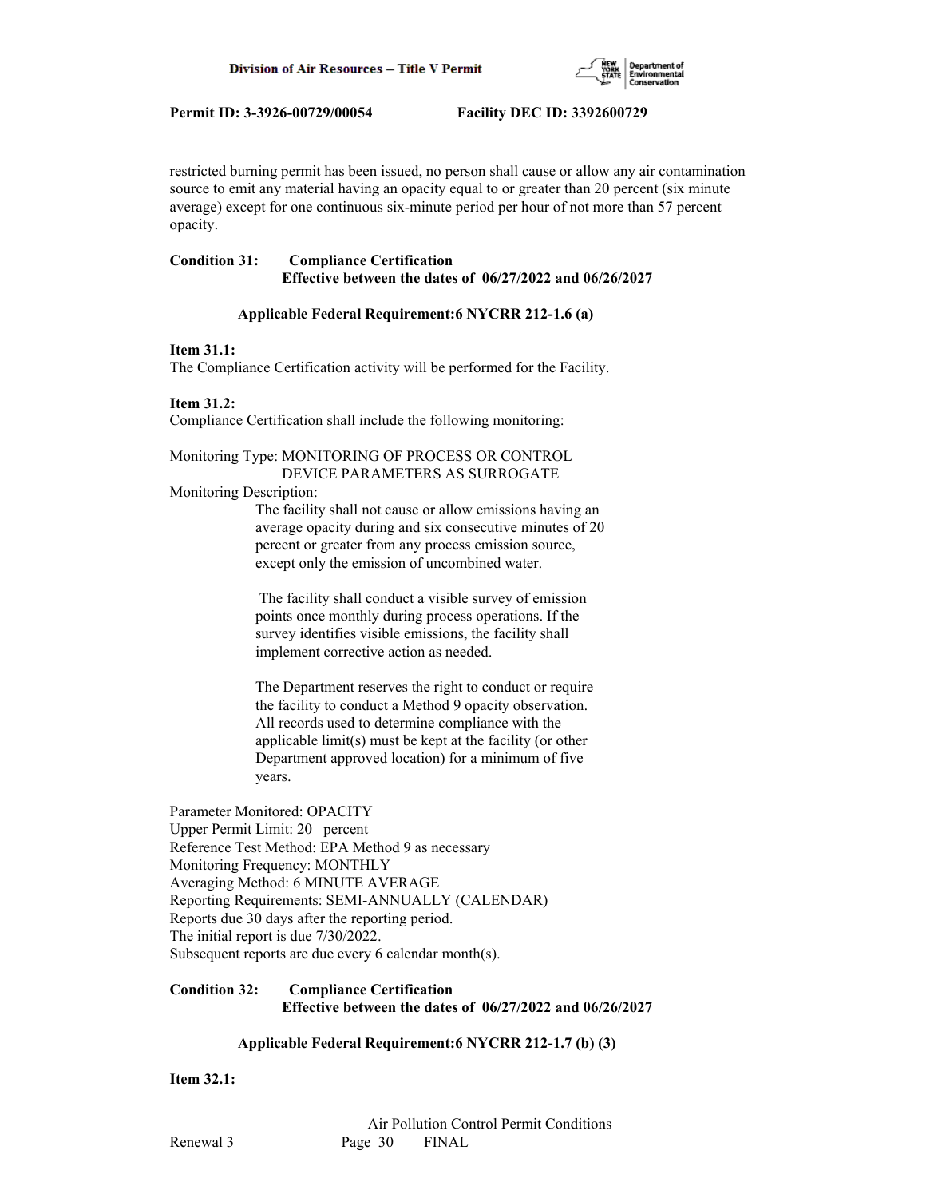restricted burning permit has been issued, no person shall cause or allow any air contamination source to emit any material having an opacity equal to or greater than 20 percent (six minute average) except for one continuous six-minute period per hour of not more than 57 percent opacity.

**Condition 31: Compliance Certification**
**Effective between the dates of 06/27/2022 and 06/26/2027**

**Applicable Federal Requirement:6 NYCRR 212-1.6 (a)**

**Item 31.1:**
The Compliance Certification activity will be performed for the Facility.

**Item 31.2:**
Compliance Certification shall include the following monitoring:

Monitoring Type: MONITORING OF PROCESS OR CONTROL DEVICE PARAMETERS AS SURROGATE

Monitoring Description:

The facility shall not cause or allow emissions having an average opacity during and six consecutive minutes of 20 percent or greater from any process emission source, except only the emission of uncombined water.

The facility shall conduct a visible survey of emission points once monthly during process operations. If the survey identifies visible emissions, the facility shall implement corrective action as needed.

The Department reserves the right to conduct or require the facility to conduct a Method 9 opacity observation. All records used to determine compliance with the applicable limit(s) must be kept at the facility (or other Department approved location) for a minimum of five years.

Parameter Monitored: OPACITY
Upper Permit Limit: 20 percent
Reference Test Method: EPA Method 9 as necessary
Monitoring Frequency: MONTHLY
Averaging Method: 6 MINUTE AVERAGE
Reporting Requirements: SEMI-ANNUALLY (CALENDAR)
Reports due 30 days after the reporting period.
The initial report is due 7/30/2022.
Subsequent reports are due every 6 calendar month(s).

**Condition 32: Compliance Certification**
**Effective between the dates of 06/27/2022 and 06/26/2027**

**Applicable Federal Requirement:6 NYCRR 212-1.7 (b) (3)**

**Item 32.1:**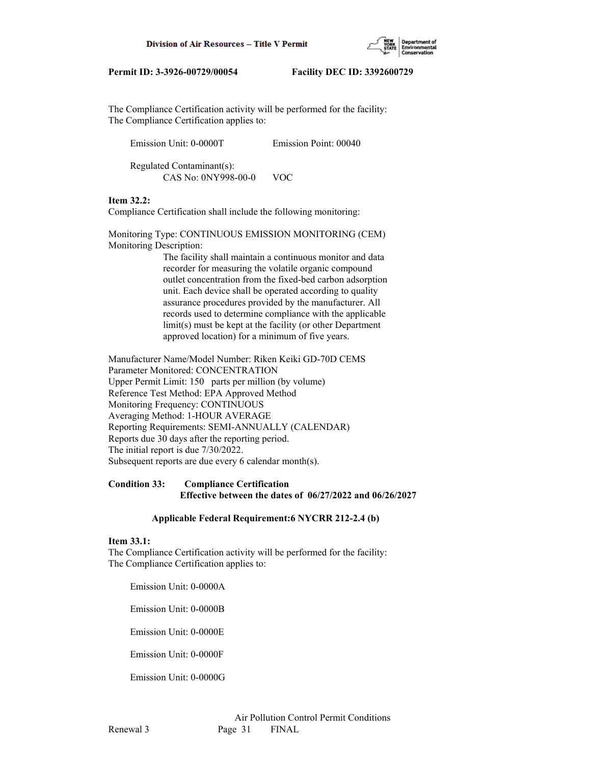The Compliance Certification activity will be performed for the facility:
The Compliance Certification applies to:

Emission Unit: 0-0000T        Emission Point: 00040

Regulated Contaminant(s):
    CAS No: 0NY998-00-0    VOC

**Item 32.2:**
Compliance Certification shall include the following monitoring:

Monitoring Type: CONTINUOUS EMISSION MONITORING (CEM)
Monitoring Description:

> The facility shall maintain a continuous monitor and data recorder for measuring the volatile organic compound outlet concentration from the fixed-bed carbon adsorption unit. Each device shall be operated according to quality assurance procedures provided by the manufacturer. All records used to determine compliance with the applicable limit(s) must be kept at the facility (or other Department approved location) for a minimum of five years.

Manufacturer Name/Model Number: Riken Keiki GD-70D CEMS
Parameter Monitored: CONCENTRATION
Upper Permit Limit: 150 parts per million (by volume)
Reference Test Method: EPA Approved Method
Monitoring Frequency: CONTINUOUS
Averaging Method: 1-HOUR AVERAGE
Reporting Requirements: SEMI-ANNUALLY (CALENDAR)
Reports due 30 days after the reporting period.
The initial report is due 7/30/2022.
Subsequent reports are due every 6 calendar month(s).

**Condition 33: Compliance Certification**
**Effective between the dates of 06/27/2022 and 06/26/2027**

**Applicable Federal Requirement:6 NYCRR 212-2.4 (b)**

**Item 33.1:**
The Compliance Certification activity will be performed for the facility:
The Compliance Certification applies to:

Emission Unit: 0-0000A

Emission Unit: 0-0000B

Emission Unit: 0-0000E

Emission Unit: 0-0000F

Emission Unit: 0-0000G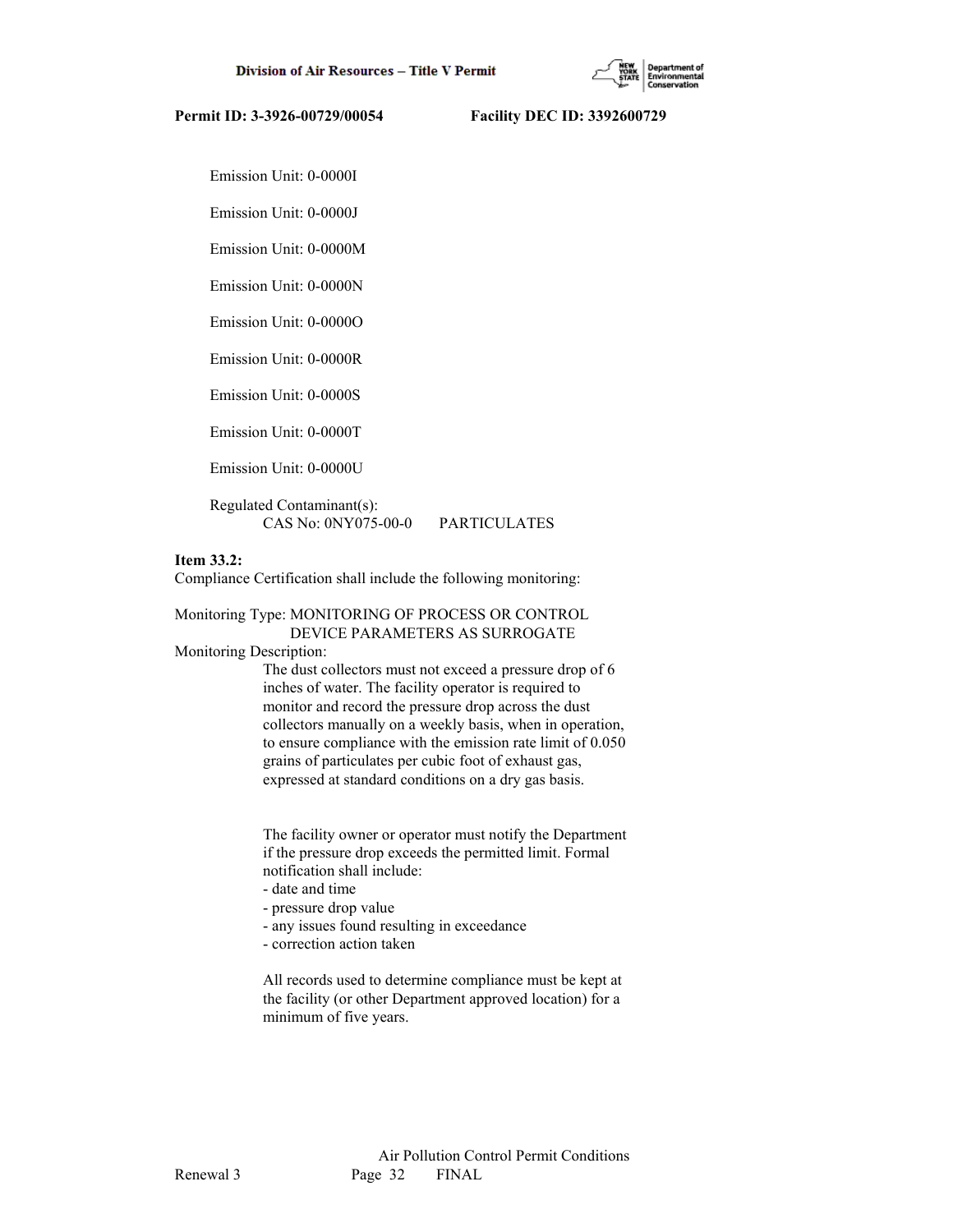Emission Unit: 0-0000I

Emission Unit: 0-0000J

Emission Unit: 0-0000M

Emission Unit: 0-0000N

Emission Unit: 0-0000O

Emission Unit: 0-0000R

Emission Unit: 0-0000S

Emission Unit: 0-0000T

Emission Unit: 0-0000U

Regulated Contaminant(s):
    CAS No: 0NY075-00-0    PARTICULATES

**Item 33.2:**
Compliance Certification shall include the following monitoring:

Monitoring Type: MONITORING OF PROCESS OR CONTROL DEVICE PARAMETERS AS SURROGATE
Monitoring Description:

The dust collectors must not exceed a pressure drop of 6 inches of water. The facility operator is required to monitor and record the pressure drop across the dust collectors manually on a weekly basis, when in operation, to ensure compliance with the emission rate limit of 0.050 grains of particulates per cubic foot of exhaust gas, expressed at standard conditions on a dry gas basis.

The facility owner or operator must notify the Department if the pressure drop exceeds the permitted limit. Formal notification shall include:
- date and time
- pressure drop value
- any issues found resulting in exceedance
- correction action taken

All records used to determine compliance must be kept at the facility (or other Department approved location) for a minimum of five years.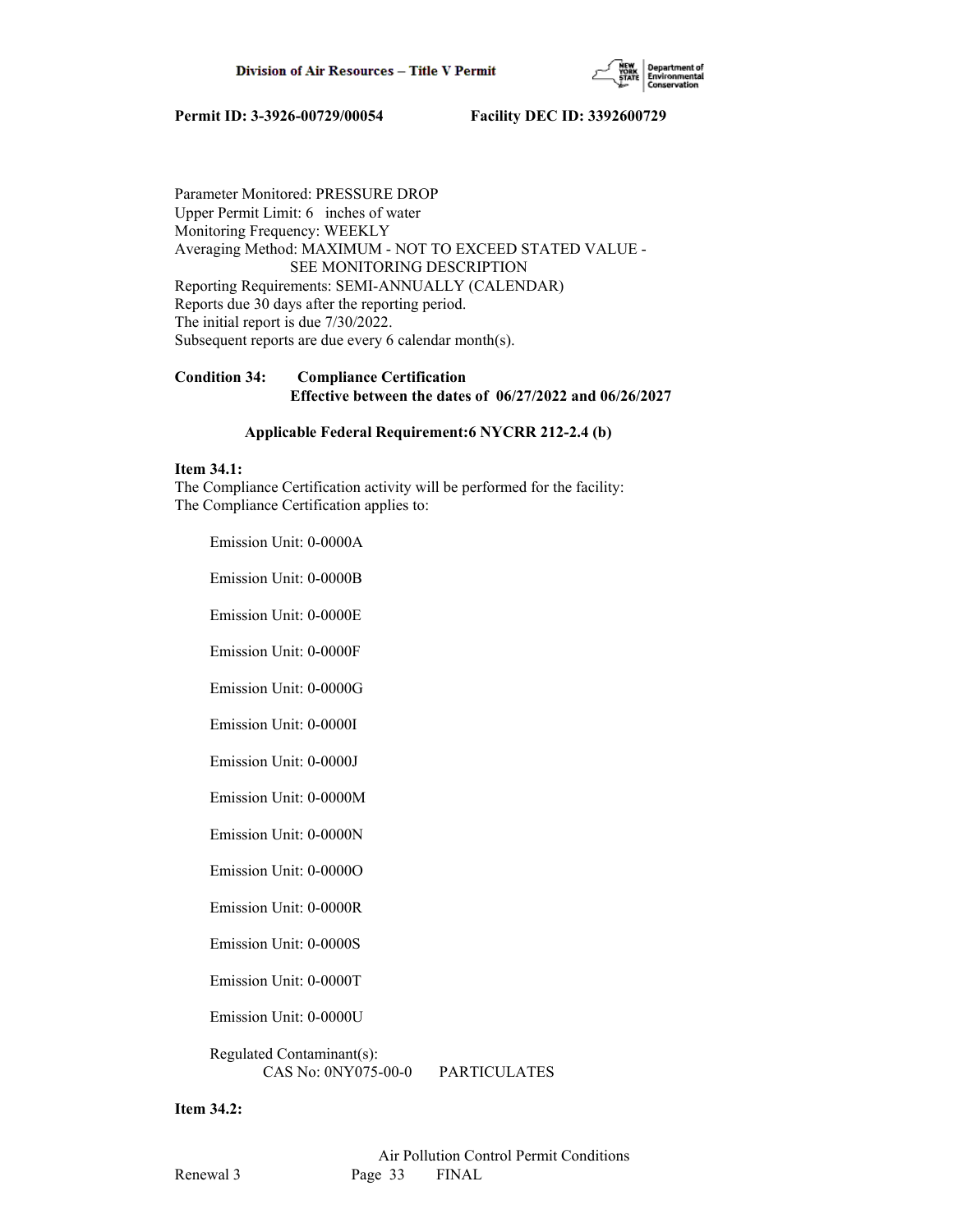Parameter Monitored: PRESSURE DROP
Upper Permit Limit: 6 inches of water
Monitoring Frequency: WEEKLY
Averaging Method: MAXIMUM - NOT TO EXCEED STATED VALUE - SEE MONITORING DESCRIPTION
Reporting Requirements: SEMI-ANNUALLY (CALENDAR)
Reports due 30 days after the reporting period.
The initial report is due 7/30/2022.
Subsequent reports are due every 6 calendar month(s).

**Condition 34: Compliance Certification**
**Effective between the dates of 06/27/2022 and 06/26/2027**

**Applicable Federal Requirement:6 NYCRR 212-2.4 (b)**

**Item 34.1:**
The Compliance Certification activity will be performed for the facility:
The Compliance Certification applies to:

Emission Unit: 0-0000A

Emission Unit: 0-0000B

Emission Unit: 0-0000E

Emission Unit: 0-0000F

Emission Unit: 0-0000G

Emission Unit: 0-0000I

Emission Unit: 0-0000J

Emission Unit: 0-0000M

Emission Unit: 0-0000N

Emission Unit: 0-0000O

Emission Unit: 0-0000R

Emission Unit: 0-0000S

Emission Unit: 0-0000T

Emission Unit: 0-0000U

Regulated Contaminant(s):
CAS No: 0NY075-00-0 PARTICULATES

**Item 34.2:**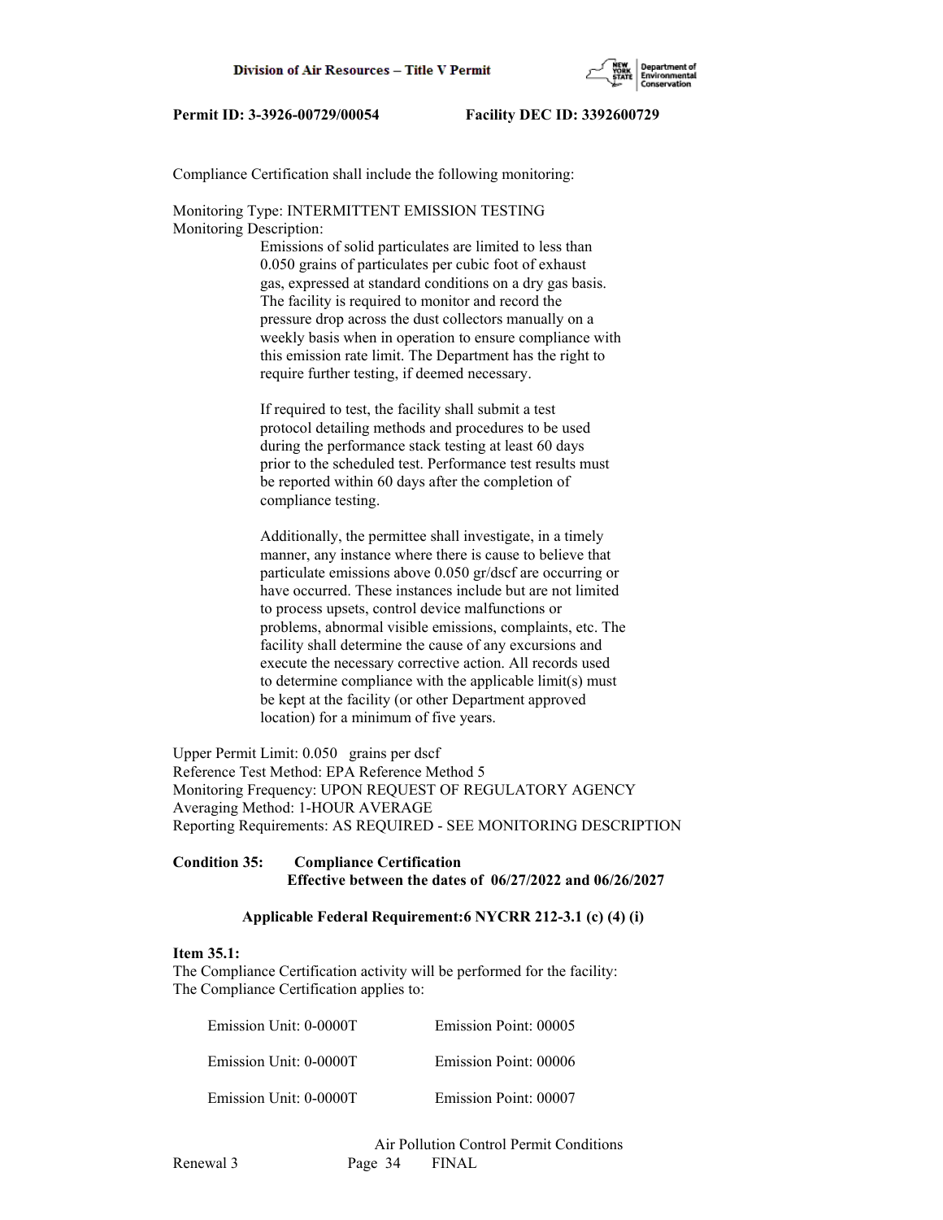Compliance Certification shall include the following monitoring:

Monitoring Type: INTERMITTENT EMISSION TESTING
Monitoring Description:

Emissions of solid particulates are limited to less than 0.050 grains of particulates per cubic foot of exhaust gas, expressed at standard conditions on a dry gas basis. The facility is required to monitor and record the pressure drop across the dust collectors manually on a weekly basis when in operation to ensure compliance with this emission rate limit. The Department has the right to require further testing, if deemed necessary.

If required to test, the facility shall submit a test protocol detailing methods and procedures to be used during the performance stack testing at least 60 days prior to the scheduled test. Performance test results must be reported within 60 days after the completion of compliance testing.

Additionally, the permittee shall investigate, in a timely manner, any instance where there is cause to believe that particulate emissions above 0.050 gr/dscf are occurring or have occurred. These instances include but are not limited to process upsets, control device malfunctions or problems, abnormal visible emissions, complaints, etc. The facility shall determine the cause of any excursions and execute the necessary corrective action. All records used to determine compliance with the applicable limit(s) must be kept at the facility (or other Department approved location) for a minimum of five years.

Upper Permit Limit: 0.050 grains per dscf
Reference Test Method: EPA Reference Method 5
Monitoring Frequency: UPON REQUEST OF REGULATORY AGENCY
Averaging Method: 1-HOUR AVERAGE
Reporting Requirements: AS REQUIRED - SEE MONITORING DESCRIPTION

**Condition 35: Compliance Certification**
**Effective between the dates of 06/27/2022 and 06/26/2027**

**Applicable Federal Requirement:6 NYCRR 212-3.1 (c) (4) (i)**

**Item 35.1:**
The Compliance Certification activity will be performed for the facility:
The Compliance Certification applies to:

Emission Unit: 0-0000T Emission Point: 00005

Emission Unit: 0-0000T Emission Point: 00006

Emission Unit: 0-0000T Emission Point: 00007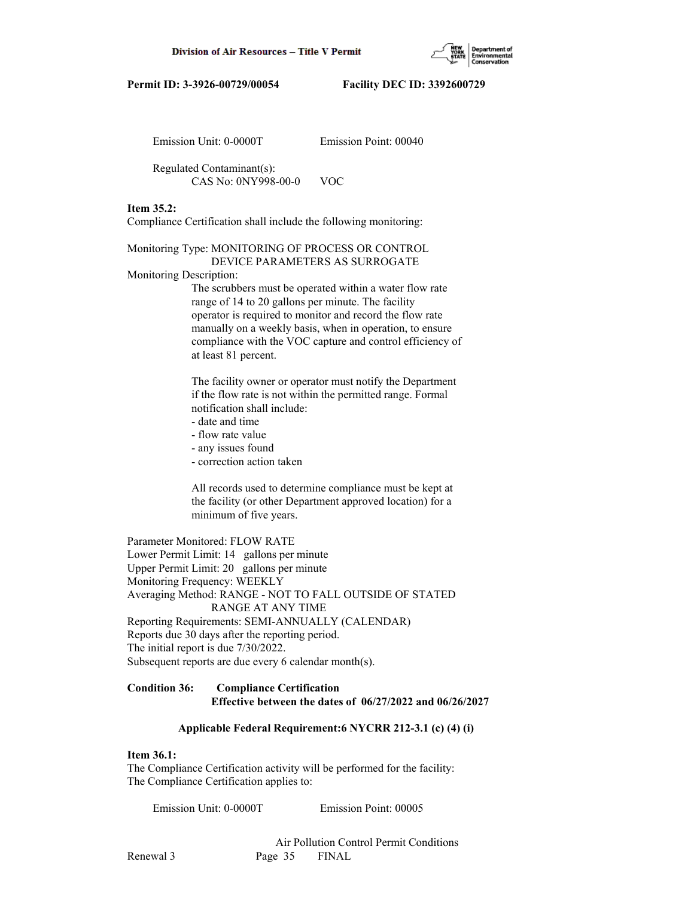Emission Unit: 0-0000T Emission Point: 00040

Regulated Contaminant(s):
CAS No: 0NY998-00-0 VOC

**Item 35.2:**
Compliance Certification shall include the following monitoring:

Monitoring Type: MONITORING OF PROCESS OR CONTROL DEVICE PARAMETERS AS SURROGATE
Monitoring Description:

The scrubbers must be operated within a water flow rate range of 14 to 20 gallons per minute. The facility operator is required to monitor and record the flow rate manually on a weekly basis, when in operation, to ensure compliance with the VOC capture and control efficiency of at least 81 percent.

The facility owner or operator must notify the Department if the flow rate is not within the permitted range. Formal notification shall include:
- date and time
- flow rate value
- any issues found
- correction action taken

All records used to determine compliance must be kept at the facility (or other Department approved location) for a minimum of five years.

Parameter Monitored: FLOW RATE
Lower Permit Limit: 14 gallons per minute
Upper Permit Limit: 20 gallons per minute
Monitoring Frequency: WEEKLY
Averaging Method: RANGE - NOT TO FALL OUTSIDE OF STATED RANGE AT ANY TIME
Reporting Requirements: SEMI-ANNUALLY (CALENDAR)
Reports due 30 days after the reporting period.
The initial report is due 7/30/2022.
Subsequent reports are due every 6 calendar month(s).

**Condition 36: Compliance Certification**
**Effective between the dates of 06/27/2022 and 06/26/2027**

**Applicable Federal Requirement:6 NYCRR 212-3.1 (c) (4) (i)**

**Item 36.1:**
The Compliance Certification activity will be performed for the facility:
The Compliance Certification applies to:

Emission Unit: 0-0000T Emission Point: 00005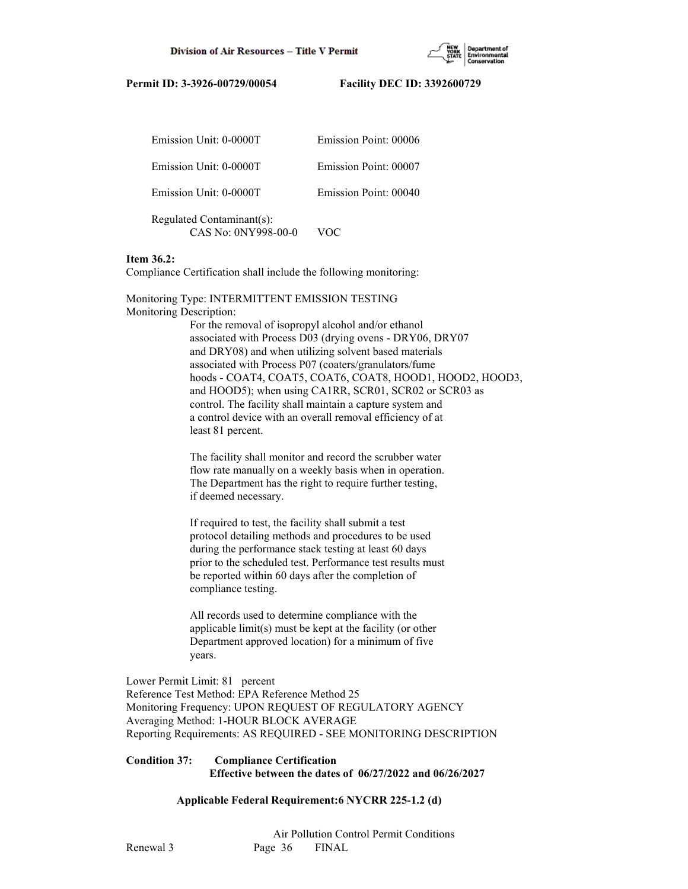Emission Unit: 0-0000T Emission Point: 00006

Emission Unit: 0-0000T Emission Point: 00007

Emission Unit: 0-0000T Emission Point: 00040

Regulated Contaminant(s):
CAS No: 0NY998-00-0 VOC

**Item 36.2:**
Compliance Certification shall include the following monitoring:

Monitoring Type: INTERMITTENT EMISSION TESTING
Monitoring Description:

For the removal of isopropyl alcohol and/or ethanol associated with Process D03 (drying ovens - DRY06, DRY07 and DRY08) and when utilizing solvent based materials associated with Process P07 (coaters/granulators/fume hoods - COAT4, COAT5, COAT6, COAT8, HOOD1, HOOD2, HOOD3, and HOOD5); when using CA1RR, SCR01, SCR02 or SCR03 as control. The facility shall maintain a capture system and a control device with an overall removal efficiency of at least 81 percent.

The facility shall monitor and record the scrubber water flow rate manually on a weekly basis when in operation. The Department has the right to require further testing, if deemed necessary.

If required to test, the facility shall submit a test protocol detailing methods and procedures to be used during the performance stack testing at least 60 days prior to the scheduled test. Performance test results must be reported within 60 days after the completion of compliance testing.

All records used to determine compliance with the applicable limit(s) must be kept at the facility (or other Department approved location) for a minimum of five years.

Lower Permit Limit: 81 percent
Reference Test Method: EPA Reference Method 25
Monitoring Frequency: UPON REQUEST OF REGULATORY AGENCY
Averaging Method: 1-HOUR BLOCK AVERAGE
Reporting Requirements: AS REQUIRED - SEE MONITORING DESCRIPTION

**Condition 37: Compliance Certification**
**Effective between the dates of 06/27/2022 and 06/26/2027**

**Applicable Federal Requirement:6 NYCRR 225-1.2 (d)**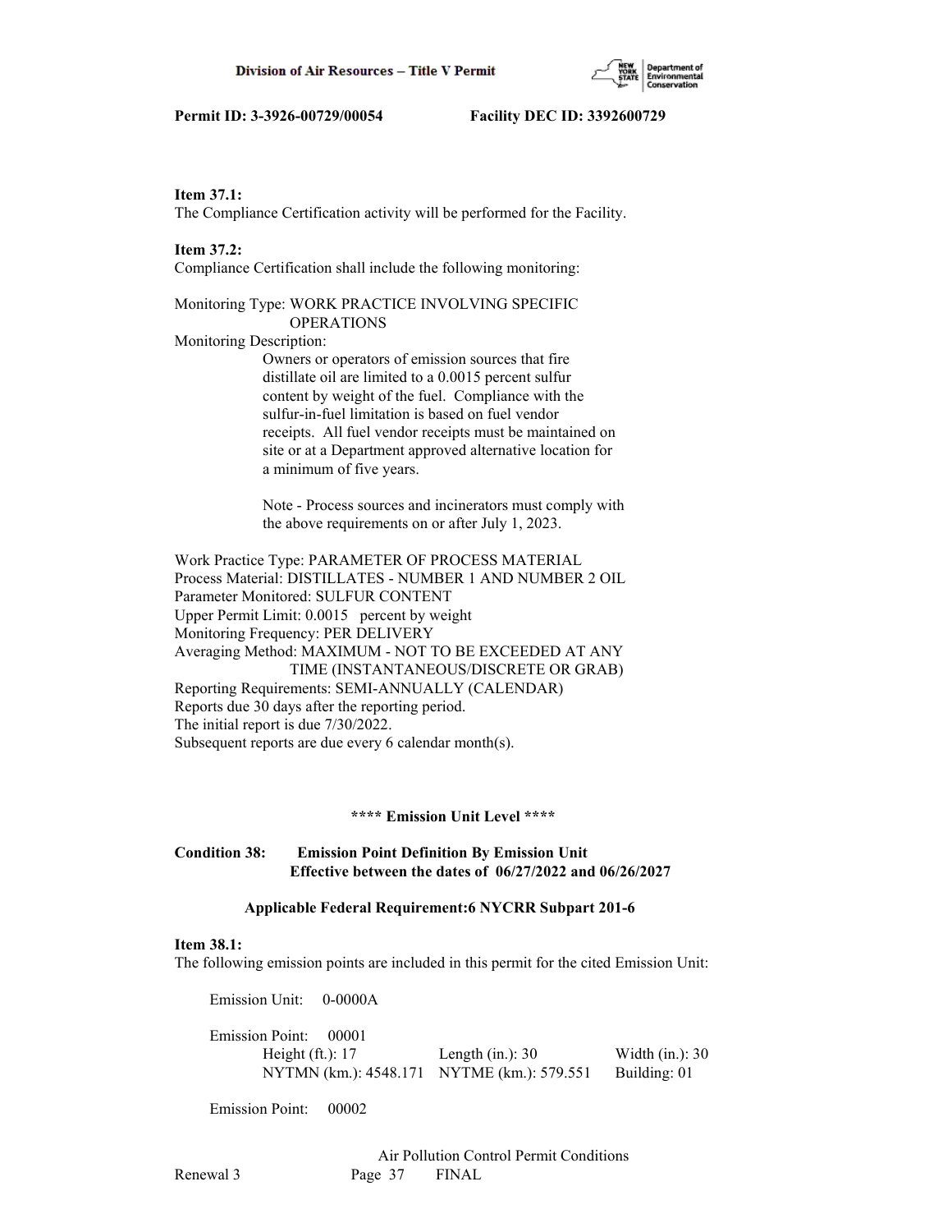**Item 37.1:**
The Compliance Certification activity will be performed for the Facility.

**Item 37.2:**
Compliance Certification shall include the following monitoring:

Monitoring Type: WORK PRACTICE INVOLVING SPECIFIC OPERATIONS
Monitoring Description:
Owners or operators of emission sources that fire distillate oil are limited to a 0.0015 percent sulfur content by weight of the fuel. Compliance with the sulfur-in-fuel limitation is based on fuel vendor receipts. All fuel vendor receipts must be maintained on site or at a Department approved alternative location for a minimum of five years.

Note - Process sources and incinerators must comply with the above requirements on or after July 1, 2023.

Work Practice Type: PARAMETER OF PROCESS MATERIAL
Process Material: DISTILLATES - NUMBER 1 AND NUMBER 2 OIL
Parameter Monitored: SULFUR CONTENT
Upper Permit Limit: 0.0015 percent by weight
Monitoring Frequency: PER DELIVERY
Averaging Method: MAXIMUM - NOT TO BE EXCEEDED AT ANY TIME (INSTANTANEOUS/DISCRETE OR GRAB)
Reporting Requirements: SEMI-ANNUALLY (CALENDAR)
Reports due 30 days after the reporting period.
The initial report is due 7/30/2022.
Subsequent reports are due every 6 calendar month(s).

**\*\*\*\* Emission Unit Level \*\*\*\***

**Condition 38: Emission Point Definition By Emission Unit**
**Effective between the dates of 06/27/2022 and 06/26/2027**

**Applicable Federal Requirement:6 NYCRR Subpart 201-6**

**Item 38.1:**
The following emission points are included in this permit for the cited Emission Unit:

Emission Unit: 0-0000A

Emission Point: 00001
Height (ft.): 17 Length (in.): 30 Width (in.): 30
NYTMN (km.): 4548.171 NYTME (km.): 579.551 Building: 01

Emission Point: 00002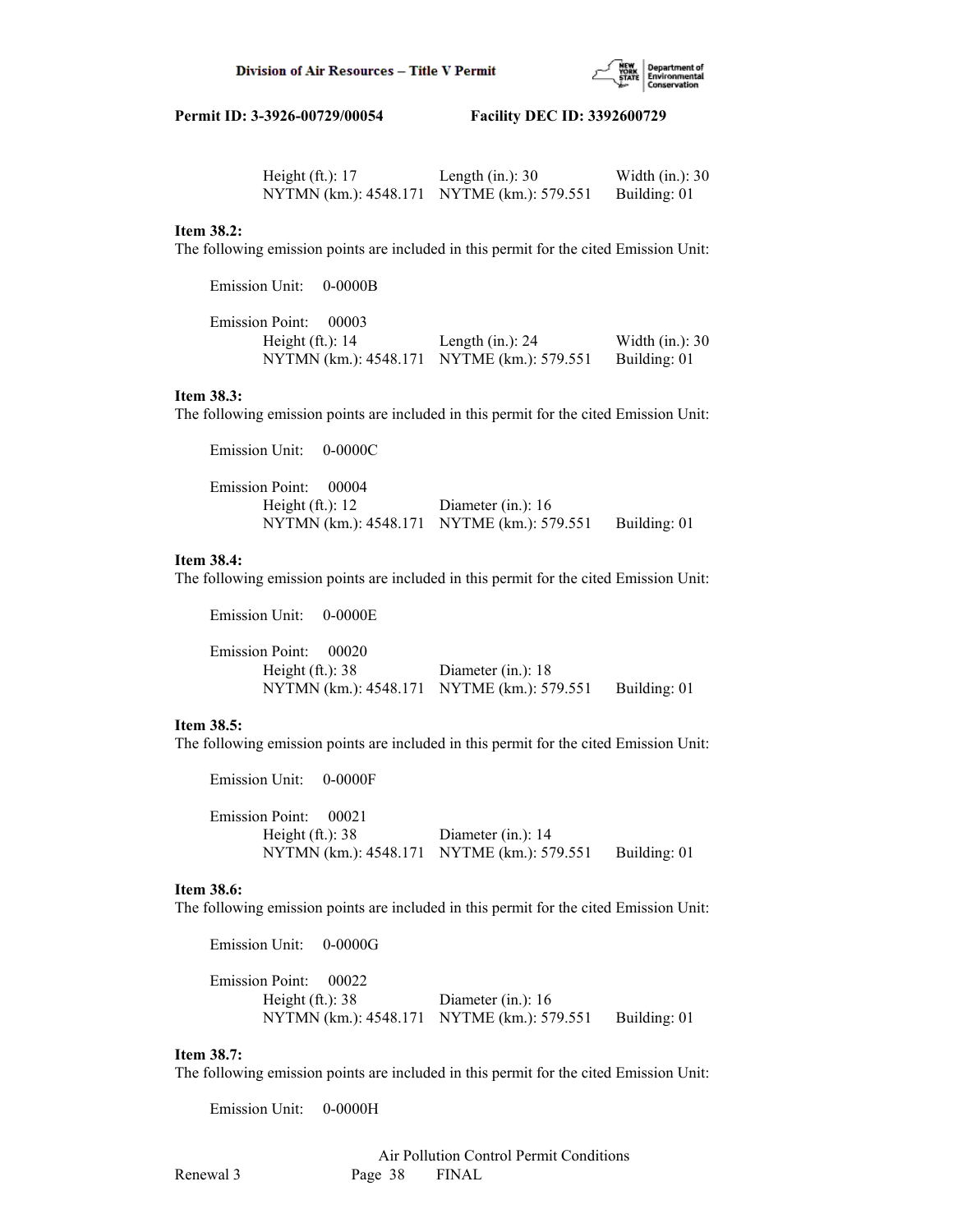Height (ft.): 17 Length (in.): 30 Width (in.): 30
NYTMN (km.): 4548.171 NYTME (km.): 579.551 Building: 01

**Item 38.2:**
The following emission points are included in this permit for the cited Emission Unit:

Emission Unit: 0-0000B

Emission Point: 00003
Height (ft.): 14 Length (in.): 24 Width (in.): 30
NYTMN (km.): 4548.171 NYTME (km.): 579.551 Building: 01

**Item 38.3:**
The following emission points are included in this permit for the cited Emission Unit:

Emission Unit: 0-0000C

Emission Point: 00004
Height (ft.): 12 Diameter (in.): 16
NYTMN (km.): 4548.171 NYTME (km.): 579.551 Building: 01

**Item 38.4:**
The following emission points are included in this permit for the cited Emission Unit:

Emission Unit: 0-0000E

Emission Point: 00020
Height (ft.): 38 Diameter (in.): 18
NYTMN (km.): 4548.171 NYTME (km.): 579.551 Building: 01

**Item 38.5:**
The following emission points are included in this permit for the cited Emission Unit:

Emission Unit: 0-0000F

Emission Point: 00021
Height (ft.): 38 Diameter (in.): 14
NYTMN (km.): 4548.171 NYTME (km.): 579.551 Building: 01

**Item 38.6:**
The following emission points are included in this permit for the cited Emission Unit:

Emission Unit: 0-0000G

Emission Point: 00022
Height (ft.): 38 Diameter (in.): 16
NYTMN (km.): 4548.171 NYTME (km.): 579.551 Building: 01

**Item 38.7:**
The following emission points are included in this permit for the cited Emission Unit:

Emission Unit: 0-0000H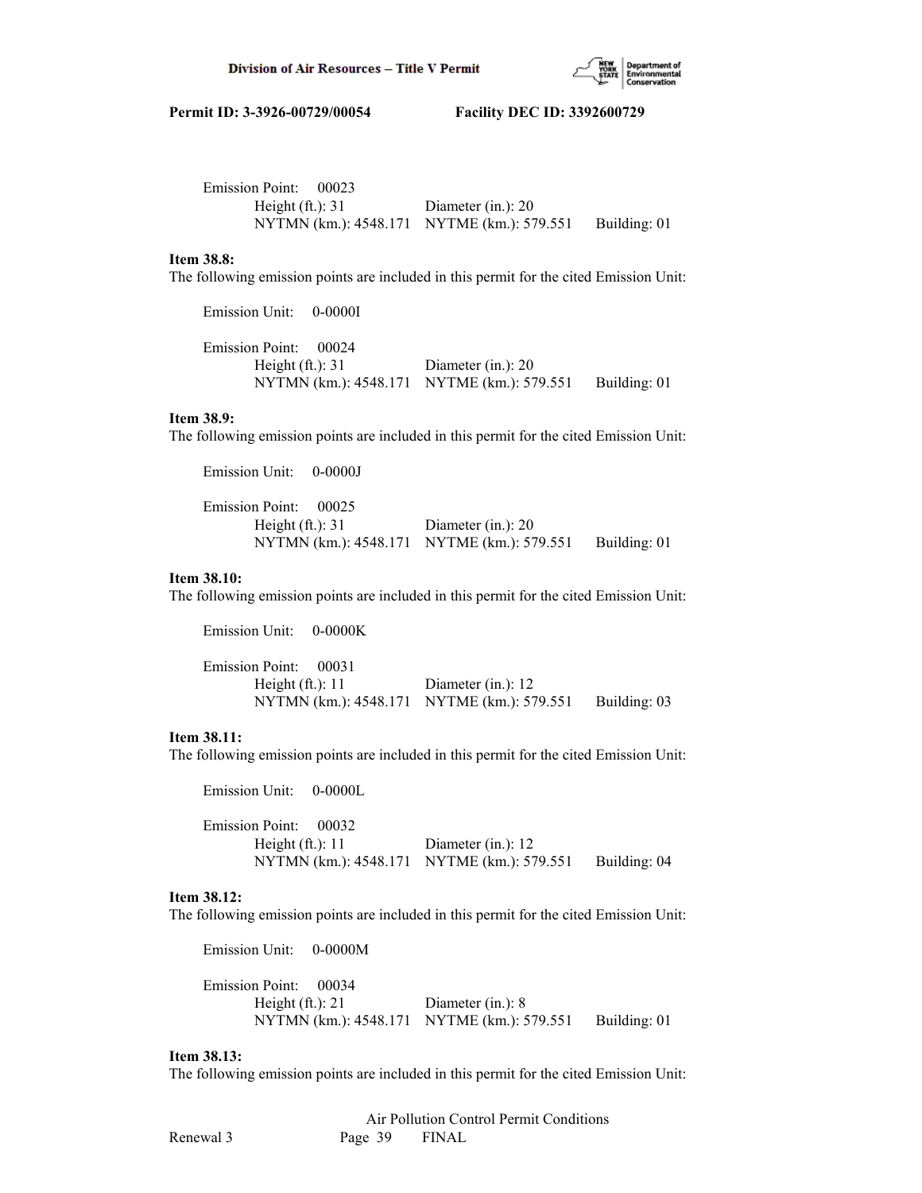Emission Point: 00023
Height (ft.): 31 Diameter (in.): 20
NYTMN (km.): 4548.171 NYTME (km.): 579.551 Building: 01

**Item 38.8:**
The following emission points are included in this permit for the cited Emission Unit:

Emission Unit: 0-0000I

Emission Point: 00024
Height (ft.): 31 Diameter (in.): 20
NYTMN (km.): 4548.171 NYTME (km.): 579.551 Building: 01

**Item 38.9:**
The following emission points are included in this permit for the cited Emission Unit:

Emission Unit: 0-0000J

Emission Point: 00025
Height (ft.): 31 Diameter (in.): 20
NYTMN (km.): 4548.171 NYTME (km.): 579.551 Building: 01

**Item 38.10:**
The following emission points are included in this permit for the cited Emission Unit:

Emission Unit: 0-0000K

Emission Point: 00031
Height (ft.): 11 Diameter (in.): 12
NYTMN (km.): 4548.171 NYTME (km.): 579.551 Building: 03

**Item 38.11:**
The following emission points are included in this permit for the cited Emission Unit:

Emission Unit: 0-0000L

Emission Point: 00032
Height (ft.): 11 Diameter (in.): 12
NYTMN (km.): 4548.171 NYTME (km.): 579.551 Building: 04

**Item 38.12:**
The following emission points are included in this permit for the cited Emission Unit:

Emission Unit: 0-0000M

Emission Point: 00034
Height (ft.): 21 Diameter (in.): 8
NYTMN (km.): 4548.171 NYTME (km.): 579.551 Building: 01

**Item 38.13:**
The following emission points are included in this permit for the cited Emission Unit: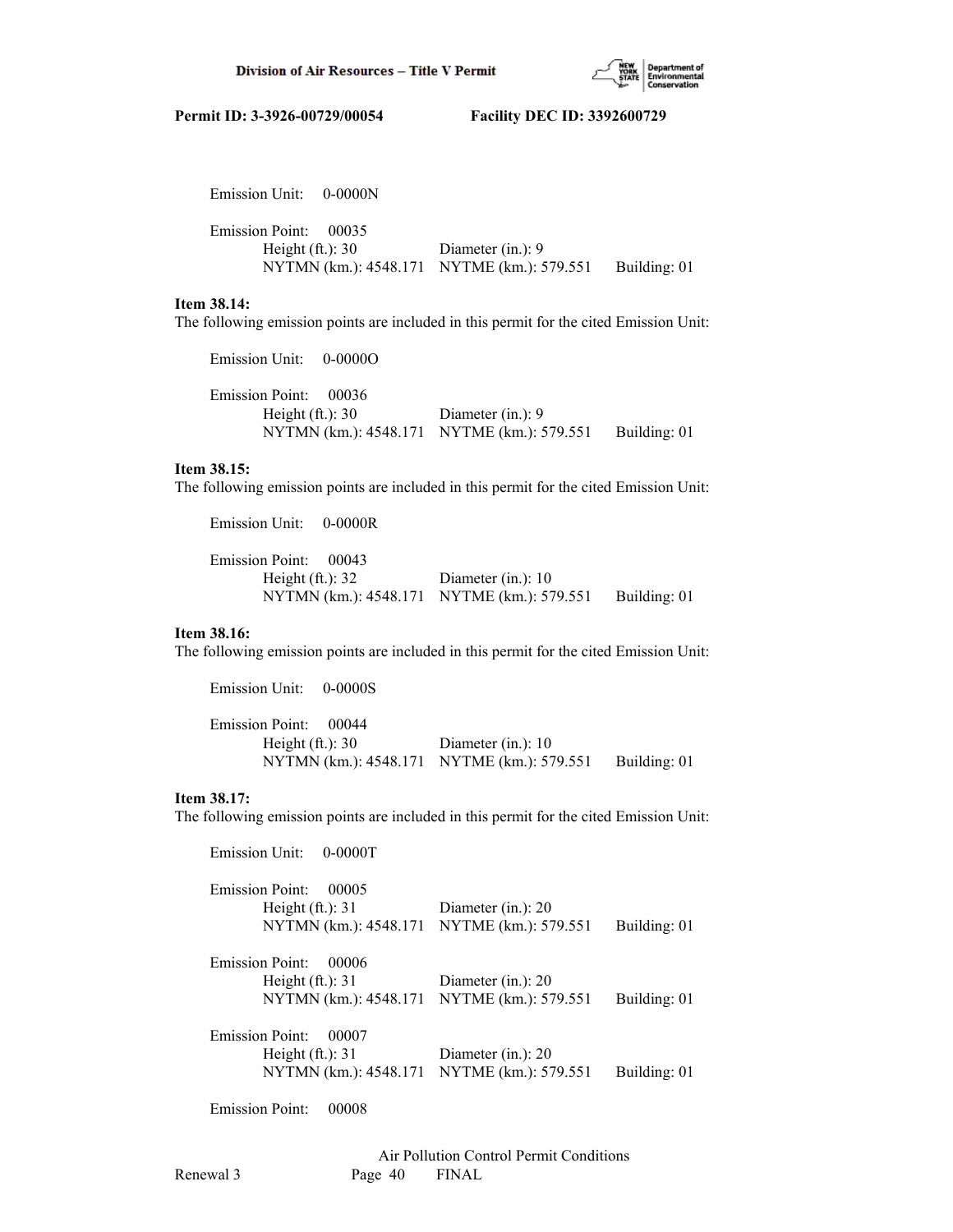Emission Unit: 0-0000N

Emission Point: 00035
Height (ft.): 30 Diameter (in.): 9
NYTMN (km.): 4548.171 NYTME (km.): 579.551 Building: 01

**Item 38.14:**
The following emission points are included in this permit for the cited Emission Unit:

Emission Unit: 0-0000O

Emission Point: 00036
Height (ft.): 30 Diameter (in.): 9
NYTMN (km.): 4548.171 NYTME (km.): 579.551 Building: 01

**Item 38.15:**
The following emission points are included in this permit for the cited Emission Unit:

Emission Unit: 0-0000R

Emission Point: 00043
Height (ft.): 32 Diameter (in.): 10
NYTMN (km.): 4548.171 NYTME (km.): 579.551 Building: 01

**Item 38.16:**
The following emission points are included in this permit for the cited Emission Unit:

Emission Unit: 0-0000S

Emission Point: 00044
Height (ft.): 30 Diameter (in.): 10
NYTMN (km.): 4548.171 NYTME (km.): 579.551 Building: 01

**Item 38.17:**
The following emission points are included in this permit for the cited Emission Unit:

Emission Unit: 0-0000T

Emission Point: 00005
Height (ft.): 31 Diameter (in.): 20
NYTMN (km.): 4548.171 NYTME (km.): 579.551 Building: 01

Emission Point: 00006
Height (ft.): 31 Diameter (in.): 20
NYTMN (km.): 4548.171 NYTME (km.): 579.551 Building: 01

Emission Point: 00007
Height (ft.): 31 Diameter (in.): 20
NYTMN (km.): 4548.171 NYTME (km.): 579.551 Building: 01

Emission Point: 00008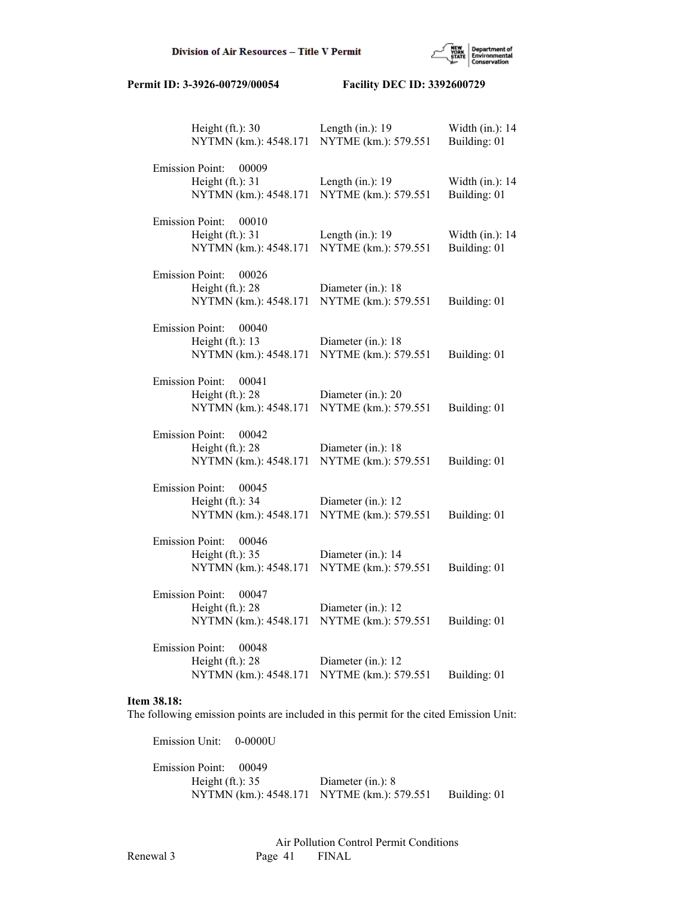Height (ft.): 30 Length (in.): 19 Width (in.): 14
NYTMN (km.): 4548.171 NYTME (km.): 579.551 Building: 01

Emission Point: 00009
Height (ft.): 31 Length (in.): 19 Width (in.): 14
NYTMN (km.): 4548.171 NYTME (km.): 579.551 Building: 01

Emission Point: 00010
Height (ft.): 31 Length (in.): 19 Width (in.): 14
NYTMN (km.): 4548.171 NYTME (km.): 579.551 Building: 01

Emission Point: 00026
Height (ft.): 28 Diameter (in.): 18
NYTMN (km.): 4548.171 NYTME (km.): 579.551 Building: 01

Emission Point: 00040
Height (ft.): 13 Diameter (in.): 18
NYTMN (km.): 4548.171 NYTME (km.): 579.551 Building: 01

Emission Point: 00041
Height (ft.): 28 Diameter (in.): 20
NYTMN (km.): 4548.171 NYTME (km.): 579.551 Building: 01

Emission Point: 00042
Height (ft.): 28 Diameter (in.): 18
NYTMN (km.): 4548.171 NYTME (km.): 579.551 Building: 01

Emission Point: 00045
Height (ft.): 34 Diameter (in.): 12
NYTMN (km.): 4548.171 NYTME (km.): 579.551 Building: 01

Emission Point: 00046
Height (ft.): 35 Diameter (in.): 14
NYTMN (km.): 4548.171 NYTME (km.): 579.551 Building: 01

Emission Point: 00047
Height (ft.): 28 Diameter (in.): 12
NYTMN (km.): 4548.171 NYTME (km.): 579.551 Building: 01

Emission Point: 00048
Height (ft.): 28 Diameter (in.): 12
NYTMN (km.): 4548.171 NYTME (km.): 579.551 Building: 01

**Item 38.18:**
The following emission points are included in this permit for the cited Emission Unit:

Emission Unit: 0-0000U

Emission Point: 00049
Height (ft.): 35 Diameter (in.): 8
NYTMN (km.): 4548.171 NYTME (km.): 579.551 Building: 01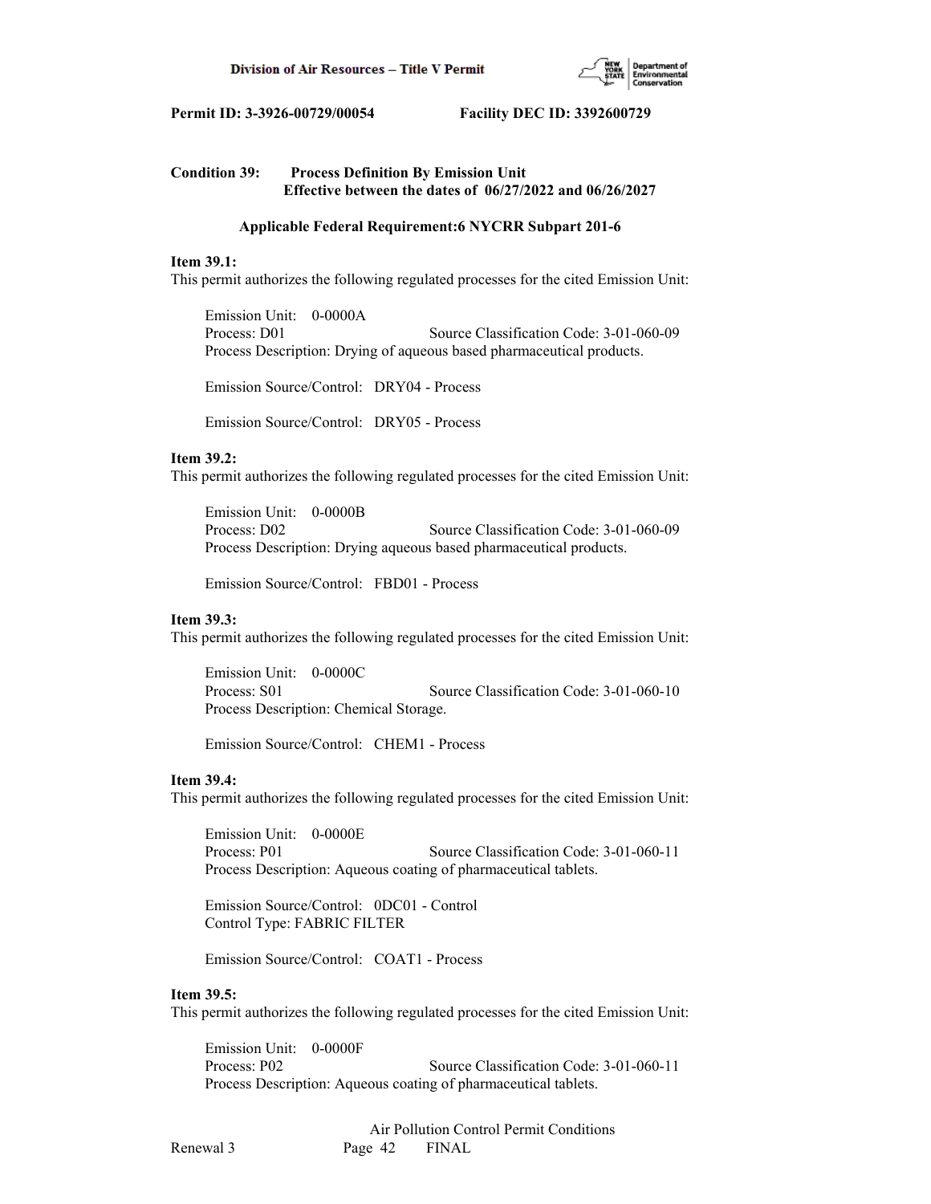**Condition 39: Process Definition By Emission Unit**
**Effective between the dates of 06/27/2022 and 06/26/2027**

**Applicable Federal Requirement:6 NYCRR Subpart 201-6**

**Item 39.1:**
This permit authorizes the following regulated processes for the cited Emission Unit:

Emission Unit: 0-0000A
Process: D01 Source Classification Code: 3-01-060-09
Process Description: Drying of aqueous based pharmaceutical products.

Emission Source/Control: DRY04 - Process

Emission Source/Control: DRY05 - Process

**Item 39.2:**
This permit authorizes the following regulated processes for the cited Emission Unit:

Emission Unit: 0-0000B
Process: D02 Source Classification Code: 3-01-060-09
Process Description: Drying aqueous based pharmaceutical products.

Emission Source/Control: FBD01 - Process

**Item 39.3:**
This permit authorizes the following regulated processes for the cited Emission Unit:

Emission Unit: 0-0000C
Process: S01 Source Classification Code: 3-01-060-10
Process Description: Chemical Storage.

Emission Source/Control: CHEM1 - Process

**Item 39.4:**
This permit authorizes the following regulated processes for the cited Emission Unit:

Emission Unit: 0-0000E
Process: P01 Source Classification Code: 3-01-060-11
Process Description: Aqueous coating of pharmaceutical tablets.

Emission Source/Control: 0DC01 - Control
Control Type: FABRIC FILTER

Emission Source/Control: COAT1 - Process

**Item 39.5:**
This permit authorizes the following regulated processes for the cited Emission Unit:

Emission Unit: 0-0000F
Process: P02 Source Classification Code: 3-01-060-11
Process Description: Aqueous coating of pharmaceutical tablets.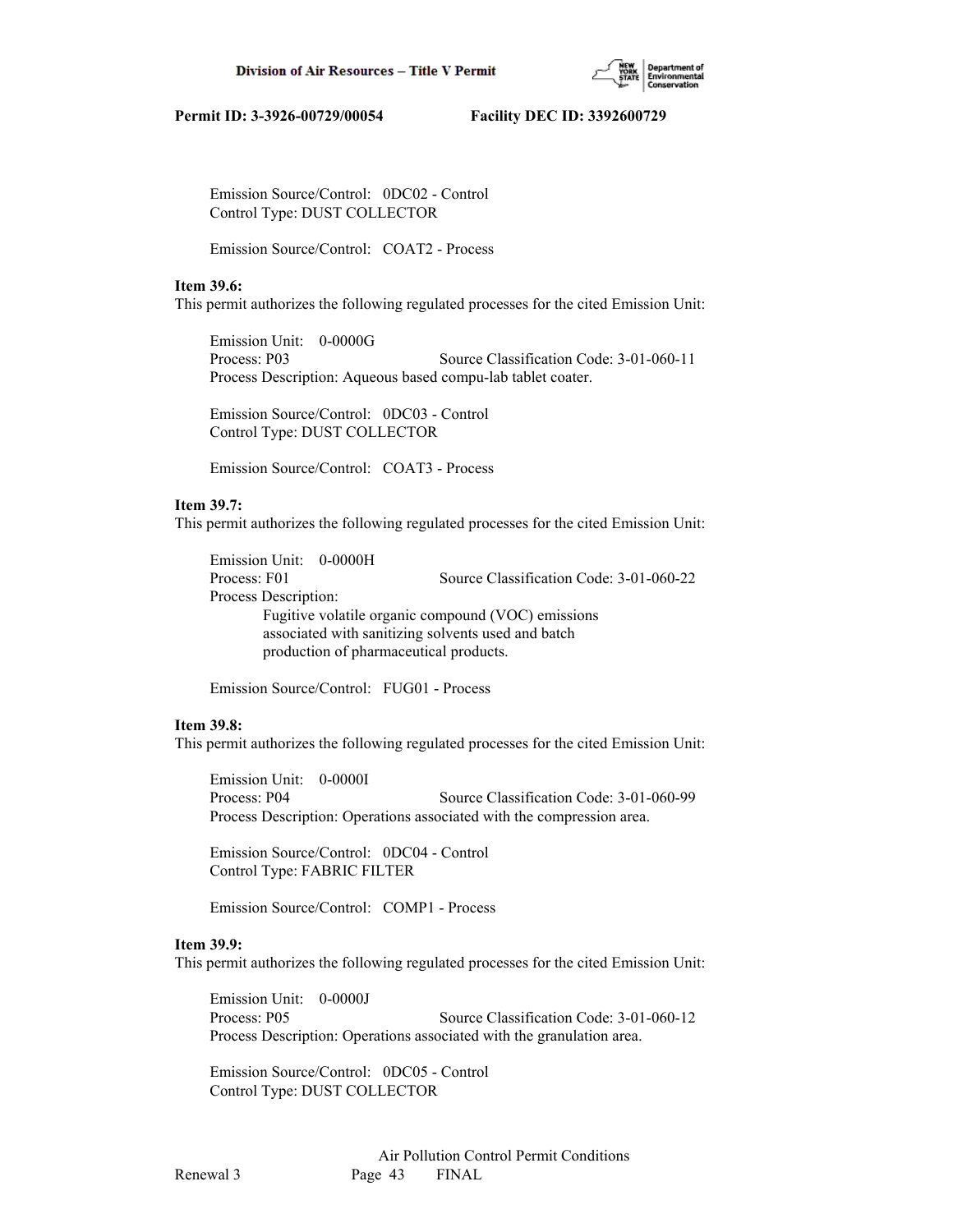Emission Source/Control: 0DC02 - Control
Control Type: DUST COLLECTOR

Emission Source/Control: COAT2 - Process

**Item 39.6:**
This permit authorizes the following regulated processes for the cited Emission Unit:

Emission Unit: 0-0000G
Process: P03 Source Classification Code: 3-01-060-11
Process Description: Aqueous based compu-lab tablet coater.

Emission Source/Control: 0DC03 - Control
Control Type: DUST COLLECTOR

Emission Source/Control: COAT3 - Process

**Item 39.7:**
This permit authorizes the following regulated processes for the cited Emission Unit:

Emission Unit: 0-0000H
Process: F01 Source Classification Code: 3-01-060-22
Process Description:
Fugitive volatile organic compound (VOC) emissions associated with sanitizing solvents used and batch production of pharmaceutical products.

Emission Source/Control: FUG01 - Process

**Item 39.8:**
This permit authorizes the following regulated processes for the cited Emission Unit:

Emission Unit: 0-0000I
Process: P04 Source Classification Code: 3-01-060-99
Process Description: Operations associated with the compression area.

Emission Source/Control: 0DC04 - Control
Control Type: FABRIC FILTER

Emission Source/Control: COMP1 - Process

**Item 39.9:**
This permit authorizes the following regulated processes for the cited Emission Unit:

Emission Unit: 0-0000J
Process: P05 Source Classification Code: 3-01-060-12
Process Description: Operations associated with the granulation area.

Emission Source/Control: 0DC05 - Control
Control Type: DUST COLLECTOR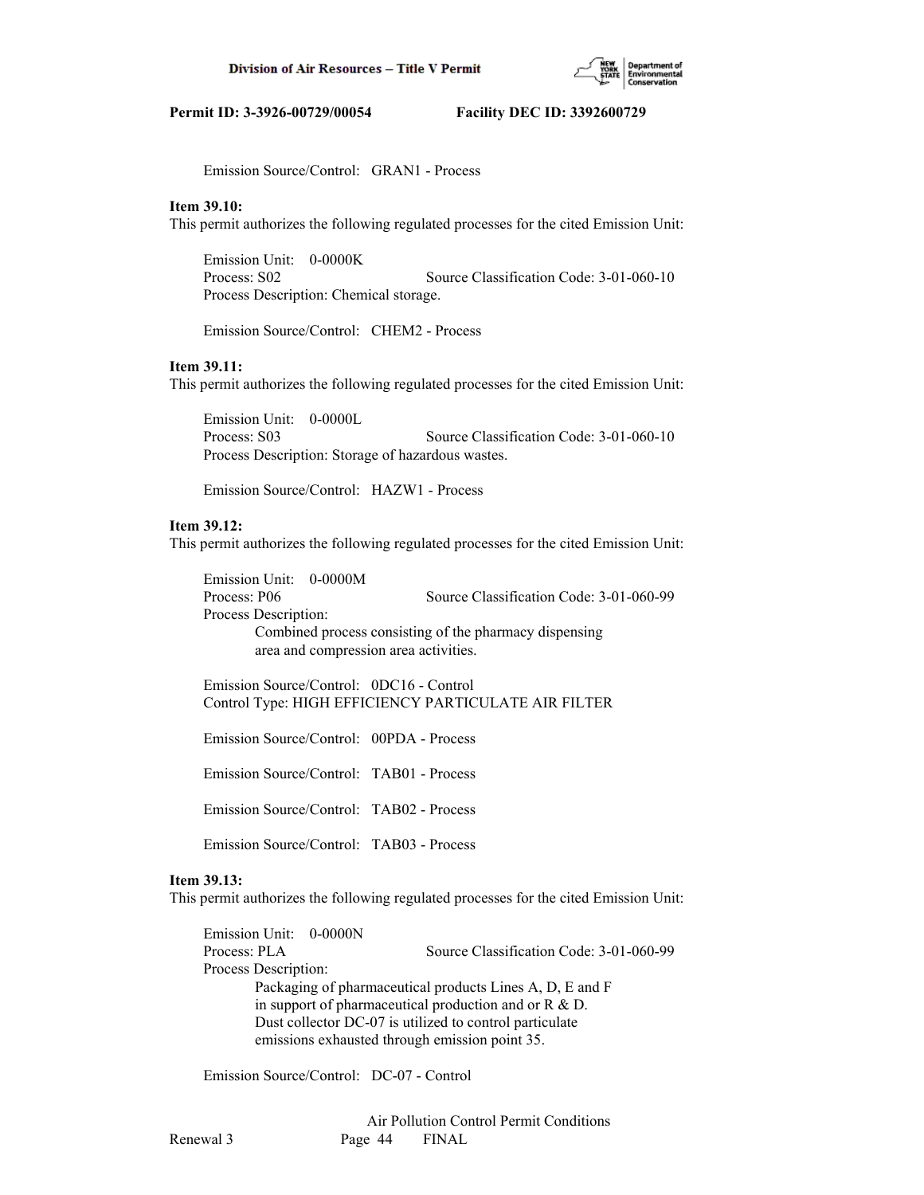Emission Source/Control: GRAN1 - Process

**Item 39.10:**
This permit authorizes the following regulated processes for the cited Emission Unit:

Emission Unit: 0-0000K
Process: S02 Source Classification Code: 3-01-060-10
Process Description: Chemical storage.

Emission Source/Control: CHEM2 - Process

**Item 39.11:**
This permit authorizes the following regulated processes for the cited Emission Unit:

Emission Unit: 0-0000L
Process: S03 Source Classification Code: 3-01-060-10
Process Description: Storage of hazardous wastes.

Emission Source/Control: HAZW1 - Process

**Item 39.12:**
This permit authorizes the following regulated processes for the cited Emission Unit:

Emission Unit: 0-0000M
Process: P06 Source Classification Code: 3-01-060-99
Process Description:
Combined process consisting of the pharmacy dispensing area and compression area activities.

Emission Source/Control: 0DC16 - Control
Control Type: HIGH EFFICIENCY PARTICULATE AIR FILTER

Emission Source/Control: 00PDA - Process

Emission Source/Control: TAB01 - Process

Emission Source/Control: TAB02 - Process

Emission Source/Control: TAB03 - Process

**Item 39.13:**
This permit authorizes the following regulated processes for the cited Emission Unit:

Emission Unit: 0-0000N
Process: PLA Source Classification Code: 3-01-060-99
Process Description:
Packaging of pharmaceutical products Lines A, D, E and F in support of pharmaceutical production and or R & D. Dust collector DC-07 is utilized to control particulate emissions exhausted through emission point 35.

Emission Source/Control: DC-07 - Control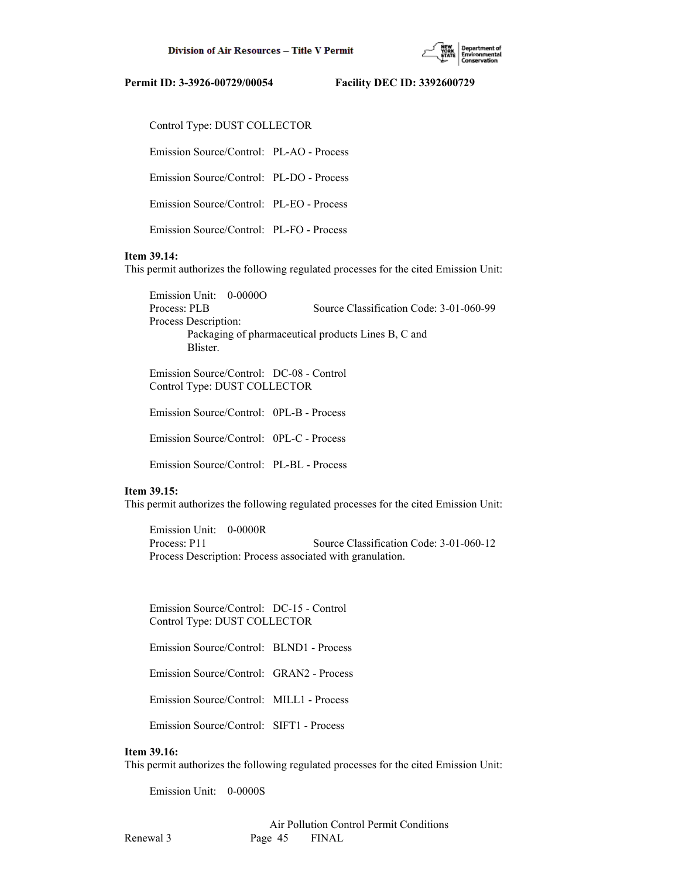Control Type: DUST COLLECTOR

Emission Source/Control: PL-AO - Process

Emission Source/Control: PL-DO - Process

Emission Source/Control: PL-EO - Process

Emission Source/Control: PL-FO - Process

**Item 39.14:**
This permit authorizes the following regulated processes for the cited Emission Unit:

Emission Unit: 0-0000O
Process: PLB Source Classification Code: 3-01-060-99
Process Description:
Packaging of pharmaceutical products Lines B, C and Blister.

Emission Source/Control: DC-08 - Control
Control Type: DUST COLLECTOR

Emission Source/Control: 0PL-B - Process

Emission Source/Control: 0PL-C - Process

Emission Source/Control: PL-BL - Process

**Item 39.15:**
This permit authorizes the following regulated processes for the cited Emission Unit:

Emission Unit: 0-0000R
Process: P11 Source Classification Code: 3-01-060-12
Process Description: Process associated with granulation.

Emission Source/Control: DC-15 - Control
Control Type: DUST COLLECTOR

Emission Source/Control: BLND1 - Process

Emission Source/Control: GRAN2 - Process

Emission Source/Control: MILL1 - Process

Emission Source/Control: SIFT1 - Process

**Item 39.16:**
This permit authorizes the following regulated processes for the cited Emission Unit:

Emission Unit: 0-0000S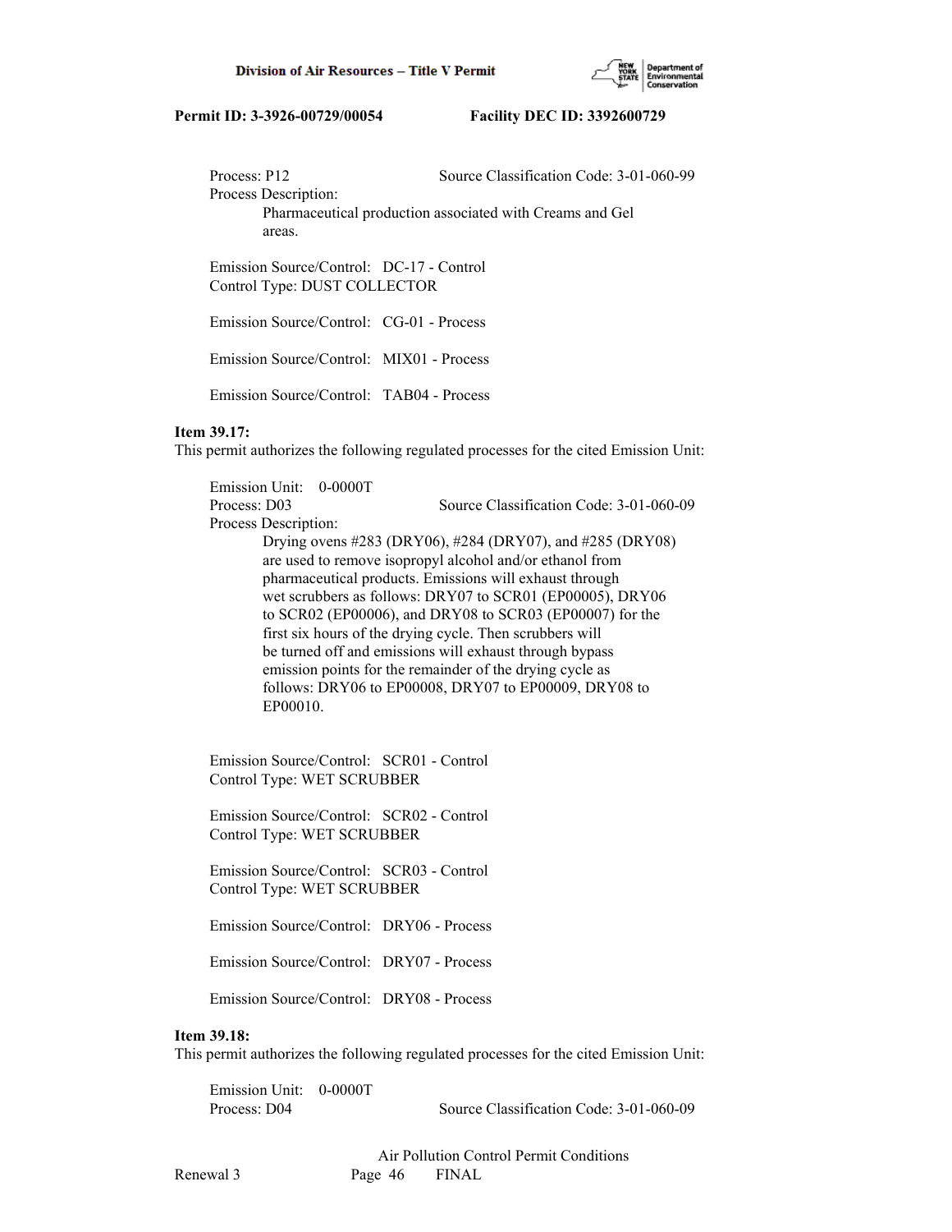Process: P12 Source Classification Code: 3-01-060-99
Process Description:
Pharmaceutical production associated with Creams and Gel areas.

Emission Source/Control: DC-17 - Control
Control Type: DUST COLLECTOR

Emission Source/Control: CG-01 - Process

Emission Source/Control: MIX01 - Process

Emission Source/Control: TAB04 - Process

**Item 39.17:**
This permit authorizes the following regulated processes for the cited Emission Unit:

Emission Unit: 0-0000T
Process: D03 Source Classification Code: 3-01-060-09
Process Description:
Drying ovens #283 (DRY06), #284 (DRY07), and #285 (DRY08) are used to remove isopropyl alcohol and/or ethanol from pharmaceutical products. Emissions will exhaust through wet scrubbers as follows: DRY07 to SCR01 (EP00005), DRY06 to SCR02 (EP00006), and DRY08 to SCR03 (EP00007) for the first six hours of the drying cycle. Then scrubbers will be turned off and emissions will exhaust through bypass emission points for the remainder of the drying cycle as follows: DRY06 to EP00008, DRY07 to EP00009, DRY08 to EP00010.

Emission Source/Control: SCR01 - Control
Control Type: WET SCRUBBER

Emission Source/Control: SCR02 - Control
Control Type: WET SCRUBBER

Emission Source/Control: SCR03 - Control
Control Type: WET SCRUBBER

Emission Source/Control: DRY06 - Process

Emission Source/Control: DRY07 - Process

Emission Source/Control: DRY08 - Process

**Item 39.18:**
This permit authorizes the following regulated processes for the cited Emission Unit:

Emission Unit: 0-0000T
Process: D04 Source Classification Code: 3-01-060-09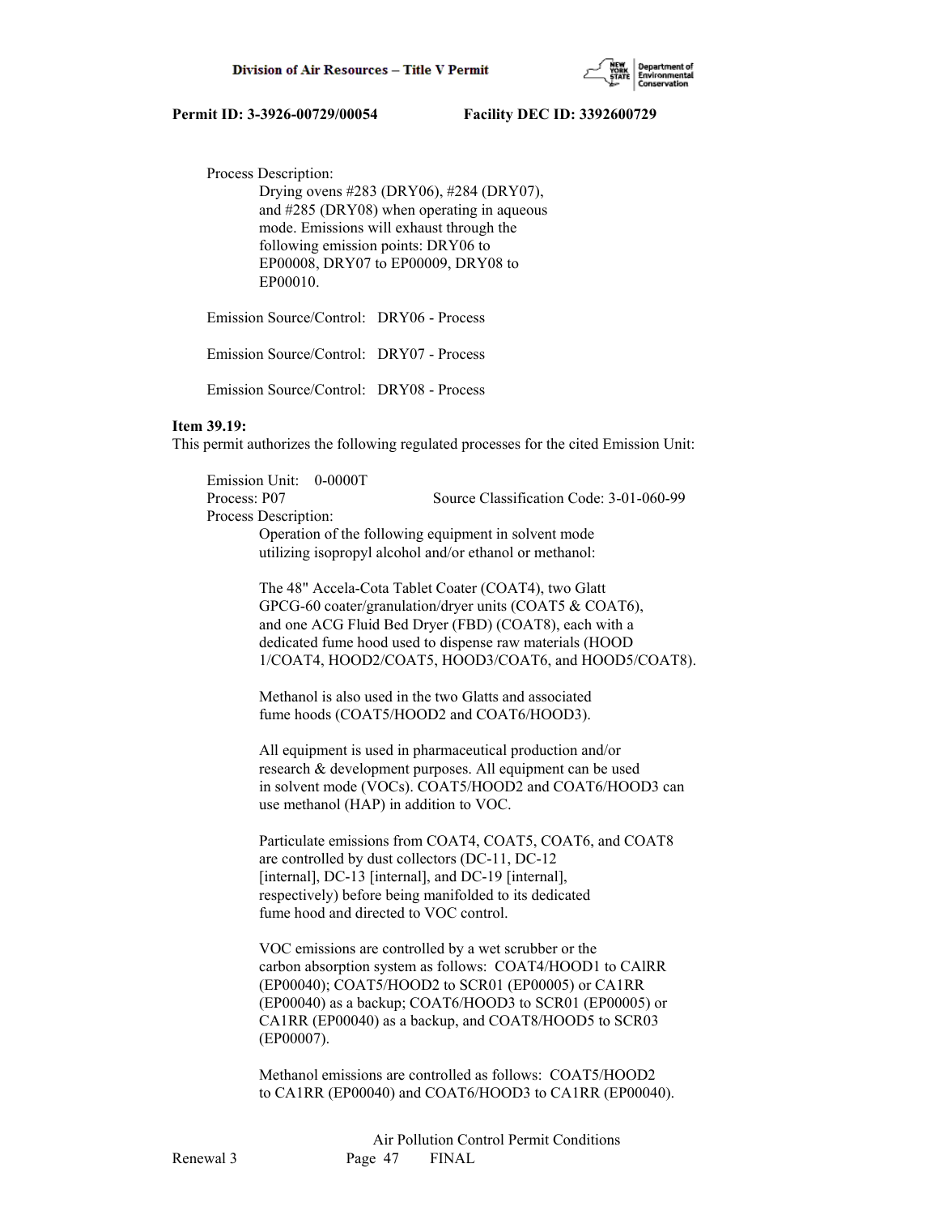Process Description:

Drying ovens #283 (DRY06), #284 (DRY07), and #285 (DRY08) when operating in aqueous mode. Emissions will exhaust through the following emission points: DRY06 to EP00008, DRY07 to EP00009, DRY08 to EP00010.

Emission Source/Control: DRY06 - Process

Emission Source/Control: DRY07 - Process

Emission Source/Control: DRY08 - Process

**Item 39.19:**

This permit authorizes the following regulated processes for the cited Emission Unit:

Emission Unit: 0-0000T

Process: P07 Source Classification Code: 3-01-060-99

Process Description:

Operation of the following equipment in solvent mode utilizing isopropyl alcohol and/or ethanol or methanol:

The 48" Accela-Cota Tablet Coater (COAT4), two Glatt GPCG-60 coater/granulation/dryer units (COAT5 & COAT6), and one ACG Fluid Bed Dryer (FBD) (COAT8), each with a dedicated fume hood used to dispense raw materials (HOOD 1/COAT4, HOOD2/COAT5, HOOD3/COAT6, and HOOD5/COAT8).

Methanol is also used in the two Glatts and associated fume hoods (COAT5/HOOD2 and COAT6/HOOD3).

All equipment is used in pharmaceutical production and/or research & development purposes. All equipment can be used in solvent mode (VOCs). COAT5/HOOD2 and COAT6/HOOD3 can use methanol (HAP) in addition to VOC.

Particulate emissions from COAT4, COAT5, COAT6, and COAT8 are controlled by dust collectors (DC-11, DC-12 [internal], DC-13 [internal], and DC-19 [internal], respectively) before being manifolded to its dedicated fume hood and directed to VOC control.

VOC emissions are controlled by a wet scrubber or the carbon absorption system as follows: COAT4/HOOD1 to CAlRR (EP00040); COAT5/HOOD2 to SCR01 (EP00005) or CA1RR (EP00040) as a backup; COAT6/HOOD3 to SCR01 (EP00005) or CA1RR (EP00040) as a backup, and COAT8/HOOD5 to SCR03 (EP00007).

Methanol emissions are controlled as follows: COAT5/HOOD2 to CA1RR (EP00040) and COAT6/HOOD3 to CA1RR (EP00040).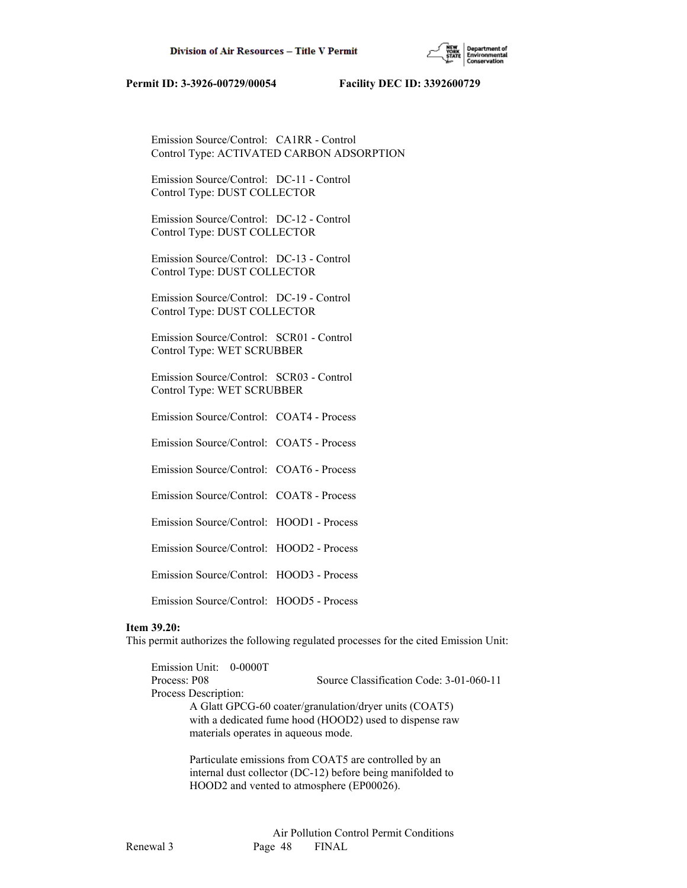Emission Source/Control: CA1RR - Control
Control Type: ACTIVATED CARBON ADSORPTION

Emission Source/Control: DC-11 - Control
Control Type: DUST COLLECTOR

Emission Source/Control: DC-12 - Control
Control Type: DUST COLLECTOR

Emission Source/Control: DC-13 - Control
Control Type: DUST COLLECTOR

Emission Source/Control: DC-19 - Control
Control Type: DUST COLLECTOR

Emission Source/Control: SCR01 - Control
Control Type: WET SCRUBBER

Emission Source/Control: SCR03 - Control
Control Type: WET SCRUBBER

Emission Source/Control: COAT4 - Process

Emission Source/Control: COAT5 - Process

Emission Source/Control: COAT6 - Process

Emission Source/Control: COAT8 - Process

Emission Source/Control: HOOD1 - Process

Emission Source/Control: HOOD2 - Process

Emission Source/Control: HOOD3 - Process

Emission Source/Control: HOOD5 - Process

**Item 39.20:**
This permit authorizes the following regulated processes for the cited Emission Unit:

Emission Unit: 0-0000T
Process: P08 Source Classification Code: 3-01-060-11
Process Description:
A Glatt GPCG-60 coater/granulation/dryer units (COAT5) with a dedicated fume hood (HOOD2) used to dispense raw materials operates in aqueous mode.

Particulate emissions from COAT5 are controlled by an internal dust collector (DC-12) before being manifolded to HOOD2 and vented to atmosphere (EP00026).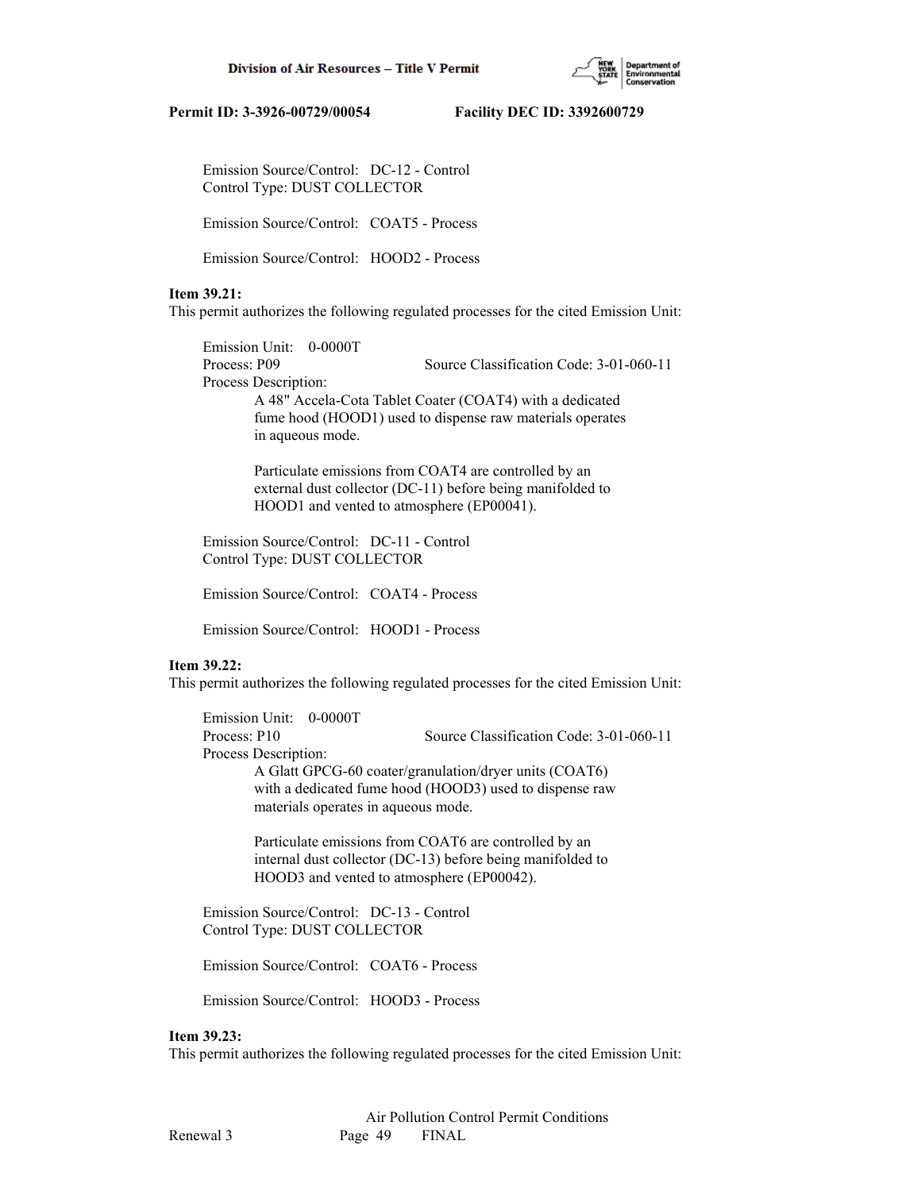Emission Source/Control: DC-12 - Control
Control Type: DUST COLLECTOR

Emission Source/Control: COAT5 - Process

Emission Source/Control: HOOD2 - Process

**Item 39.21:**
This permit authorizes the following regulated processes for the cited Emission Unit:

Emission Unit: 0-0000T
Process: P09 Source Classification Code: 3-01-060-11
Process Description:
A 48" Accela-Cota Tablet Coater (COAT4) with a dedicated fume hood (HOOD1) used to dispense raw materials operates in aqueous mode.

Particulate emissions from COAT4 are controlled by an external dust collector (DC-11) before being manifolded to HOOD1 and vented to atmosphere (EP00041).

Emission Source/Control: DC-11 - Control
Control Type: DUST COLLECTOR

Emission Source/Control: COAT4 - Process

Emission Source/Control: HOOD1 - Process

**Item 39.22:**
This permit authorizes the following regulated processes for the cited Emission Unit:

Emission Unit: 0-0000T
Process: P10 Source Classification Code: 3-01-060-11
Process Description:
A Glatt GPCG-60 coater/granulation/dryer units (COAT6) with a dedicated fume hood (HOOD3) used to dispense raw materials operates in aqueous mode.

Particulate emissions from COAT6 are controlled by an internal dust collector (DC-13) before being manifolded to HOOD3 and vented to atmosphere (EP00042).

Emission Source/Control: DC-13 - Control
Control Type: DUST COLLECTOR

Emission Source/Control: COAT6 - Process

Emission Source/Control: HOOD3 - Process

**Item 39.23:**
This permit authorizes the following regulated processes for the cited Emission Unit: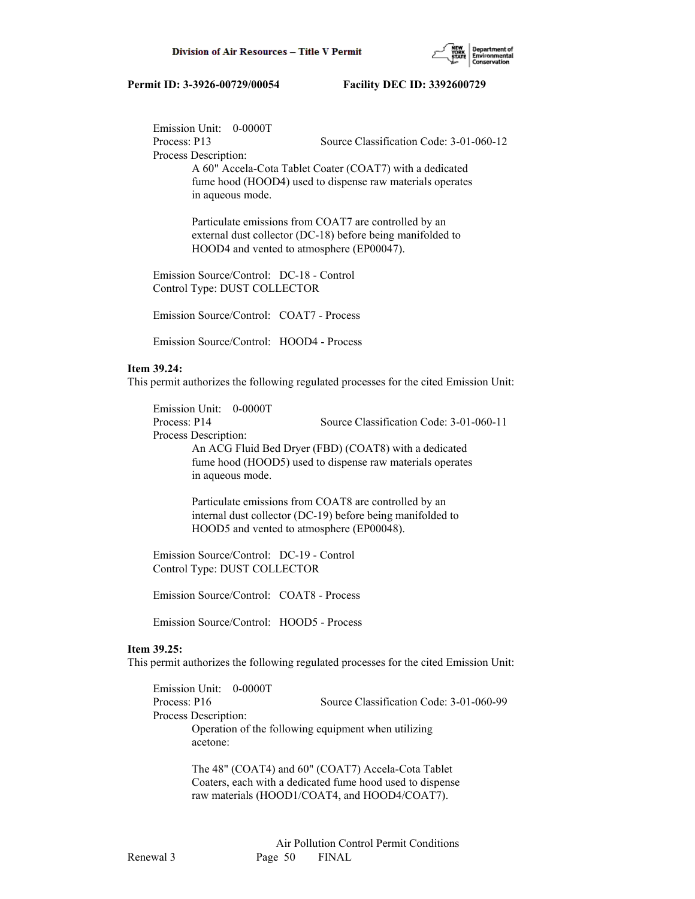Emission Unit: 0-0000T
Process: P13 Source Classification Code: 3-01-060-12
Process Description:

A 60" Accela-Cota Tablet Coater (COAT7) with a dedicated fume hood (HOOD4) used to dispense raw materials operates in aqueous mode.

Particulate emissions from COAT7 are controlled by an external dust collector (DC-18) before being manifolded to HOOD4 and vented to atmosphere (EP00047).

Emission Source/Control: DC-18 - Control
Control Type: DUST COLLECTOR

Emission Source/Control: COAT7 - Process

Emission Source/Control: HOOD4 - Process

**Item 39.24:**
This permit authorizes the following regulated processes for the cited Emission Unit:

Emission Unit: 0-0000T
Process: P14 Source Classification Code: 3-01-060-11
Process Description:

An ACG Fluid Bed Dryer (FBD) (COAT8) with a dedicated fume hood (HOOD5) used to dispense raw materials operates in aqueous mode.

Particulate emissions from COAT8 are controlled by an internal dust collector (DC-19) before being manifolded to HOOD5 and vented to atmosphere (EP00048).

Emission Source/Control: DC-19 - Control
Control Type: DUST COLLECTOR

Emission Source/Control: COAT8 - Process

Emission Source/Control: HOOD5 - Process

**Item 39.25:**
This permit authorizes the following regulated processes for the cited Emission Unit:

Emission Unit: 0-0000T
Process: P16 Source Classification Code: 3-01-060-99
Process Description:

Operation of the following equipment when utilizing acetone:

The 48" (COAT4) and 60" (COAT7) Accela-Cota Tablet Coaters, each with a dedicated fume hood used to dispense raw materials (HOOD1/COAT4, and HOOD4/COAT7).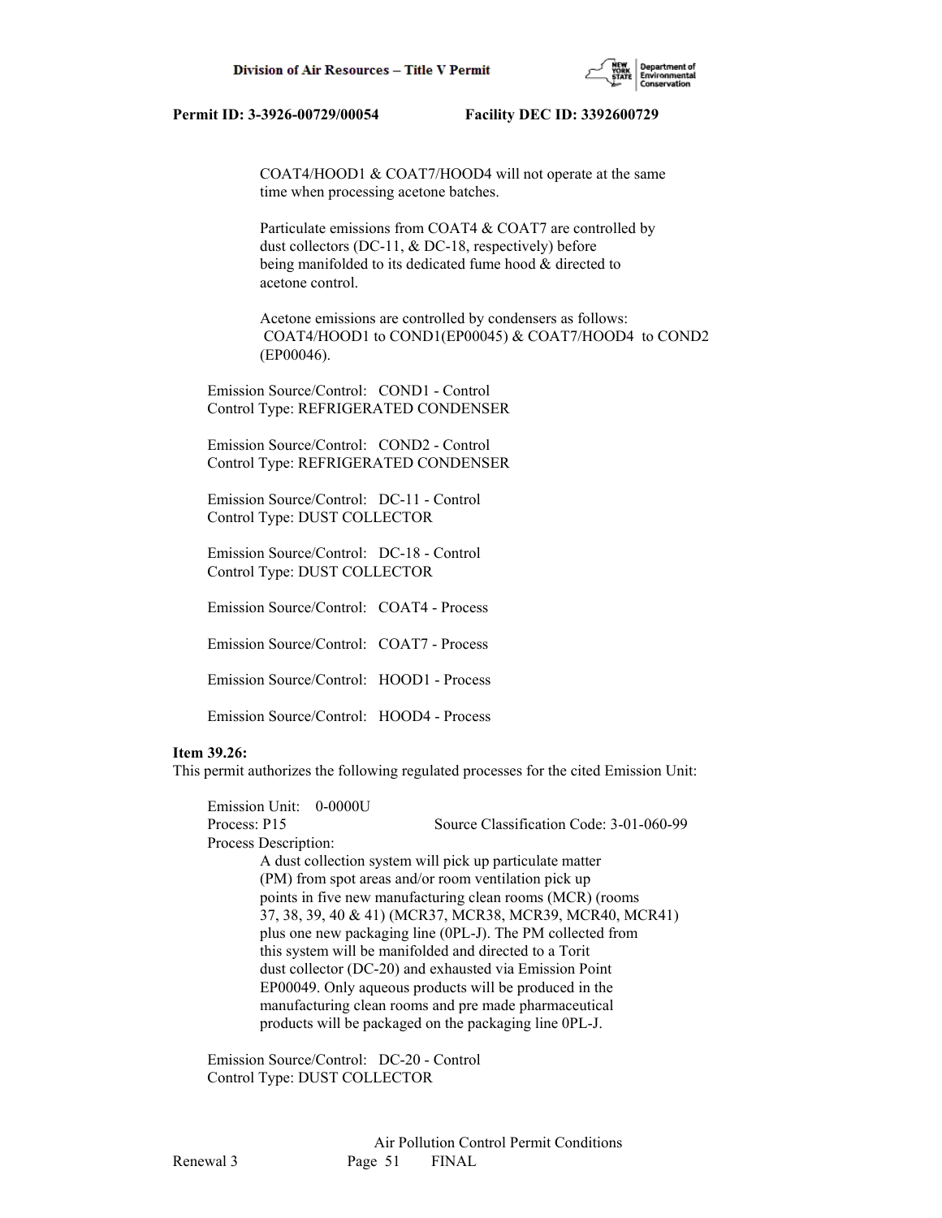COAT4/HOOD1 & COAT7/HOOD4 will not operate at the same time when processing acetone batches.

Particulate emissions from COAT4 & COAT7 are controlled by dust collectors (DC-11, & DC-18, respectively) before being manifolded to its dedicated fume hood & directed to acetone control.

Acetone emissions are controlled by condensers as follows: COAT4/HOOD1 to COND1(EP00045) & COAT7/HOOD4 to COND2 (EP00046).

Emission Source/Control: COND1 - Control
Control Type: REFRIGERATED CONDENSER

Emission Source/Control: COND2 - Control
Control Type: REFRIGERATED CONDENSER

Emission Source/Control: DC-11 - Control
Control Type: DUST COLLECTOR

Emission Source/Control: DC-18 - Control
Control Type: DUST COLLECTOR

Emission Source/Control: COAT4 - Process

Emission Source/Control: COAT7 - Process

Emission Source/Control: HOOD1 - Process

Emission Source/Control: HOOD4 - Process

**Item 39.26:**
This permit authorizes the following regulated processes for the cited Emission Unit:

Emission Unit: 0-0000U
Process: P15 Source Classification Code: 3-01-060-99
Process Description:
A dust collection system will pick up particulate matter (PM) from spot areas and/or room ventilation pick up points in five new manufacturing clean rooms (MCR) (rooms 37, 38, 39, 40 & 41) (MCR37, MCR38, MCR39, MCR40, MCR41) plus one new packaging line (0PL-J). The PM collected from this system will be manifolded and directed to a Torit dust collector (DC-20) and exhausted via Emission Point EP00049. Only aqueous products will be produced in the manufacturing clean rooms and pre made pharmaceutical products will be packaged on the packaging line 0PL-J.

Emission Source/Control: DC-20 - Control
Control Type: DUST COLLECTOR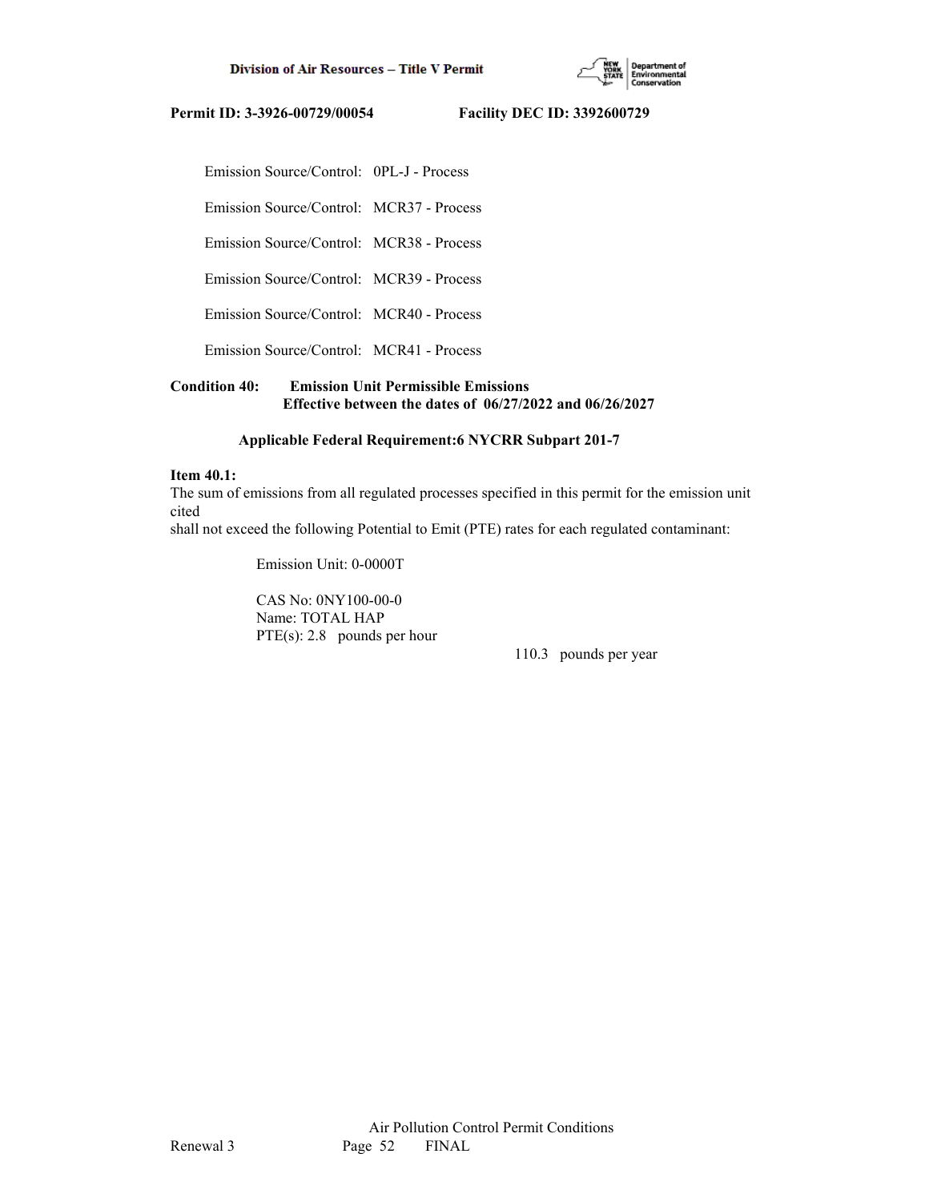Emission Source/Control: 0PL-J - Process

Emission Source/Control: MCR37 - Process

Emission Source/Control: MCR38 - Process

Emission Source/Control: MCR39 - Process

Emission Source/Control: MCR40 - Process

Emission Source/Control: MCR41 - Process

**Condition 40: Emission Unit Permissible Emissions**
**Effective between the dates of 06/27/2022 and 06/26/2027**

**Applicable Federal Requirement:6 NYCRR Subpart 201-7**

**Item 40.1:**
The sum of emissions from all regulated processes specified in this permit for the emission unit cited
shall not exceed the following Potential to Emit (PTE) rates for each regulated contaminant:

Emission Unit: 0-0000T

CAS No: 0NY100-00-0
Name: TOTAL HAP
PTE(s): 2.8 pounds per hour
110.3 pounds per year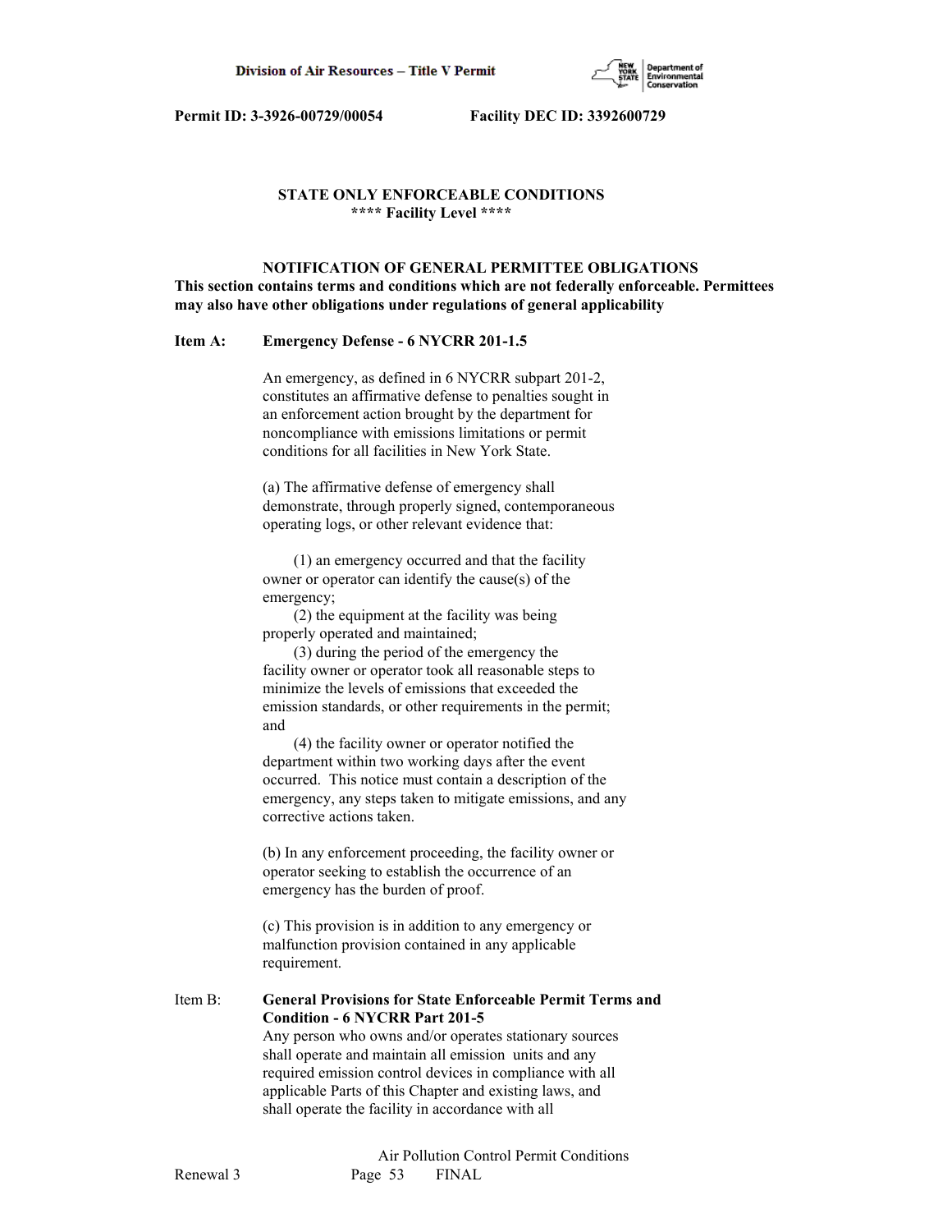## STATE ONLY ENFORCEABLE CONDITIONS
**\*\*\*\* Facility Level \*\*\*\***

### NOTIFICATION OF GENERAL PERMITTEE OBLIGATIONS

**This section contains terms and conditions which are not federally enforceable. Permittees may also have other obligations under regulations of general applicability**

**Item A: Emergency Defense - 6 NYCRR 201-1.5**

An emergency, as defined in 6 NYCRR subpart 201-2, constitutes an affirmative defense to penalties sought in an enforcement action brought by the department for noncompliance with emissions limitations or permit conditions for all facilities in New York State.

(a) The affirmative defense of emergency shall demonstrate, through properly signed, contemporaneous operating logs, or other relevant evidence that:

(1) an emergency occurred and that the facility owner or operator can identify the cause(s) of the emergency;

(2) the equipment at the facility was being properly operated and maintained;

(3) during the period of the emergency the facility owner or operator took all reasonable steps to minimize the levels of emissions that exceeded the emission standards, or other requirements in the permit; and

(4) the facility owner or operator notified the department within two working days after the event occurred. This notice must contain a description of the emergency, any steps taken to mitigate emissions, and any corrective actions taken.

(b) In any enforcement proceeding, the facility owner or operator seeking to establish the occurrence of an emergency has the burden of proof.

(c) This provision is in addition to any emergency or malfunction provision contained in any applicable requirement.

Item B: **General Provisions for State Enforceable Permit Terms and Condition - 6 NYCRR Part 201-5**

Any person who owns and/or operates stationary sources shall operate and maintain all emission units and any required emission control devices in compliance with all applicable Parts of this Chapter and existing laws, and shall operate the facility in accordance with all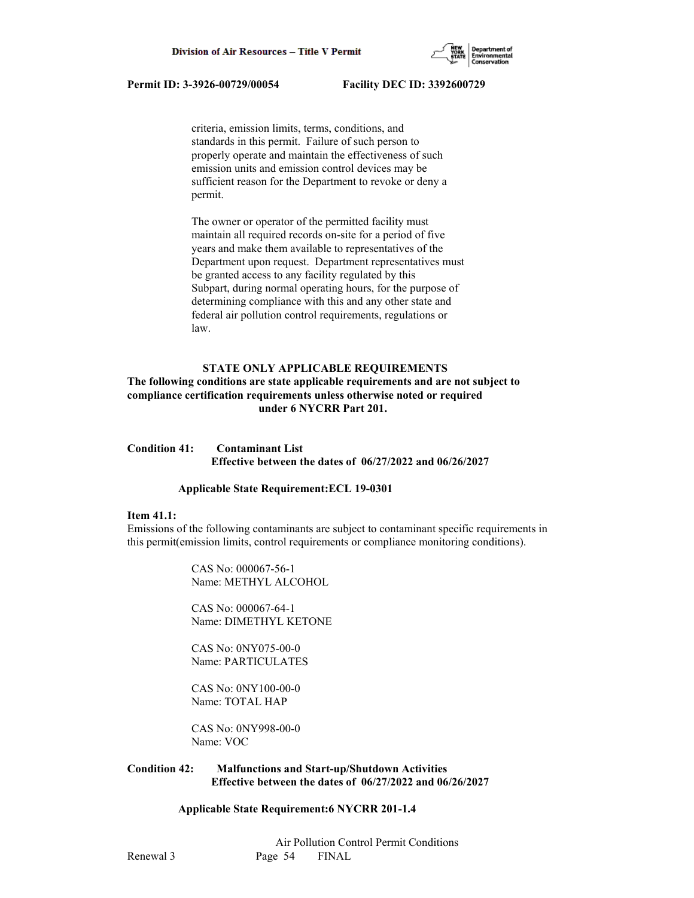criteria, emission limits, terms, conditions, and standards in this permit. Failure of such person to properly operate and maintain the effectiveness of such emission units and emission control devices may be sufficient reason for the Department to revoke or deny a permit.

The owner or operator of the permitted facility must maintain all required records on-site for a period of five years and make them available to representatives of the Department upon request. Department representatives must be granted access to any facility regulated by this Subpart, during normal operating hours, for the purpose of determining compliance with this and any other state and federal air pollution control requirements, regulations or law.

**STATE ONLY APPLICABLE REQUIREMENTS**

**The following conditions are state applicable requirements and are not subject to compliance certification requirements unless otherwise noted or required under 6 NYCRR Part 201.**

**Condition 41: Contaminant List**
**Effective between the dates of 06/27/2022 and 06/26/2027**

**Applicable State Requirement:ECL 19-0301**

**Item 41.1:**
Emissions of the following contaminants are subject to contaminant specific requirements in this permit(emission limits, control requirements or compliance monitoring conditions).

CAS No: 000067-56-1
Name: METHYL ALCOHOL

CAS No: 000067-64-1
Name: DIMETHYL KETONE

CAS No: 0NY075-00-0
Name: PARTICULATES

CAS No: 0NY100-00-0
Name: TOTAL HAP

CAS No: 0NY998-00-0
Name: VOC

**Condition 42: Malfunctions and Start-up/Shutdown Activities**
**Effective between the dates of 06/27/2022 and 06/26/2027**

**Applicable State Requirement:6 NYCRR 201-1.4**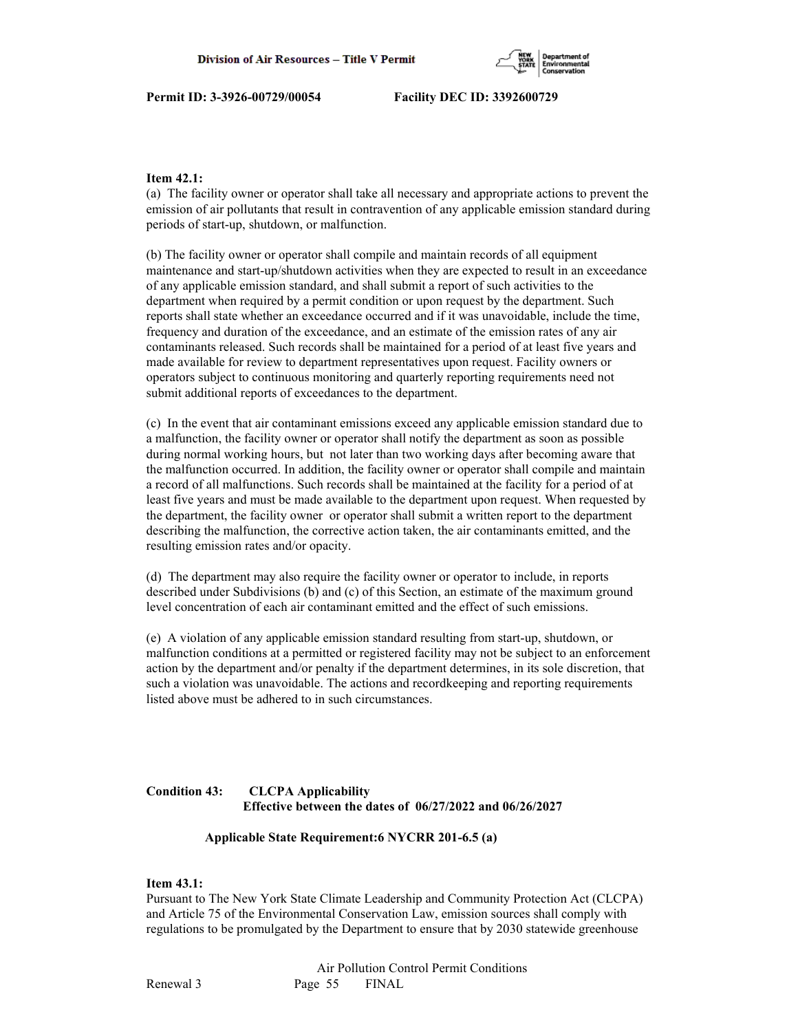**Item 42.1:**
(a) The facility owner or operator shall take all necessary and appropriate actions to prevent the emission of air pollutants that result in contravention of any applicable emission standard during periods of start-up, shutdown, or malfunction.

(b) The facility owner or operator shall compile and maintain records of all equipment maintenance and start-up/shutdown activities when they are expected to result in an exceedance of any applicable emission standard, and shall submit a report of such activities to the department when required by a permit condition or upon request by the department. Such reports shall state whether an exceedance occurred and if it was unavoidable, include the time, frequency and duration of the exceedance, and an estimate of the emission rates of any air contaminants released. Such records shall be maintained for a period of at least five years and made available for review to department representatives upon request. Facility owners or operators subject to continuous monitoring and quarterly reporting requirements need not submit additional reports of exceedances to the department.

(c) In the event that air contaminant emissions exceed any applicable emission standard due to a malfunction, the facility owner or operator shall notify the department as soon as possible during normal working hours, but not later than two working days after becoming aware that the malfunction occurred. In addition, the facility owner or operator shall compile and maintain a record of all malfunctions. Such records shall be maintained at the facility for a period of at least five years and must be made available to the department upon request. When requested by the department, the facility owner or operator shall submit a written report to the department describing the malfunction, the corrective action taken, the air contaminants emitted, and the resulting emission rates and/or opacity.

(d) The department may also require the facility owner or operator to include, in reports described under Subdivisions (b) and (c) of this Section, an estimate of the maximum ground level concentration of each air contaminant emitted and the effect of such emissions.

(e) A violation of any applicable emission standard resulting from start-up, shutdown, or malfunction conditions at a permitted or registered facility may not be subject to an enforcement action by the department and/or penalty if the department determines, in its sole discretion, that such a violation was unavoidable. The actions and recordkeeping and reporting requirements listed above must be adhered to in such circumstances.

**Condition 43: CLCPA Applicability**
**Effective between the dates of 06/27/2022 and 06/26/2027**

**Applicable State Requirement:6 NYCRR 201-6.5 (a)**

**Item 43.1:**
Pursuant to The New York State Climate Leadership and Community Protection Act (CLCPA) and Article 75 of the Environmental Conservation Law, emission sources shall comply with regulations to be promulgated by the Department to ensure that by 2030 statewide greenhouse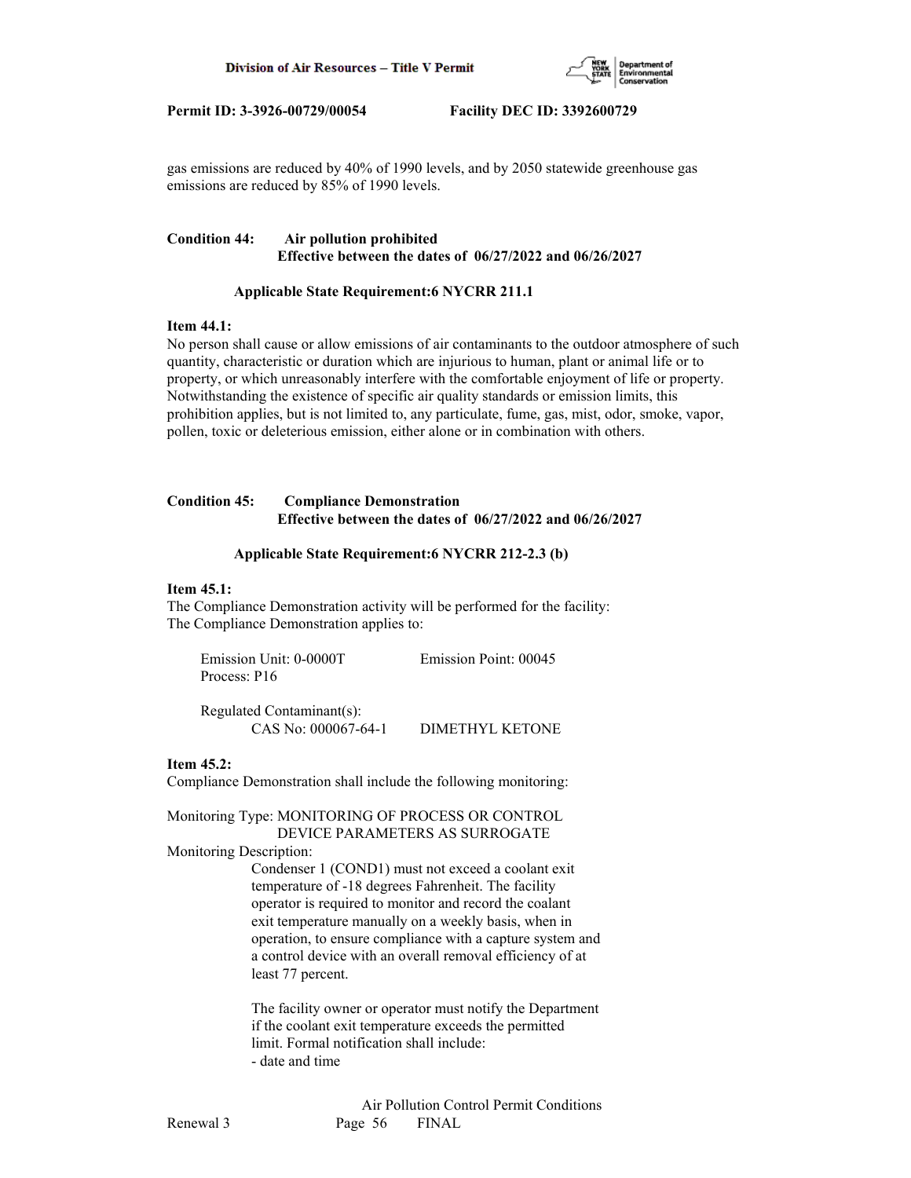gas emissions are reduced by 40% of 1990 levels, and by 2050 statewide greenhouse gas emissions are reduced by 85% of 1990 levels.

**Condition 44: Air pollution prohibited**
**Effective between the dates of 06/27/2022 and 06/26/2027**

**Applicable State Requirement:6 NYCRR 211.1**

**Item 44.1:**
No person shall cause or allow emissions of air contaminants to the outdoor atmosphere of such quantity, characteristic or duration which are injurious to human, plant or animal life or to property, or which unreasonably interfere with the comfortable enjoyment of life or property. Notwithstanding the existence of specific air quality standards or emission limits, this prohibition applies, but is not limited to, any particulate, fume, gas, mist, odor, smoke, vapor, pollen, toxic or deleterious emission, either alone or in combination with others.

**Condition 45: Compliance Demonstration**
**Effective between the dates of 06/27/2022 and 06/26/2027**

**Applicable State Requirement:6 NYCRR 212-2.3 (b)**

**Item 45.1:**
The Compliance Demonstration activity will be performed for the facility:
The Compliance Demonstration applies to:

Emission Unit: 0-0000T Emission Point: 00045
Process: P16

Regulated Contaminant(s):
CAS No: 000067-64-1 DIMETHYL KETONE

**Item 45.2:**
Compliance Demonstration shall include the following monitoring:

Monitoring Type: MONITORING OF PROCESS OR CONTROL DEVICE PARAMETERS AS SURROGATE
Monitoring Description:
Condenser 1 (COND1) must not exceed a coolant exit temperature of -18 degrees Fahrenheit. The facility operator is required to monitor and record the coolant exit temperature manually on a weekly basis, when in operation, to ensure compliance with a capture system and a control device with an overall removal efficiency of at least 77 percent.

The facility owner or operator must notify the Department if the coolant exit temperature exceeds the permitted limit. Formal notification shall include:
- date and time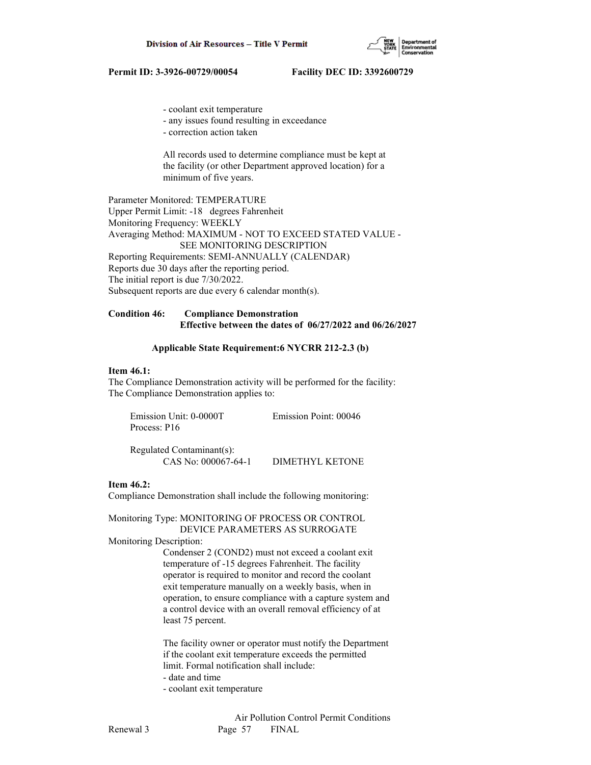- coolant exit temperature
- any issues found resulting in exceedance
- correction action taken

All records used to determine compliance must be kept at the facility (or other Department approved location) for a minimum of five years.

Parameter Monitored: TEMPERATURE
Upper Permit Limit: -18 degrees Fahrenheit
Monitoring Frequency: WEEKLY
Averaging Method: MAXIMUM - NOT TO EXCEED STATED VALUE - SEE MONITORING DESCRIPTION
Reporting Requirements: SEMI-ANNUALLY (CALENDAR)
Reports due 30 days after the reporting period.
The initial report is due 7/30/2022.
Subsequent reports are due every 6 calendar month(s).

**Condition 46: Compliance Demonstration**
**Effective between the dates of 06/27/2022 and 06/26/2027**

**Applicable State Requirement:6 NYCRR 212-2.3 (b)**

**Item 46.1:**
The Compliance Demonstration activity will be performed for the facility:
The Compliance Demonstration applies to:

Emission Unit: 0-0000T Emission Point: 00046
Process: P16

Regulated Contaminant(s):
CAS No: 000067-64-1 DIMETHYL KETONE

**Item 46.2:**
Compliance Demonstration shall include the following monitoring:

Monitoring Type: MONITORING OF PROCESS OR CONTROL DEVICE PARAMETERS AS SURROGATE
Monitoring Description:

Condenser 2 (COND2) must not exceed a coolant exit temperature of -15 degrees Fahrenheit. The facility operator is required to monitor and record the coolant exit temperature manually on a weekly basis, when in operation, to ensure compliance with a capture system and a control device with an overall removal efficiency of at least 75 percent.

The facility owner or operator must notify the Department if the coolant exit temperature exceeds the permitted limit. Formal notification shall include:
- date and time
- coolant exit temperature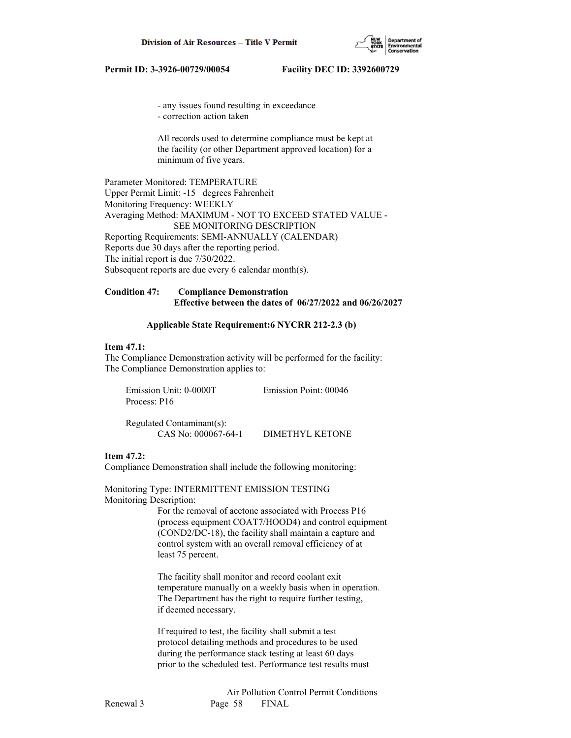- any issues found resulting in exceedance
- correction action taken

All records used to determine compliance must be kept at the facility (or other Department approved location) for a minimum of five years.

Parameter Monitored: TEMPERATURE
Upper Permit Limit: -15 degrees Fahrenheit
Monitoring Frequency: WEEKLY
Averaging Method: MAXIMUM - NOT TO EXCEED STATED VALUE - SEE MONITORING DESCRIPTION
Reporting Requirements: SEMI-ANNUALLY (CALENDAR)
Reports due 30 days after the reporting period.
The initial report is due 7/30/2022.
Subsequent reports are due every 6 calendar month(s).

**Condition 47: Compliance Demonstration**
**Effective between the dates of 06/27/2022 and 06/26/2027**

**Applicable State Requirement:6 NYCRR 212-2.3 (b)**

**Item 47.1:**
The Compliance Demonstration activity will be performed for the facility:
The Compliance Demonstration applies to:

Emission Unit: 0-0000T Emission Point: 00046
Process: P16

Regulated Contaminant(s):
CAS No: 000067-64-1 DIMETHYL KETONE

**Item 47.2:**
Compliance Demonstration shall include the following monitoring:

Monitoring Type: INTERMITTENT EMISSION TESTING
Monitoring Description:

For the removal of acetone associated with Process P16 (process equipment COAT7/HOOD4) and control equipment (COND2/DC-18), the facility shall maintain a capture and control system with an overall removal efficiency of at least 75 percent.

The facility shall monitor and record coolant exit temperature manually on a weekly basis when in operation. The Department has the right to require further testing, if deemed necessary.

If required to test, the facility shall submit a test protocol detailing methods and procedures to be used during the performance stack testing at least 60 days prior to the scheduled test. Performance test results must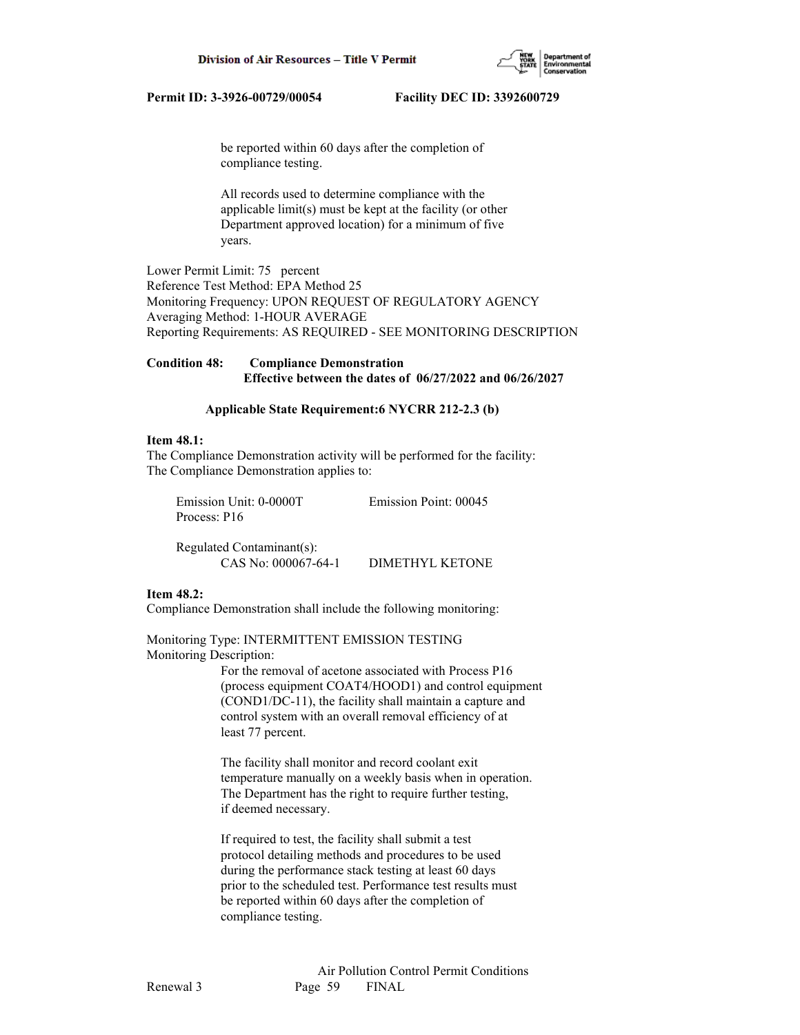be reported within 60 days after the completion of compliance testing.

All records used to determine compliance with the applicable limit(s) must be kept at the facility (or other Department approved location) for a minimum of five years.

Lower Permit Limit: 75 percent
Reference Test Method: EPA Method 25
Monitoring Frequency: UPON REQUEST OF REGULATORY AGENCY
Averaging Method: 1-HOUR AVERAGE
Reporting Requirements: AS REQUIRED - SEE MONITORING DESCRIPTION

**Condition 48: Compliance Demonstration**
**Effective between the dates of 06/27/2022 and 06/26/2027**

**Applicable State Requirement:6 NYCRR 212-2.3 (b)**

**Item 48.1:**
The Compliance Demonstration activity will be performed for the facility:
The Compliance Demonstration applies to:

Emission Unit: 0-0000T Emission Point: 00045
Process: P16

Regulated Contaminant(s):
CAS No: 000067-64-1 DIMETHYL KETONE

**Item 48.2:**
Compliance Demonstration shall include the following monitoring:

Monitoring Type: INTERMITTENT EMISSION TESTING
Monitoring Description:

For the removal of acetone associated with Process P16 (process equipment COAT4/HOOD1) and control equipment (COND1/DC-11), the facility shall maintain a capture and control system with an overall removal efficiency of at least 77 percent.

The facility shall monitor and record coolant exit temperature manually on a weekly basis when in operation. The Department has the right to require further testing, if deemed necessary.

If required to test, the facility shall submit a test protocol detailing methods and procedures to be used during the performance stack testing at least 60 days prior to the scheduled test. Performance test results must be reported within 60 days after the completion of compliance testing.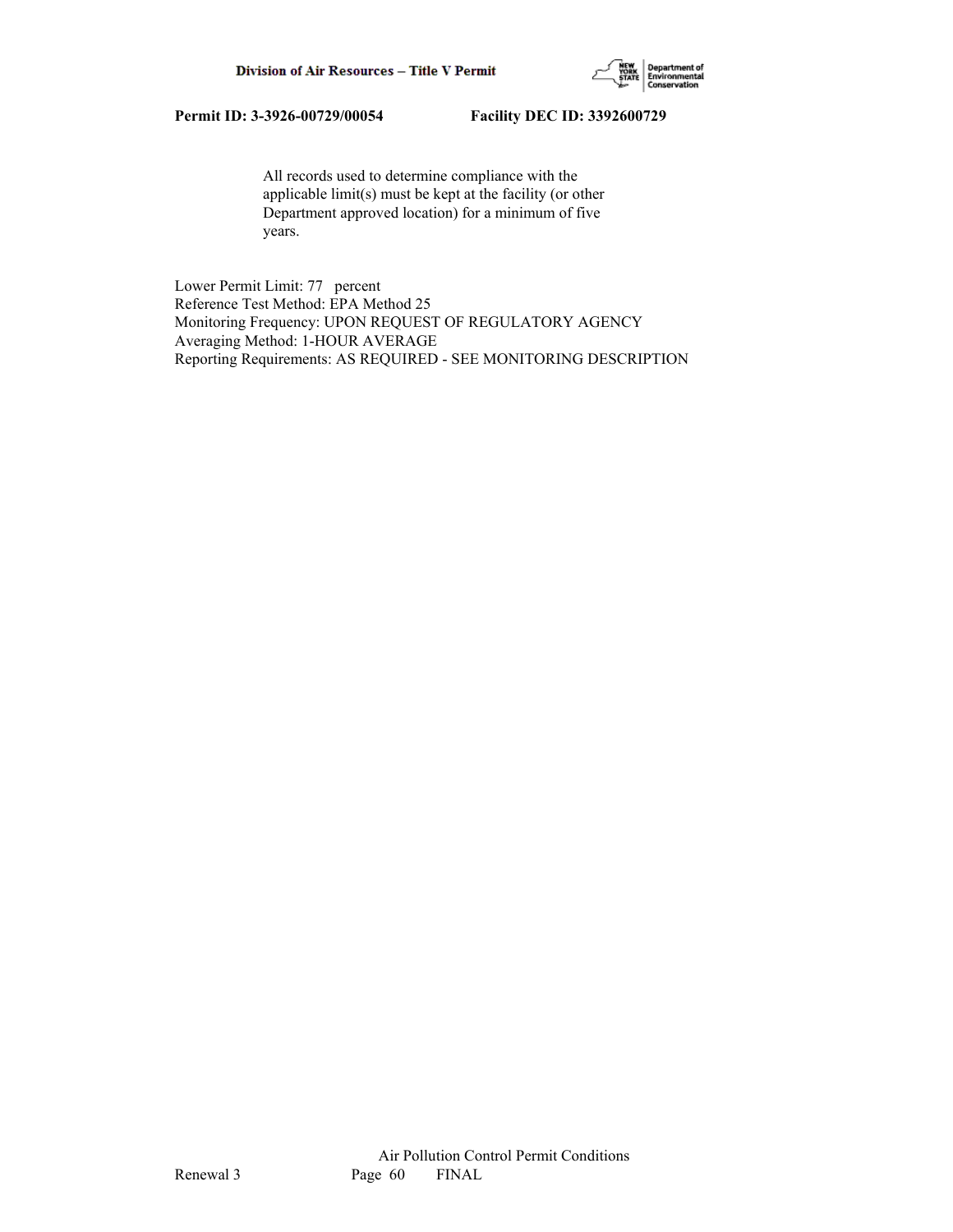All records used to determine compliance with the applicable limit(s) must be kept at the facility (or other Department approved location) for a minimum of five years.

Lower Permit Limit: 77 percent
Reference Test Method: EPA Method 25
Monitoring Frequency: UPON REQUEST OF REGULATORY AGENCY
Averaging Method: 1-HOUR AVERAGE
Reporting Requirements: AS REQUIRED - SEE MONITORING DESCRIPTION